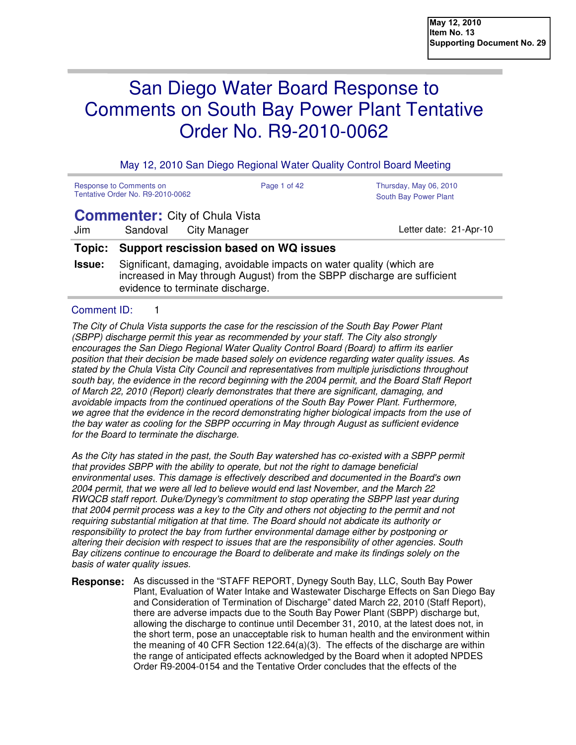May 12, 2010
Item No. 13
Supporting Document No. 29

# San Diego Water Board Response to Comments on South Bay Power Plant Tentative Order No. R9-2010-0062

May 12, 2010 San Diego Regional Water Quality Control Board Meeting

Response to Comments on Tentative Order No. R9-2010-0062 — Thursday, May 06, 2010 — South Bay Power Plant

## Commenter: City of Chula Vista

Jim Sandoval City Manager — Letter date: 21-Apr-10

**Topic: Support rescission based on WQ issues**

**Issue:** Significant, damaging, avoidable impacts on water quality (which are increased in May through August) from the SBPP discharge are sufficient evidence to terminate discharge.

Comment ID: 1

*The City of Chula Vista supports the case for the rescission of the South Bay Power Plant (SBPP) discharge permit this year as recommended by your staff. The City also strongly encourages the San Diego Regional Water Quality Control Board (Board) to affirm its earlier position that their decision be made based solely on evidence regarding water quality issues. As stated by the Chula Vista City Council and representatives from multiple jurisdictions throughout south bay, the evidence in the record beginning with the 2004 permit, and the Board Staff Report of March 22, 2010 (Report) clearly demonstrates that there are significant, damaging, and avoidable impacts from the continued operations of the South Bay Power Plant. Furthermore, we agree that the evidence in the record demonstrating higher biological impacts from the use of the bay water as cooling for the SBPP occurring in May through August as sufficient evidence for the Board to terminate the discharge.*

*As the City has stated in the past, the South Bay watershed has co-existed with a SBPP permit that provides SBPP with the ability to operate, but not the right to damage beneficial environmental uses. This damage is effectively described and documented in the Board's own 2004 permit, that we were all led to believe would end last November, and the March 22 RWQCB staff report. Duke/Dynegy's commitment to stop operating the SBPP last year during that 2004 permit process was a key to the City and others not objecting to the permit and not requiring substantial mitigation at that time. The Board should not abdicate its authority or responsibility to protect the bay from further environmental damage either by postponing or altering their decision with respect to issues that are the responsibility of other agencies. South Bay citizens continue to encourage the Board to deliberate and make its findings solely on the basis of water quality issues.*

**Response:** As discussed in the "STAFF REPORT, Dynegy South Bay, LLC, South Bay Power Plant, Evaluation of Water Intake and Wastewater Discharge Effects on San Diego Bay and Consideration of Termination of Discharge" dated March 22, 2010 (Staff Report), there are adverse impacts due to the South Bay Power Plant (SBPP) discharge but, allowing the discharge to continue until December 31, 2010, at the latest does not, in the short term, pose an unacceptable risk to human health and the environment within the meaning of 40 CFR Section 122.64(a)(3). The effects of the discharge are within the range of anticipated effects acknowledged by the Board when it adopted NPDES Order R9-2004-0154 and the Tentative Order concludes that the effects of the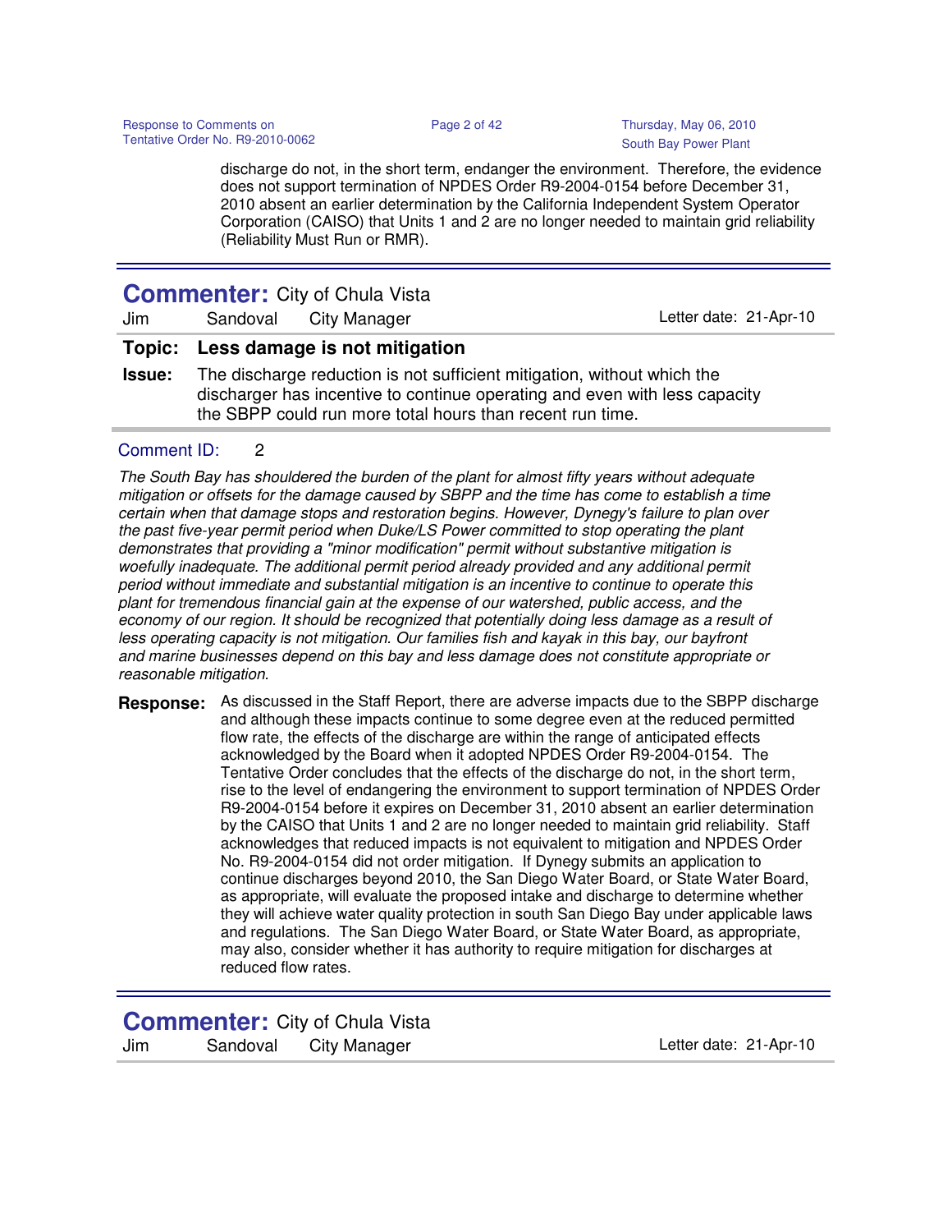discharge do not, in the short term, endanger the environment. Therefore, the evidence does not support termination of NPDES Order R9-2004-0154 before December 31, 2010 absent an earlier determination by the California Independent System Operator Corporation (CAISO) that Units 1 and 2 are no longer needed to maintain grid reliability (Reliability Must Run or RMR).

---

**Commenter:** City of Chula Vista

Jim Sandoval City Manager — Letter date: 21-Apr-10

**Topic: Less damage is not mitigation**

**Issue:** The discharge reduction is not sufficient mitigation, without which the discharger has incentive to continue operating and even with less capacity the SBPP could run more total hours than recent run time.

Comment ID: 2

*The South Bay has shouldered the burden of the plant for almost fifty years without adequate mitigation or offsets for the damage caused by SBPP and the time has come to establish a time certain when that damage stops and restoration begins. However, Dynegy's failure to plan over the past five-year permit period when Duke/LS Power committed to stop operating the plant demonstrates that providing a "minor modification" permit without substantive mitigation is woefully inadequate. The additional permit period already provided and any additional permit period without immediate and substantial mitigation is an incentive to continue to operate this plant for tremendous financial gain at the expense of our watershed, public access, and the economy of our region. It should be recognized that potentially doing less damage as a result of less operating capacity is not mitigation. Our families fish and kayak in this bay, our bayfront and marine businesses depend on this bay and less damage does not constitute appropriate or reasonable mitigation.*

**Response:** As discussed in the Staff Report, there are adverse impacts due to the SBPP discharge and although these impacts continue to some degree even at the reduced permitted flow rate, the effects of the discharge are within the range of anticipated effects acknowledged by the Board when it adopted NPDES Order R9-2004-0154. The Tentative Order concludes that the effects of the discharge do not, in the short term, rise to the level of endangering the environment to support termination of NPDES Order R9-2004-0154 before it expires on December 31, 2010 absent an earlier determination by the CAISO that Units 1 and 2 are no longer needed to maintain grid reliability. Staff acknowledges that reduced impacts is not equivalent to mitigation and NPDES Order No. R9-2004-0154 did not order mitigation. If Dynegy submits an application to continue discharges beyond 2010, the San Diego Water Board, or State Water Board, as appropriate, will evaluate the proposed intake and discharge to determine whether they will achieve water quality protection in south San Diego Bay under applicable laws and regulations. The San Diego Water Board, or State Water Board, as appropriate, may also, consider whether it has authority to require mitigation for discharges at reduced flow rates.

---

**Commenter:** City of Chula Vista

Jim Sandoval City Manager — Letter date: 21-Apr-10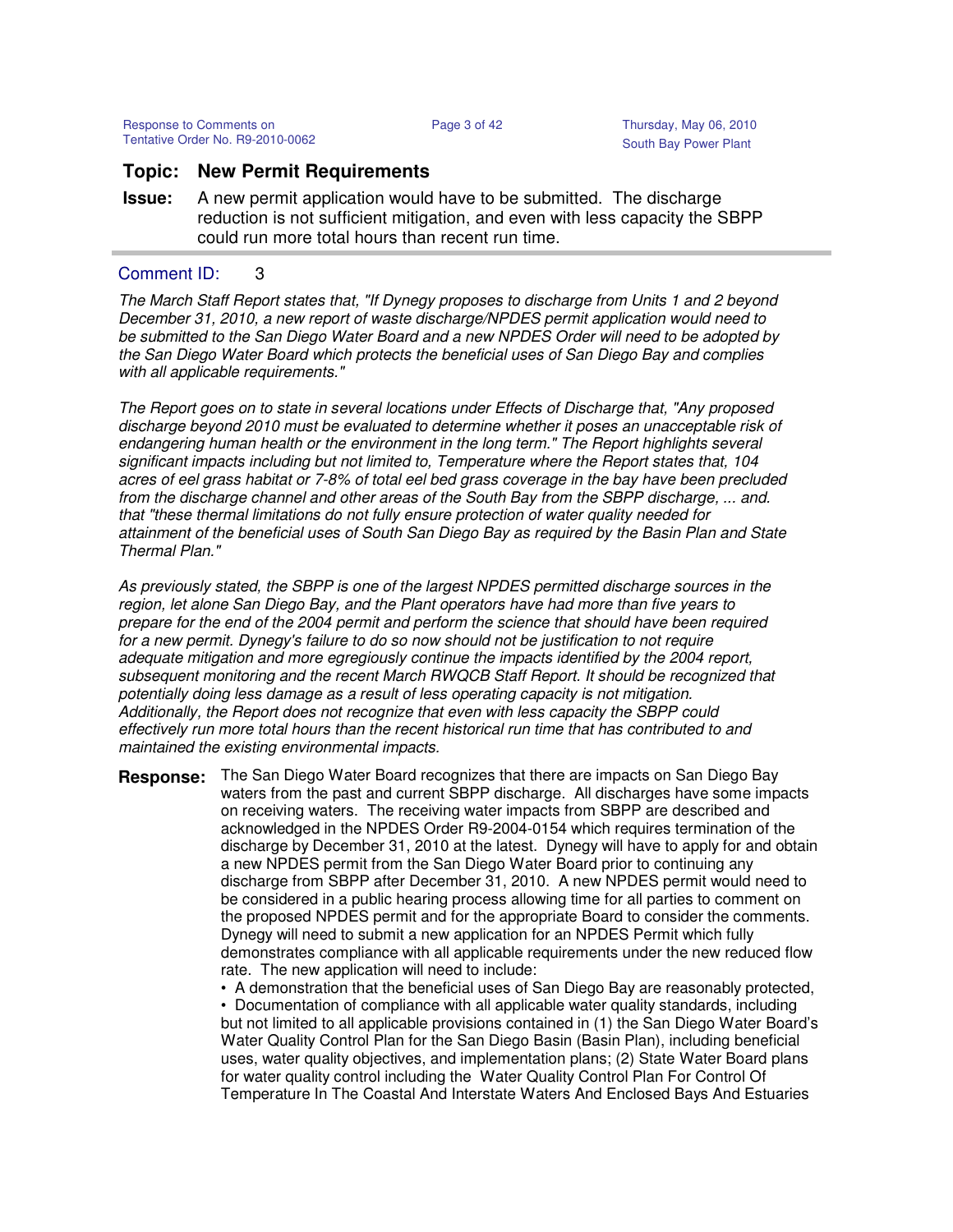**Topic: New Permit Requirements**

**Issue:** A new permit application would have to be submitted. The discharge reduction is not sufficient mitigation, and even with less capacity the SBPP could run more total hours than recent run time.

Comment ID: 3

*The March Staff Report states that, "If Dynegy proposes to discharge from Units 1 and 2 beyond December 31, 2010, a new report of waste discharge/NPDES permit application would need to be submitted to the San Diego Water Board and a new NPDES Order will need to be adopted by the San Diego Water Board which protects the beneficial uses of San Diego Bay and complies with all applicable requirements."*

*The Report goes on to state in several locations under Effects of Discharge that, "Any proposed discharge beyond 2010 must be evaluated to determine whether it poses an unacceptable risk of endangering human health or the environment in the long term." The Report highlights several significant impacts including but not limited to, Temperature where the Report states that, 104 acres of eel grass habitat or 7-8% of total eel bed grass coverage in the bay have been precluded from the discharge channel and other areas of the South Bay from the SBPP discharge, ... and. that "these thermal limitations do not fully ensure protection of water quality needed for attainment of the beneficial uses of South San Diego Bay as required by the Basin Plan and State Thermal Plan."*

*As previously stated, the SBPP is one of the largest NPDES permitted discharge sources in the region, let alone San Diego Bay, and the Plant operators have had more than five years to prepare for the end of the 2004 permit and perform the science that should have been required for a new permit. Dynegy's failure to do so now should not be justification to not require adequate mitigation and more egregiously continue the impacts identified by the 2004 report, subsequent monitoring and the recent March RWQCB Staff Report. It should be recognized that potentially doing less damage as a result of less operating capacity is not mitigation. Additionally, the Report does not recognize that even with less capacity the SBPP could effectively run more total hours than the recent historical run time that has contributed to and maintained the existing environmental impacts.*

**Response:** The San Diego Water Board recognizes that there are impacts on San Diego Bay waters from the past and current SBPP discharge. All discharges have some impacts on receiving waters. The receiving water impacts from SBPP are described and acknowledged in the NPDES Order R9-2004-0154 which requires termination of the discharge by December 31, 2010 at the latest. Dynegy will have to apply for and obtain a new NPDES permit from the San Diego Water Board prior to continuing any discharge from SBPP after December 31, 2010. A new NPDES permit would need to be considered in a public hearing process allowing time for all parties to comment on the proposed NPDES permit and for the appropriate Board to consider the comments. Dynegy will need to submit a new application for an NPDES Permit which fully demonstrates compliance with all applicable requirements under the new reduced flow rate. The new application will need to include:

- A demonstration that the beneficial uses of San Diego Bay are reasonably protected,
- Documentation of compliance with all applicable water quality standards, including but not limited to all applicable provisions contained in (1) the San Diego Water Board's Water Quality Control Plan for the San Diego Basin (Basin Plan), including beneficial uses, water quality objectives, and implementation plans; (2) State Water Board plans for water quality control including the Water Quality Control Plan For Control Of Temperature In The Coastal And Interstate Waters And Enclosed Bays And Estuaries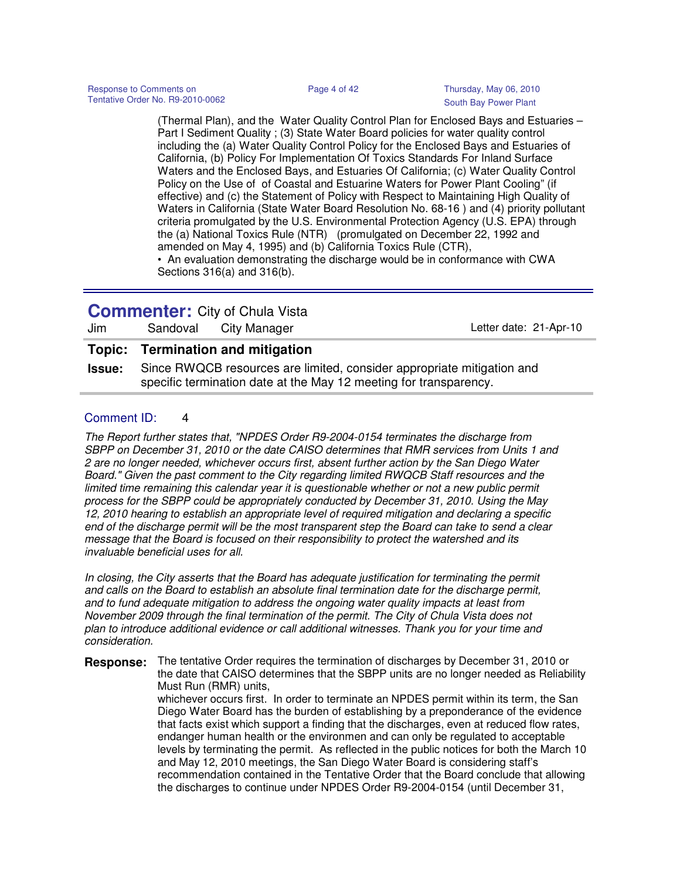(Thermal Plan), and the Water Quality Control Plan for Enclosed Bays and Estuaries – Part I Sediment Quality ; (3) State Water Board policies for water quality control including the (a) Water Quality Control Policy for the Enclosed Bays and Estuaries of California, (b) Policy For Implementation Of Toxics Standards For Inland Surface Waters and the Enclosed Bays, and Estuaries Of California; (c) Water Quality Control Policy on the Use of of Coastal and Estuarine Waters for Power Plant Cooling" (if effective) and (c) the Statement of Policy with Respect to Maintaining High Quality of Waters in California (State Water Board Resolution No. 68-16 ) and (4) priority pollutant criteria promulgated by the U.S. Environmental Protection Agency (U.S. EPA) through the (a) National Toxics Rule (NTR) (promulgated on December 22, 1992 and amended on May 4, 1995) and (b) California Toxics Rule (CTR),

- An evaluation demonstrating the discharge would be in conformance with CWA Sections 316(a) and 316(b).

---

## Commenter: City of Chula Vista

Jim Sandoval City Manager — Letter date: 21-Apr-10

**Topic: Termination and mitigation**

**Issue:** Since RWQCB resources are limited, consider appropriate mitigation and specific termination date at the May 12 meeting for transparency.

Comment ID: 4

*The Report further states that, "NPDES Order R9-2004-0154 terminates the discharge from SBPP on December 31, 2010 or the date CAISO determines that RMR services from Units 1 and 2 are no longer needed, whichever occurs first, absent further action by the San Diego Water Board." Given the past comment to the City regarding limited RWQCB Staff resources and the limited time remaining this calendar year it is questionable whether or not a new public permit process for the SBPP could be appropriately conducted by December 31, 2010. Using the May 12, 2010 hearing to establish an appropriate level of required mitigation and declaring a specific end of the discharge permit will be the most transparent step the Board can take to send a clear message that the Board is focused on their responsibility to protect the watershed and its invaluable beneficial uses for all.*

*In closing, the City asserts that the Board has adequate justification for terminating the permit and calls on the Board to establish an absolute final termination date for the discharge permit, and to fund adequate mitigation to address the ongoing water quality impacts at least from November 2009 through the final termination of the permit. The City of Chula Vista does not plan to introduce additional evidence or call additional witnesses. Thank you for your time and consideration.*

**Response:** The tentative Order requires the termination of discharges by December 31, 2010 or the date that CAISO determines that the SBPP units are no longer needed as Reliability Must Run (RMR) units,
whichever occurs first. In order to terminate an NPDES permit within its term, the San Diego Water Board has the burden of establishing by a preponderance of the evidence that facts exist which support a finding that the discharges, even at reduced flow rates, endanger human health or the environmen and can only be regulated to acceptable levels by terminating the permit. As reflected in the public notices for both the March 10 and May 12, 2010 meetings, the San Diego Water Board is considering staff's recommendation contained in the Tentative Order that the Board conclude that allowing the discharges to continue under NPDES Order R9-2004-0154 (until December 31,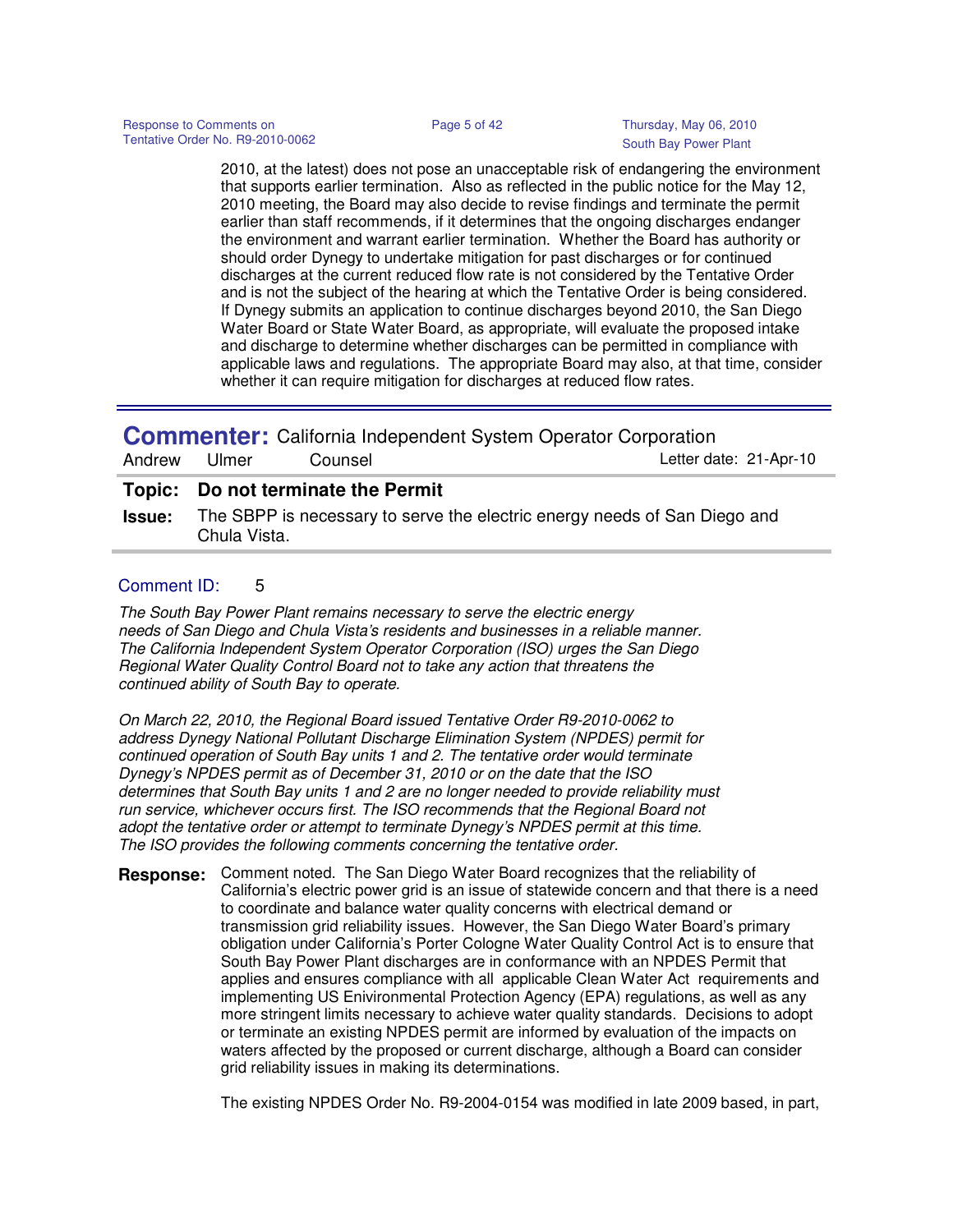2010, at the latest) does not pose an unacceptable risk of endangering the environment that supports earlier termination. Also as reflected in the public notice for the May 12, 2010 meeting, the Board may also decide to revise findings and terminate the permit earlier than staff recommends, if it determines that the ongoing discharges endanger the environment and warrant earlier termination. Whether the Board has authority or should order Dynegy to undertake mitigation for past discharges or for continued discharges at the current reduced flow rate is not considered by the Tentative Order and is not the subject of the hearing at which the Tentative Order is being considered. If Dynegy submits an application to continue discharges beyond 2010, the San Diego Water Board or State Water Board, as appropriate, will evaluate the proposed intake and discharge to determine whether discharges can be permitted in compliance with applicable laws and regulations. The appropriate Board may also, at that time, consider whether it can require mitigation for discharges at reduced flow rates.

---

## Commenter: California Independent System Operator Corporation

Andrew Ulmer Counsel — Letter date: 21-Apr-10

**Topic: Do not terminate the Permit**

**Issue:** The SBPP is necessary to serve the electric energy needs of San Diego and Chula Vista.

Comment ID: 5

*The South Bay Power Plant remains necessary to serve the electric energy needs of San Diego and Chula Vista's residents and businesses in a reliable manner. The California Independent System Operator Corporation (ISO) urges the San Diego Regional Water Quality Control Board not to take any action that threatens the continued ability of South Bay to operate.*

*On March 22, 2010, the Regional Board issued Tentative Order R9-2010-0062 to address Dynegy National Pollutant Discharge Elimination System (NPDES) permit for continued operation of South Bay units 1 and 2. The tentative order would terminate Dynegy's NPDES permit as of December 31, 2010 or on the date that the ISO determines that South Bay units 1 and 2 are no longer needed to provide reliability must run service, whichever occurs first. The ISO recommends that the Regional Board not adopt the tentative order or attempt to terminate Dynegy's NPDES permit at this time. The ISO provides the following comments concerning the tentative order.*

**Response:** Comment noted. The San Diego Water Board recognizes that the reliability of California's electric power grid is an issue of statewide concern and that there is a need to coordinate and balance water quality concerns with electrical demand or transmission grid reliability issues. However, the San Diego Water Board's primary obligation under California's Porter Cologne Water Quality Control Act is to ensure that South Bay Power Plant discharges are in conformance with an NPDES Permit that applies and ensures compliance with all applicable Clean Water Act requirements and implementing US Environmental Protection Agency (EPA) regulations, as well as any more stringent limits necessary to achieve water quality standards. Decisions to adopt or terminate an existing NPDES permit are informed by evaluation of the impacts on waters affected by the proposed or current discharge, although a Board can consider grid reliability issues in making its determinations.

The existing NPDES Order No. R9-2004-0154 was modified in late 2009 based, in part,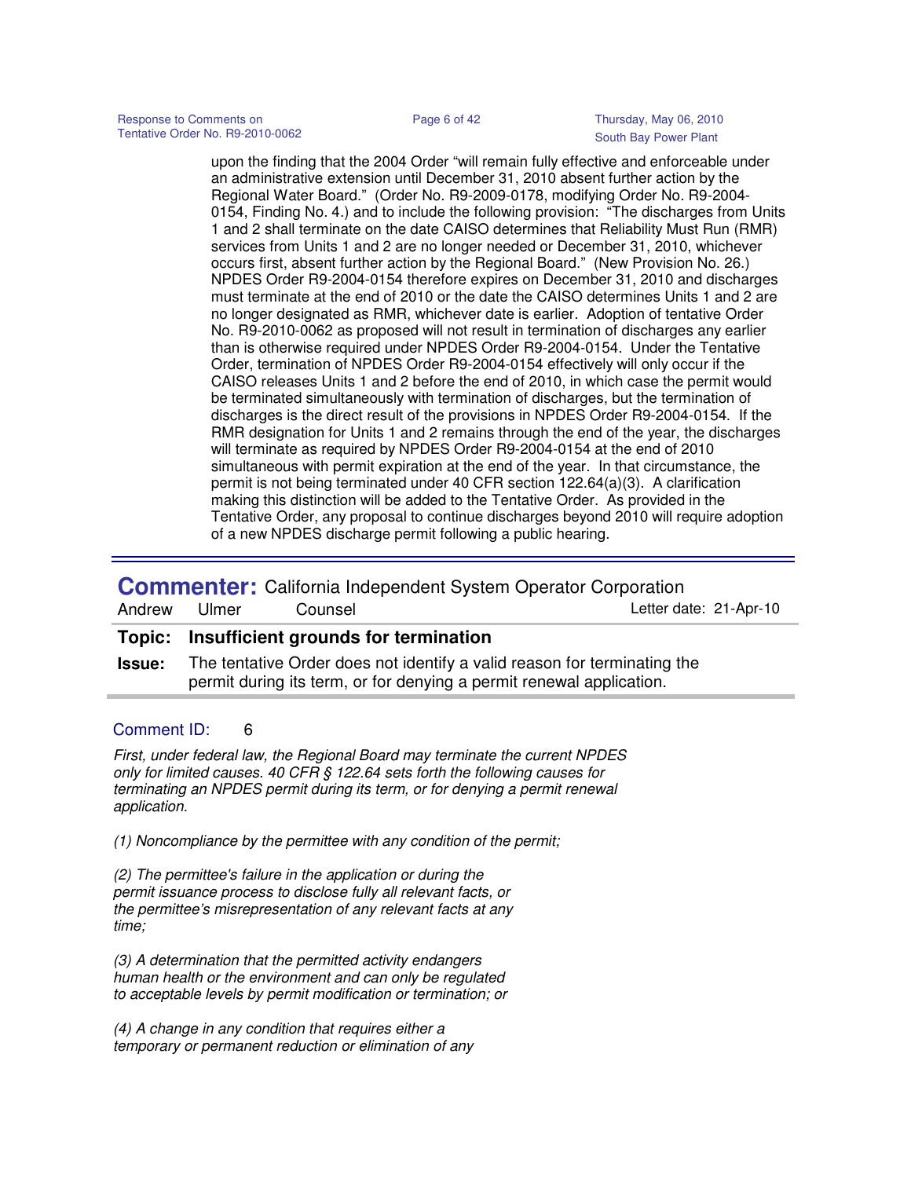upon the finding that the 2004 Order "will remain fully effective and enforceable under an administrative extension until December 31, 2010 absent further action by the Regional Water Board." (Order No. R9-2009-0178, modifying Order No. R9-2004-0154, Finding No. 4.) and to include the following provision: "The discharges from Units 1 and 2 shall terminate on the date CAISO determines that Reliability Must Run (RMR) services from Units 1 and 2 are no longer needed or December 31, 2010, whichever occurs first, absent further action by the Regional Board." (New Provision No. 26.) NPDES Order R9-2004-0154 therefore expires on December 31, 2010 and discharges must terminate at the end of 2010 or the date the CAISO determines Units 1 and 2 are no longer designated as RMR, whichever date is earlier. Adoption of tentative Order No. R9-2010-0062 as proposed will not result in termination of discharges any earlier than is otherwise required under NPDES Order R9-2004-0154. Under the Tentative Order, termination of NPDES Order R9-2004-0154 effectively will only occur if the CAISO releases Units 1 and 2 before the end of 2010, in which case the permit would be terminated simultaneously with termination of discharges, but the termination of discharges is the direct result of the provisions in NPDES Order R9-2004-0154. If the RMR designation for Units 1 and 2 remains through the end of the year, the discharges will terminate as required by NPDES Order R9-2004-0154 at the end of 2010 simultaneous with permit expiration at the end of the year. In that circumstance, the permit is not being terminated under 40 CFR section 122.64(a)(3). A clarification making this distinction will be added to the Tentative Order. As provided in the Tentative Order, any proposal to continue discharges beyond 2010 will require adoption of a new NPDES discharge permit following a public hearing.

---

## Commenter: California Independent System Operator Corporation

Andrew Ulmer Counsel — Letter date: 21-Apr-10

**Topic: Insufficient grounds for termination**

**Issue:** The tentative Order does not identify a valid reason for terminating the permit during its term, or for denying a permit renewal application.

Comment ID: 6

*First, under federal law, the Regional Board may terminate the current NPDES only for limited causes. 40 CFR § 122.64 sets forth the following causes for terminating an NPDES permit during its term, or for denying a permit renewal application.*

*(1) Noncompliance by the permittee with any condition of the permit;*

*(2) The permittee's failure in the application or during the permit issuance process to disclose fully all relevant facts, or the permittee's misrepresentation of any relevant facts at any time;*

*(3) A determination that the permitted activity endangers human health or the environment and can only be regulated to acceptable levels by permit modification or termination; or*

*(4) A change in any condition that requires either a temporary or permanent reduction or elimination of any*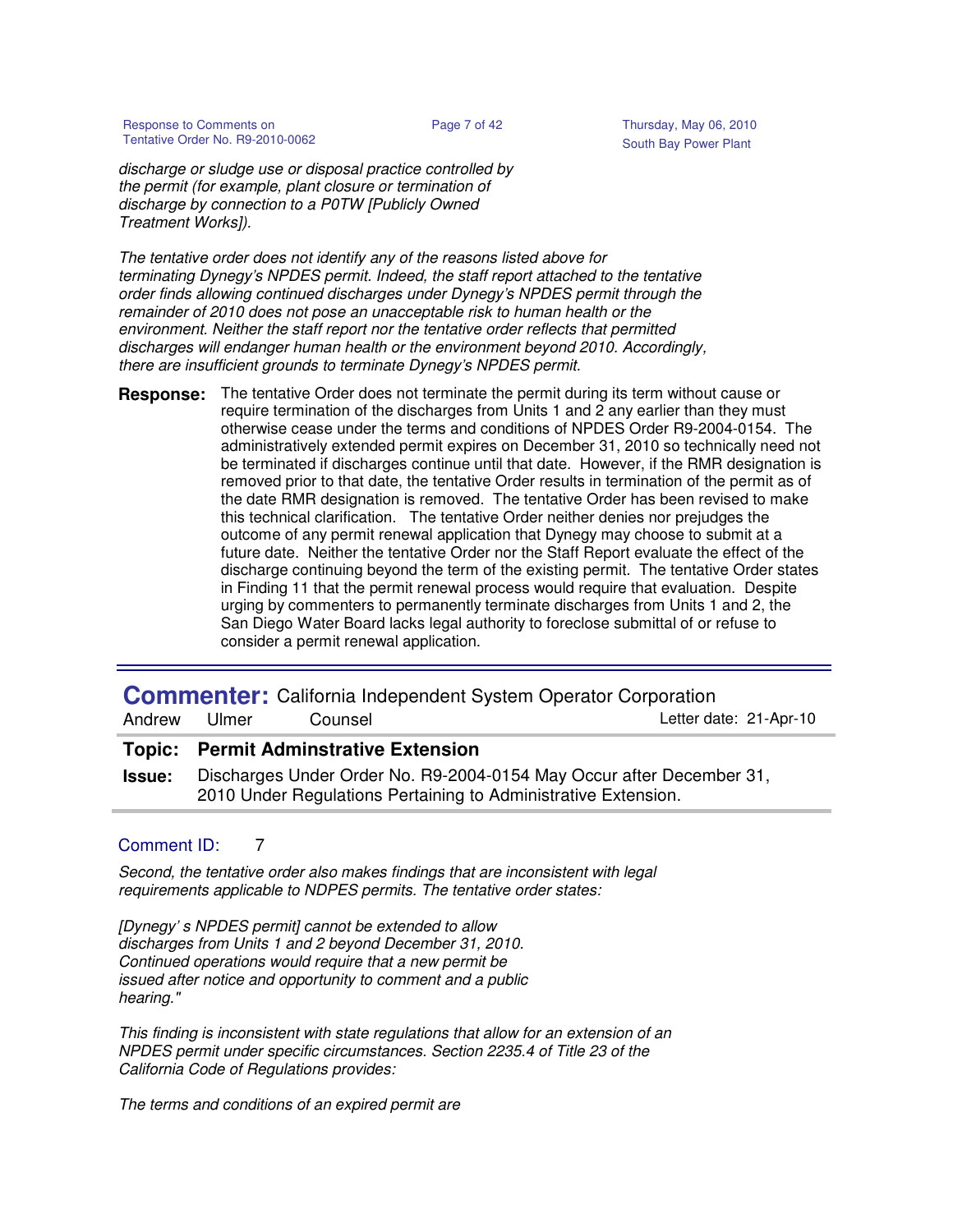*discharge or sludge use or disposal practice controlled by the permit (for example, plant closure or termination of discharge by connection to a P0TW [Publicly Owned Treatment Works]).*

*The tentative order does not identify any of the reasons listed above for terminating Dynegy's NPDES permit. Indeed, the staff report attached to the tentative order finds allowing continued discharges under Dynegy's NPDES permit through the remainder of 2010 does not pose an unacceptable risk to human health or the environment. Neither the staff report nor the tentative order reflects that permitted discharges will endanger human health or the environment beyond 2010. Accordingly, there are insufficient grounds to terminate Dynegy's NPDES permit.*

**Response:** The tentative Order does not terminate the permit during its term without cause or require termination of the discharges from Units 1 and 2 any earlier than they must otherwise cease under the terms and conditions of NPDES Order R9-2004-0154. The administratively extended permit expires on December 31, 2010 so technically need not be terminated if discharges continue until that date. However, if the RMR designation is removed prior to that date, the tentative Order results in termination of the permit as of the date RMR designation is removed. The tentative Order has been revised to make this technical clarification. The tentative Order neither denies nor prejudges the outcome of any permit renewal application that Dynegy may choose to submit at a future date. Neither the tentative Order nor the Staff Report evaluate the effect of the discharge continuing beyond the term of the existing permit. The tentative Order states in Finding 11 that the permit renewal process would require that evaluation. Despite urging by commenters to permanently terminate discharges from Units 1 and 2, the San Diego Water Board lacks legal authority to foreclose submittal of or refuse to consider a permit renewal application.

---

## Commenter: California Independent System Operator Corporation

Andrew Ulmer Counsel — Letter date: 21-Apr-10

**Topic: Permit Adminstrative Extension**

**Issue:** Discharges Under Order No. R9-2004-0154 May Occur after December 31, 2010 Under Regulations Pertaining to Administrative Extension.

Comment ID: 7

*Second, the tentative order also makes findings that are inconsistent with legal requirements applicable to NDPES permits. The tentative order states:*

*[Dynegy' s NPDES permit] cannot be extended to allow discharges from Units 1 and 2 beyond December 31, 2010. Continued operations would require that a new permit be issued after notice and opportunity to comment and a public hearing."*

*This finding is inconsistent with state regulations that allow for an extension of an NPDES permit under specific circumstances. Section 2235.4 of Title 23 of the California Code of Regulations provides:*

*The terms and conditions of an expired permit are*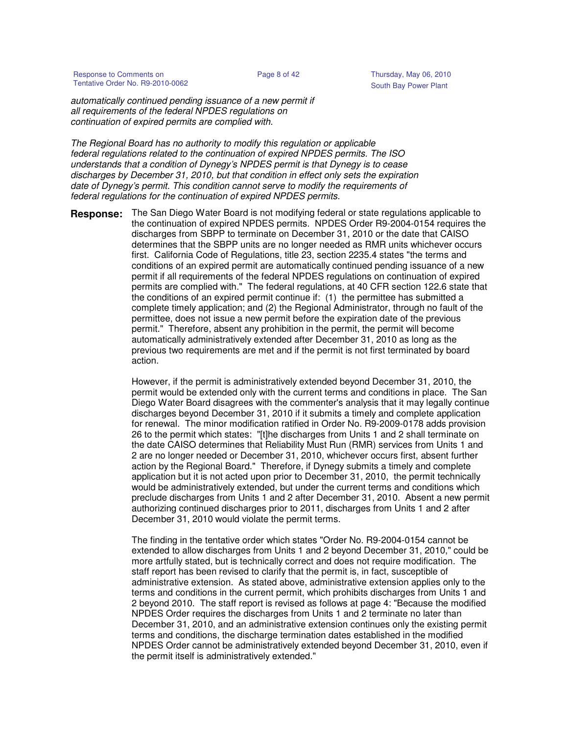*automatically continued pending issuance of a new permit if all requirements of the federal NPDES regulations on continuation of expired permits are complied with.*

*The Regional Board has no authority to modify this regulation or applicable federal regulations related to the continuation of expired NPDES permits. The ISO understands that a condition of Dynegy's NPDES permit is that Dynegy is to cease discharges by December 31, 2010, but that condition in effect only sets the expiration date of Dynegy's permit. This condition cannot serve to modify the requirements of federal regulations for the continuation of expired NPDES permits.*

**Response:** The San Diego Water Board is not modifying federal or state regulations applicable to the continuation of expired NPDES permits. NPDES Order R9-2004-0154 requires the discharges from SBPP to terminate on December 31, 2010 or the date that CAISO determines that the SBPP units are no longer needed as RMR units whichever occurs first. California Code of Regulations, title 23, section 2235.4 states "the terms and conditions of an expired permit are automatically continued pending issuance of a new permit if all requirements of the federal NPDES regulations on continuation of expired permits are complied with." The federal regulations, at 40 CFR section 122.6 state that the conditions of an expired permit continue if: (1) the permittee has submitted a complete timely application; and (2) the Regional Administrator, through no fault of the permittee, does not issue a new permit before the expiration date of the previous permit." Therefore, absent any prohibition in the permit, the permit will become automatically administratively extended after December 31, 2010 as long as the previous two requirements are met and if the permit is not first terminated by board action.

However, if the permit is administratively extended beyond December 31, 2010, the permit would be extended only with the current terms and conditions in place. The San Diego Water Board disagrees with the commenter's analysis that it may legally continue discharges beyond December 31, 2010 if it submits a timely and complete application for renewal. The minor modification ratified in Order No. R9-2009-0178 adds provision 26 to the permit which states: "[t]he discharges from Units 1 and 2 shall terminate on the date CAISO determines that Reliability Must Run (RMR) services from Units 1 and 2 are no longer needed or December 31, 2010, whichever occurs first, absent further action by the Regional Board." Therefore, if Dynegy submits a timely and complete application but it is not acted upon prior to December 31, 2010, the permit technically would be administratively extended, but under the current terms and conditions which preclude discharges from Units 1 and 2 after December 31, 2010. Absent a new permit authorizing continued discharges prior to 2011, discharges from Units 1 and 2 after December 31, 2010 would violate the permit terms.

The finding in the tentative order which states "Order No. R9-2004-0154 cannot be extended to allow discharges from Units 1 and 2 beyond December 31, 2010," could be more artfully stated, but is technically correct and does not require modification. The staff report has been revised to clarify that the permit is, in fact, susceptible of administrative extension. As stated above, administrative extension applies only to the terms and conditions in the current permit, which prohibits discharges from Units 1 and 2 beyond 2010. The staff report is revised as follows at page 4: "Because the modified NPDES Order requires the discharges from Units 1 and 2 terminate no later than December 31, 2010, and an administrative extension continues only the existing permit terms and conditions, the discharge termination dates established in the modified NPDES Order cannot be administratively extended beyond December 31, 2010, even if the permit itself is administratively extended."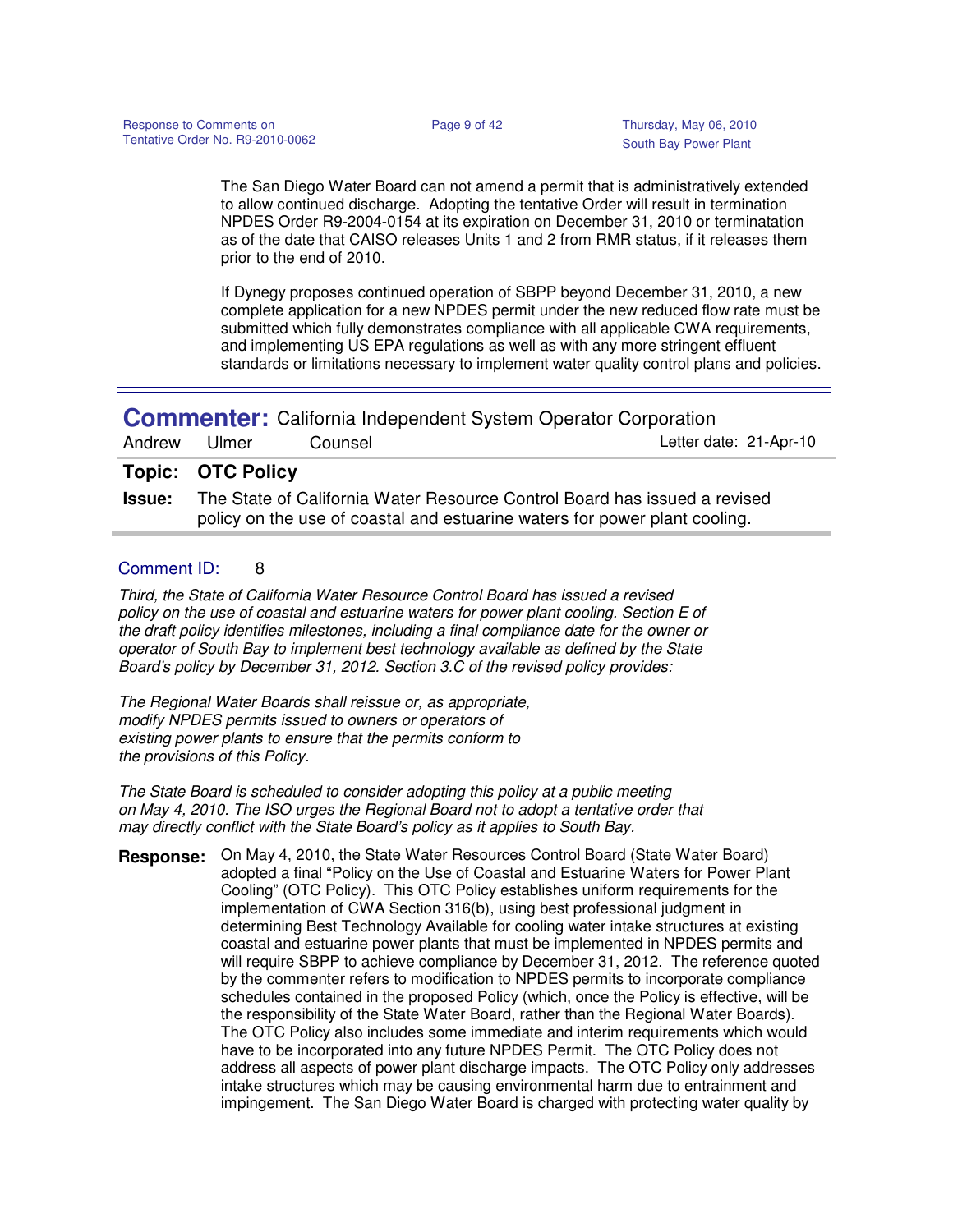The San Diego Water Board can not amend a permit that is administratively extended to allow continued discharge. Adopting the tentative Order will result in termination NPDES Order R9-2004-0154 at its expiration on December 31, 2010 or terminatation as of the date that CAISO releases Units 1 and 2 from RMR status, if it releases them prior to the end of 2010.

If Dynegy proposes continued operation of SBPP beyond December 31, 2010, a new complete application for a new NPDES permit under the new reduced flow rate must be submitted which fully demonstrates compliance with all applicable CWA requirements, and implementing US EPA regulations as well as with any more stringent effluent standards or limitations necessary to implement water quality control plans and policies.

---

## Commenter: California Independent System Operator Corporation

Andrew Ulmer Counsel — Letter date: 21-Apr-10

**Topic:** **OTC Policy**

**Issue:** The State of California Water Resource Control Board has issued a revised policy on the use of coastal and estuarine waters for power plant cooling.

Comment ID: 8

*Third, the State of California Water Resource Control Board has issued a revised policy on the use of coastal and estuarine waters for power plant cooling. Section E of the draft policy identifies milestones, including a final compliance date for the owner or operator of South Bay to implement best technology available as defined by the State Board's policy by December 31, 2012. Section 3.C of the revised policy provides:*

*The Regional Water Boards shall reissue or, as appropriate, modify NPDES permits issued to owners or operators of existing power plants to ensure that the permits conform to the provisions of this Policy.*

*The State Board is scheduled to consider adopting this policy at a public meeting on May 4, 2010. The ISO urges the Regional Board not to adopt a tentative order that may directly conflict with the State Board's policy as it applies to South Bay.*

**Response:** On May 4, 2010, the State Water Resources Control Board (State Water Board) adopted a final "Policy on the Use of Coastal and Estuarine Waters for Power Plant Cooling" (OTC Policy). This OTC Policy establishes uniform requirements for the implementation of CWA Section 316(b), using best professional judgment in determining Best Technology Available for cooling water intake structures at existing coastal and estuarine power plants that must be implemented in NPDES permits and will require SBPP to achieve compliance by December 31, 2012. The reference quoted by the commenter refers to modification to NPDES permits to incorporate compliance schedules contained in the proposed Policy (which, once the Policy is effective, will be the responsibility of the State Water Board, rather than the Regional Water Boards). The OTC Policy also includes some immediate and interim requirements which would have to be incorporated into any future NPDES Permit. The OTC Policy does not address all aspects of power plant discharge impacts. The OTC Policy only addresses intake structures which may be causing environmental harm due to entrainment and impingement. The San Diego Water Board is charged with protecting water quality by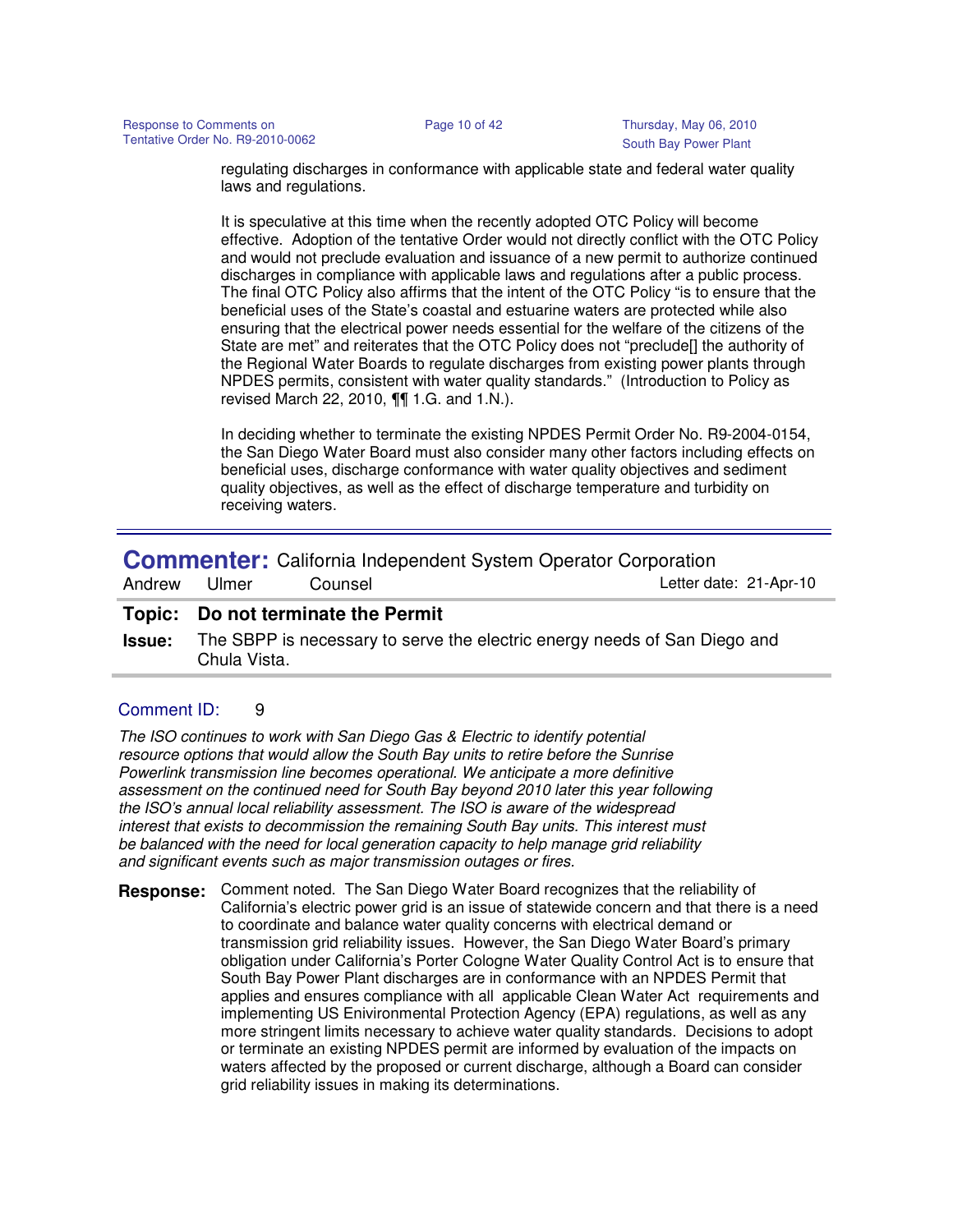regulating discharges in conformance with applicable state and federal water quality laws and regulations.

It is speculative at this time when the recently adopted OTC Policy will become effective. Adoption of the tentative Order would not directly conflict with the OTC Policy and would not preclude evaluation and issuance of a new permit to authorize continued discharges in compliance with applicable laws and regulations after a public process. The final OTC Policy also affirms that the intent of the OTC Policy "is to ensure that the beneficial uses of the State's coastal and estuarine waters are protected while also ensuring that the electrical power needs essential for the welfare of the citizens of the State are met" and reiterates that the OTC Policy does not "preclude[] the authority of the Regional Water Boards to regulate discharges from existing power plants through NPDES permits, consistent with water quality standards." (Introduction to Policy as revised March 22, 2010, ¶¶ 1.G. and 1.N.).

In deciding whether to terminate the existing NPDES Permit Order No. R9-2004-0154, the San Diego Water Board must also consider many other factors including effects on beneficial uses, discharge conformance with water quality objectives and sediment quality objectives, as well as the effect of discharge temperature and turbidity on receiving waters.

---

## Commenter: California Independent System Operator Corporation

Andrew Ulmer Counsel — Letter date: 21-Apr-10

**Topic:** **Do not terminate the Permit**

**Issue:** The SBPP is necessary to serve the electric energy needs of San Diego and Chula Vista.

Comment ID: 9

*The ISO continues to work with San Diego Gas & Electric to identify potential resource options that would allow the South Bay units to retire before the Sunrise Powerlink transmission line becomes operational. We anticipate a more definitive assessment on the continued need for South Bay beyond 2010 later this year following the ISO's annual local reliability assessment. The ISO is aware of the widespread interest that exists to decommission the remaining South Bay units. This interest must be balanced with the need for local generation capacity to help manage grid reliability and significant events such as major transmission outages or fires.*

**Response:** Comment noted. The San Diego Water Board recognizes that the reliability of California's electric power grid is an issue of statewide concern and that there is a need to coordinate and balance water quality concerns with electrical demand or transmission grid reliability issues. However, the San Diego Water Board's primary obligation under California's Porter Cologne Water Quality Control Act is to ensure that South Bay Power Plant discharges are in conformance with an NPDES Permit that applies and ensures compliance with all applicable Clean Water Act requirements and implementing US Environmental Protection Agency (EPA) regulations, as well as any more stringent limits necessary to achieve water quality standards. Decisions to adopt or terminate an existing NPDES permit are informed by evaluation of the impacts on waters affected by the proposed or current discharge, although a Board can consider grid reliability issues in making its determinations.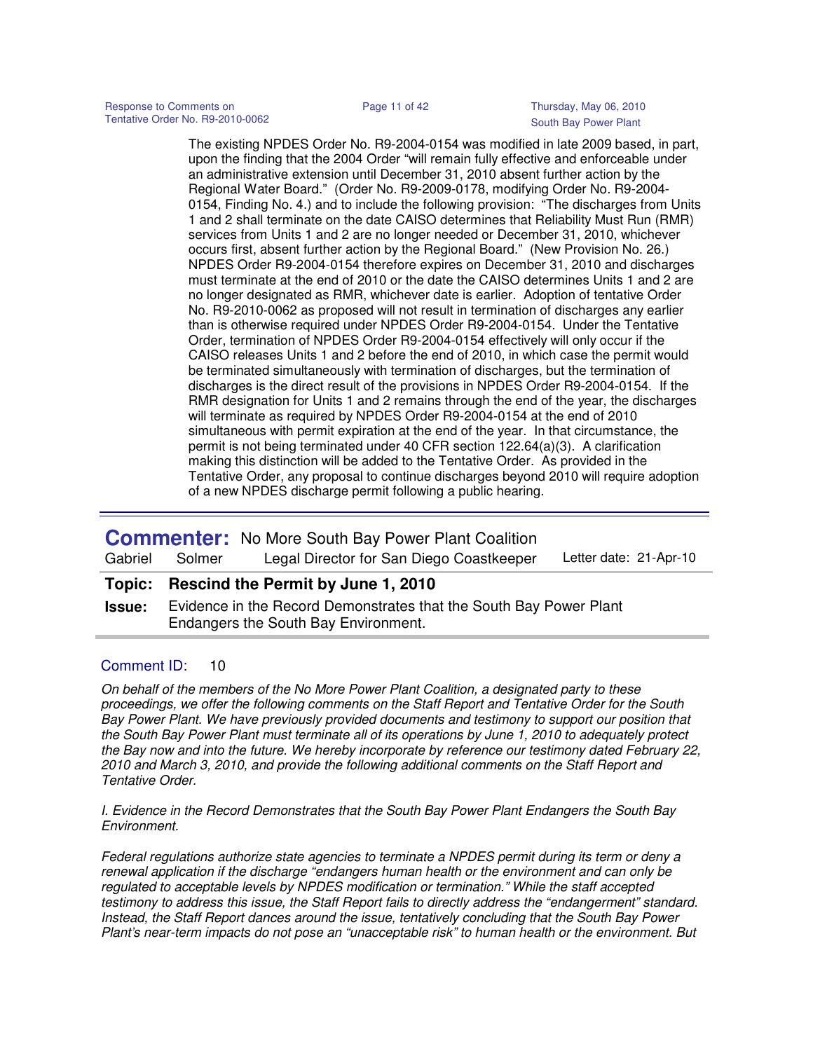The existing NPDES Order No. R9-2004-0154 was modified in late 2009 based, in part, upon the finding that the 2004 Order "will remain fully effective and enforceable under an administrative extension until December 31, 2010 absent further action by the Regional Water Board." (Order No. R9-2009-0178, modifying Order No. R9-2004-0154, Finding No. 4.) and to include the following provision: "The discharges from Units 1 and 2 shall terminate on the date CAISO determines that Reliability Must Run (RMR) services from Units 1 and 2 are no longer needed or December 31, 2010, whichever occurs first, absent further action by the Regional Board." (New Provision No. 26.) NPDES Order R9-2004-0154 therefore expires on December 31, 2010 and discharges must terminate at the end of 2010 or the date the CAISO determines Units 1 and 2 are no longer designated as RMR, whichever date is earlier. Adoption of tentative Order No. R9-2010-0062 as proposed will not result in termination of discharges any earlier than is otherwise required under NPDES Order R9-2004-0154. Under the Tentative Order, termination of NPDES Order R9-2004-0154 effectively will only occur if the CAISO releases Units 1 and 2 before the end of 2010, in which case the permit would be terminated simultaneously with termination of discharges, but the termination of discharges is the direct result of the provisions in NPDES Order R9-2004-0154. If the RMR designation for Units 1 and 2 remains through the end of the year, the discharges will terminate as required by NPDES Order R9-2004-0154 at the end of 2010 simultaneous with permit expiration at the end of the year. In that circumstance, the permit is not being terminated under 40 CFR section 122.64(a)(3). A clarification making this distinction will be added to the Tentative Order. As provided in the Tentative Order, any proposal to continue discharges beyond 2010 will require adoption of a new NPDES discharge permit following a public hearing.

---

**Commenter:** No More South Bay Power Plant Coalition

Gabriel Solmer — Legal Director for San Diego Coastkeeper — Letter date: 21-Apr-10

**Topic:** **Rescind the Permit by June 1, 2010**

**Issue:** Evidence in the Record Demonstrates that the South Bay Power Plant Endangers the South Bay Environment.

Comment ID: 10

*On behalf of the members of the No More Power Plant Coalition, a designated party to these proceedings, we offer the following comments on the Staff Report and Tentative Order for the South Bay Power Plant. We have previously provided documents and testimony to support our position that the South Bay Power Plant must terminate all of its operations by June 1, 2010 to adequately protect the Bay now and into the future. We hereby incorporate by reference our testimony dated February 22, 2010 and March 3, 2010, and provide the following additional comments on the Staff Report and Tentative Order.*

*I. Evidence in the Record Demonstrates that the South Bay Power Plant Endangers the South Bay Environment.*

*Federal regulations authorize state agencies to terminate a NPDES permit during its term or deny a renewal application if the discharge "endangers human health or the environment and can only be regulated to acceptable levels by NPDES modification or termination." While the staff accepted testimony to address this issue, the Staff Report fails to directly address the "endangerment" standard. Instead, the Staff Report dances around the issue, tentatively concluding that the South Bay Power Plant's near-term impacts do not pose an "unacceptable risk" to human health or the environment. But*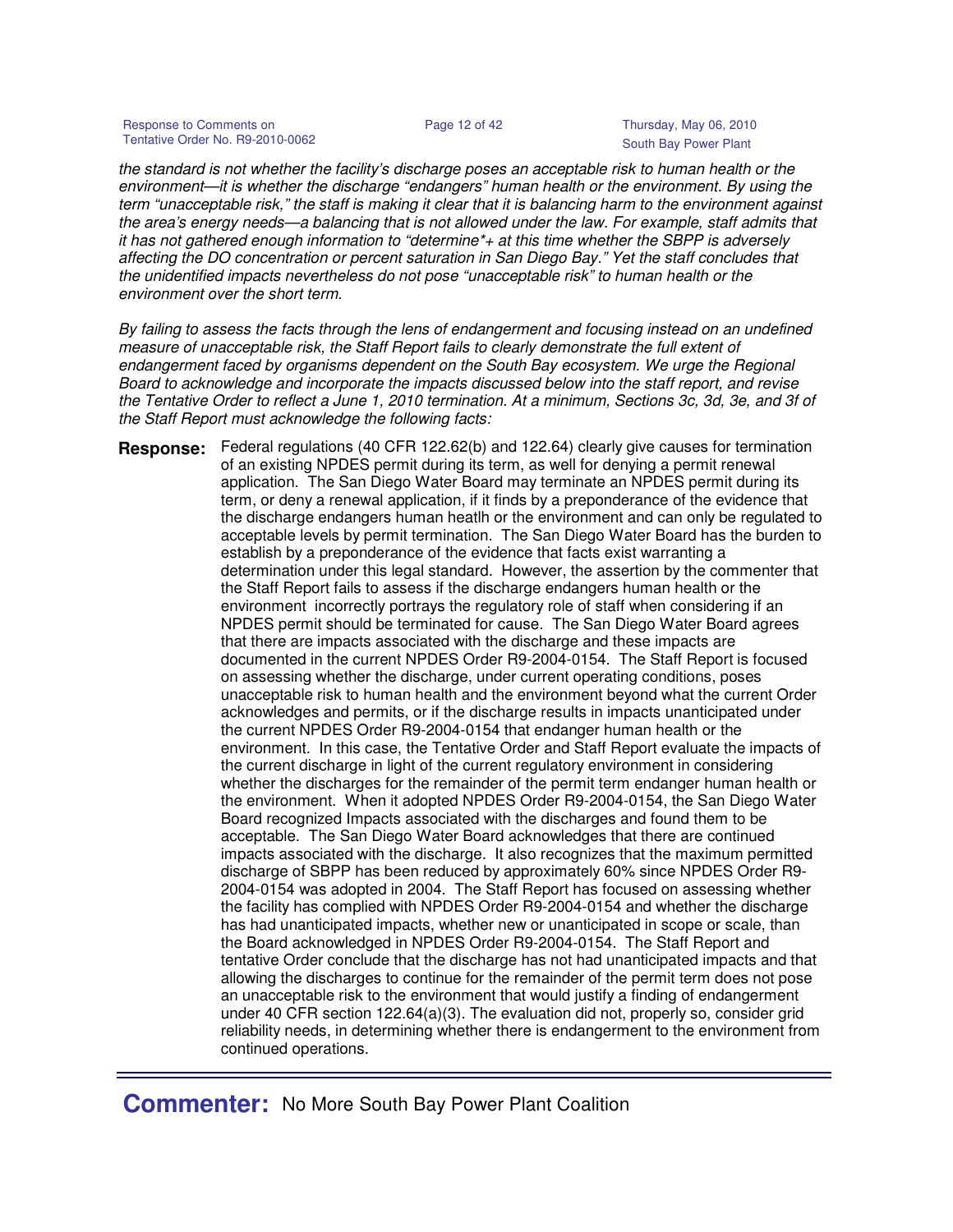*the standard is not whether the facility's discharge poses an acceptable risk to human health or the environment—it is whether the discharge "endangers" human health or the environment. By using the term "unacceptable risk," the staff is making it clear that it is balancing harm to the environment against the area's energy needs—a balancing that is not allowed under the law. For example, staff admits that it has not gathered enough information to "determine*+ at this time whether the SBPP is adversely affecting the DO concentration or percent saturation in San Diego Bay." Yet the staff concludes that the unidentified impacts nevertheless do not pose "unacceptable risk" to human health or the environment over the short term.*

*By failing to assess the facts through the lens of endangerment and focusing instead on an undefined measure of unacceptable risk, the Staff Report fails to clearly demonstrate the full extent of endangerment faced by organisms dependent on the South Bay ecosystem. We urge the Regional Board to acknowledge and incorporate the impacts discussed below into the staff report, and revise the Tentative Order to reflect a June 1, 2010 termination. At a minimum, Sections 3c, 3d, 3e, and 3f of the Staff Report must acknowledge the following facts:*

**Response:** Federal regulations (40 CFR 122.62(b) and 122.64) clearly give causes for termination of an existing NPDES permit during its term, as well for denying a permit renewal application. The San Diego Water Board may terminate an NPDES permit during its term, or deny a renewal application, if it finds by a preponderance of the evidence that the discharge endangers human heatlh or the environment and can only be regulated to acceptable levels by permit termination. The San Diego Water Board has the burden to establish by a preponderance of the evidence that facts exist warranting a determination under this legal standard. However, the assertion by the commenter that the Staff Report fails to assess if the discharge endangers human health or the environment incorrectly portrays the regulatory role of staff when considering if an NPDES permit should be terminated for cause. The San Diego Water Board agrees that there are impacts associated with the discharge and these impacts are documented in the current NPDES Order R9-2004-0154. The Staff Report is focused on assessing whether the discharge, under current operating conditions, poses unacceptable risk to human health and the environment beyond what the current Order acknowledges and permits, or if the discharge results in impacts unanticipated under the current NPDES Order R9-2004-0154 that endanger human health or the environment. In this case, the Tentative Order and Staff Report evaluate the impacts of the current discharge in light of the current regulatory environment in considering whether the discharges for the remainder of the permit term endanger human health or the environment. When it adopted NPDES Order R9-2004-0154, the San Diego Water Board recognized Impacts associated with the discharges and found them to be acceptable. The San Diego Water Board acknowledges that there are continued impacts associated with the discharge. It also recognizes that the maximum permitted discharge of SBPP has been reduced by approximately 60% since NPDES Order R9-2004-0154 was adopted in 2004. The Staff Report has focused on assessing whether the facility has complied with NPDES Order R9-2004-0154 and whether the discharge has had unanticipated impacts, whether new or unanticipated in scope or scale, than the Board acknowledged in NPDES Order R9-2004-0154. The Staff Report and tentative Order conclude that the discharge has not had unanticipated impacts and that allowing the discharges to continue for the remainder of the permit term does not pose an unacceptable risk to the environment that would justify a finding of endangerment under 40 CFR section 122.64(a)(3). The evaluation did not, properly so, consider grid reliability needs, in determining whether there is endangerment to the environment from continued operations.

---

## Commenter: No More South Bay Power Plant Coalition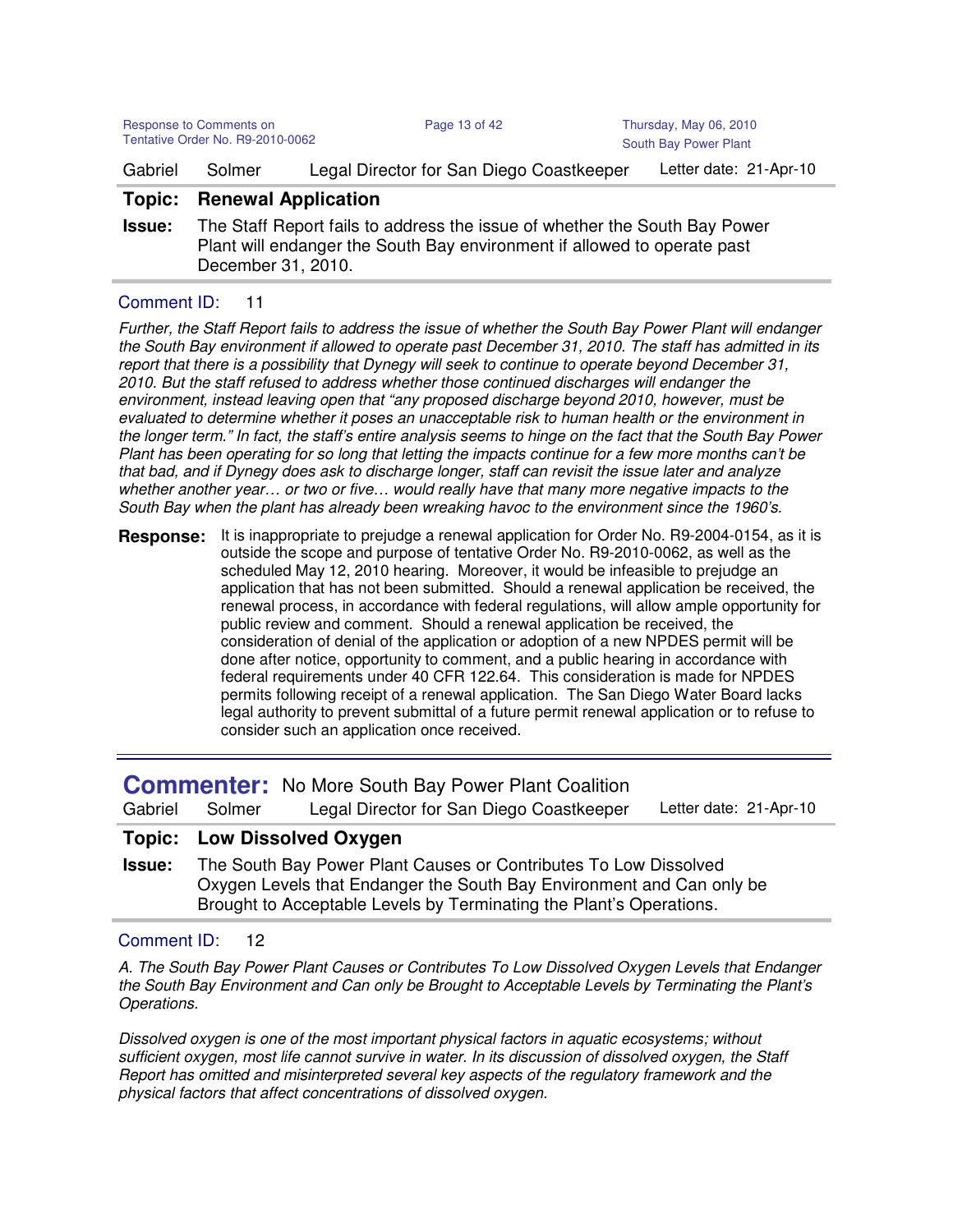Gabriel Solmer | Legal Director for San Diego Coastkeeper | Letter date: 21-Apr-10

**Topic: Renewal Application**

**Issue:** The Staff Report fails to address the issue of whether the South Bay Power Plant will endanger the South Bay environment if allowed to operate past December 31, 2010.

Comment ID: 11

*Further, the Staff Report fails to address the issue of whether the South Bay Power Plant will endanger the South Bay environment if allowed to operate past December 31, 2010. The staff has admitted in its report that there is a possibility that Dynegy will seek to continue to operate beyond December 31, 2010. But the staff refused to address whether those continued discharges will endanger the environment, instead leaving open that "any proposed discharge beyond 2010, however, must be evaluated to determine whether it poses an unacceptable risk to human health or the environment in the longer term." In fact, the staff's entire analysis seems to hinge on the fact that the South Bay Power Plant has been operating for so long that letting the impacts continue for a few more months can't be that bad, and if Dynegy does ask to discharge longer, staff can revisit the issue later and analyze whether another year… or two or five… would really have that many more negative impacts to the South Bay when the plant has already been wreaking havoc to the environment since the 1960's.*

**Response:** It is inappropriate to prejudge a renewal application for Order No. R9-2004-0154, as it is outside the scope and purpose of tentative Order No. R9-2010-0062, as well as the scheduled May 12, 2010 hearing. Moreover, it would be infeasible to prejudge an application that has not been submitted. Should a renewal application be received, the renewal process, in accordance with federal regulations, will allow ample opportunity for public review and comment. Should a renewal application be received, the consideration of denial of the application or adoption of a new NPDES permit will be done after notice, opportunity to comment, and a public hearing in accordance with federal requirements under 40 CFR 122.64. This consideration is made for NPDES permits following receipt of a renewal application. The San Diego Water Board lacks legal authority to prevent submittal of a future permit renewal application or to refuse to consider such an application once received.

---

## Commenter: No More South Bay Power Plant Coalition

Gabriel Solmer | Legal Director for San Diego Coastkeeper | Letter date: 21-Apr-10

**Topic: Low Dissolved Oxygen**

**Issue:** The South Bay Power Plant Causes or Contributes To Low Dissolved Oxygen Levels that Endanger the South Bay Environment and Can only be Brought to Acceptable Levels by Terminating the Plant's Operations.

Comment ID: 12

*A. The South Bay Power Plant Causes or Contributes To Low Dissolved Oxygen Levels that Endanger the South Bay Environment and Can only be Brought to Acceptable Levels by Terminating the Plant's Operations.*

*Dissolved oxygen is one of the most important physical factors in aquatic ecosystems; without sufficient oxygen, most life cannot survive in water. In its discussion of dissolved oxygen, the Staff Report has omitted and misinterpreted several key aspects of the regulatory framework and the physical factors that affect concentrations of dissolved oxygen.*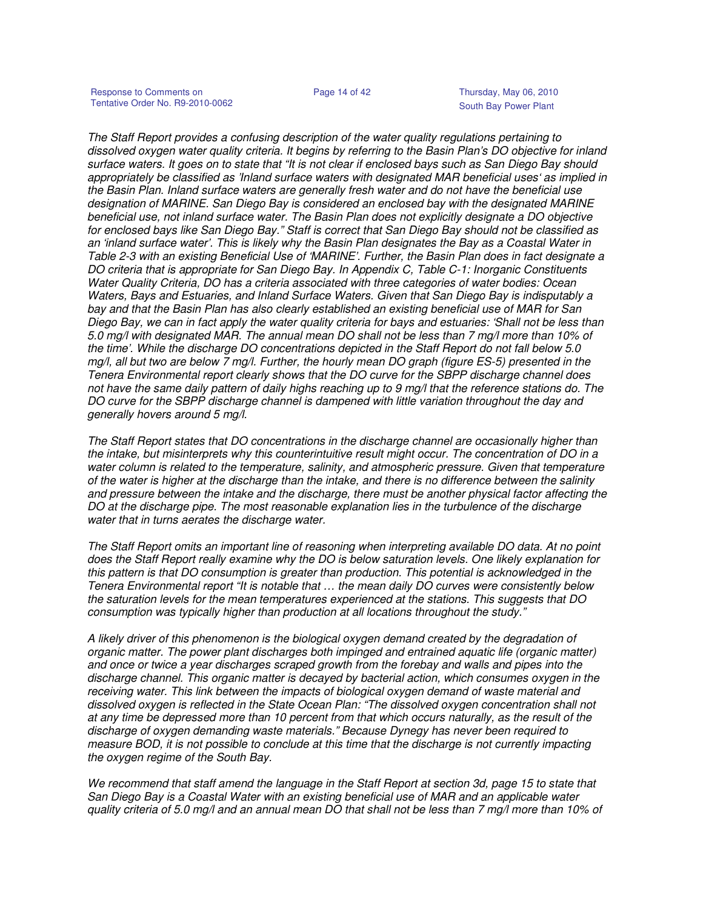*The Staff Report provides a confusing description of the water quality regulations pertaining to dissolved oxygen water quality criteria. It begins by referring to the Basin Plan's DO objective for inland surface waters. It goes on to state that "It is not clear if enclosed bays such as San Diego Bay should appropriately be classified as 'Inland surface waters with designated MAR beneficial uses' as implied in the Basin Plan. Inland surface waters are generally fresh water and do not have the beneficial use designation of MARINE. San Diego Bay is considered an enclosed bay with the designated MARINE beneficial use, not inland surface water. The Basin Plan does not explicitly designate a DO objective for enclosed bays like San Diego Bay." Staff is correct that San Diego Bay should not be classified as an 'inland surface water'. This is likely why the Basin Plan designates the Bay as a Coastal Water in Table 2-3 with an existing Beneficial Use of 'MARINE'. Further, the Basin Plan does in fact designate a DO criteria that is appropriate for San Diego Bay. In Appendix C, Table C-1: Inorganic Constituents Water Quality Criteria, DO has a criteria associated with three categories of water bodies: Ocean Waters, Bays and Estuaries, and Inland Surface Waters. Given that San Diego Bay is indisputably a bay and that the Basin Plan has also clearly established an existing beneficial use of MAR for San Diego Bay, we can in fact apply the water quality criteria for bays and estuaries: 'Shall not be less than 5.0 mg/l with designated MAR. The annual mean DO shall not be less than 7 mg/l more than 10% of the time'. While the discharge DO concentrations depicted in the Staff Report do not fall below 5.0 mg/l, all but two are below 7 mg/l. Further, the hourly mean DO graph (figure ES-5) presented in the Tenera Environmental report clearly shows that the DO curve for the SBPP discharge channel does not have the same daily pattern of daily highs reaching up to 9 mg/l that the reference stations do. The DO curve for the SBPP discharge channel is dampened with little variation throughout the day and generally hovers around 5 mg/l.*

*The Staff Report states that DO concentrations in the discharge channel are occasionally higher than the intake, but misinterprets why this counterintuitive result might occur. The concentration of DO in a water column is related to the temperature, salinity, and atmospheric pressure. Given that temperature of the water is higher at the discharge than the intake, and there is no difference between the salinity and pressure between the intake and the discharge, there must be another physical factor affecting the DO at the discharge pipe. The most reasonable explanation lies in the turbulence of the discharge water that in turns aerates the discharge water.*

*The Staff Report omits an important line of reasoning when interpreting available DO data. At no point does the Staff Report really examine why the DO is below saturation levels. One likely explanation for this pattern is that DO consumption is greater than production. This potential is acknowledged in the Tenera Environmental report "It is notable that … the mean daily DO curves were consistently below the saturation levels for the mean temperatures experienced at the stations. This suggests that DO consumption was typically higher than production at all locations throughout the study."*

*A likely driver of this phenomenon is the biological oxygen demand created by the degradation of organic matter. The power plant discharges both impinged and entrained aquatic life (organic matter) and once or twice a year discharges scraped growth from the forebay and walls and pipes into the discharge channel. This organic matter is decayed by bacterial action, which consumes oxygen in the receiving water. This link between the impacts of biological oxygen demand of waste material and dissolved oxygen is reflected in the State Ocean Plan: "The dissolved oxygen concentration shall not at any time be depressed more than 10 percent from that which occurs naturally, as the result of the discharge of oxygen demanding waste materials." Because Dynegy has never been required to measure BOD, it is not possible to conclude at this time that the discharge is not currently impacting the oxygen regime of the South Bay.*

*We recommend that staff amend the language in the Staff Report at section 3d, page 15 to state that San Diego Bay is a Coastal Water with an existing beneficial use of MAR and an applicable water quality criteria of 5.0 mg/l and an annual mean DO that shall not be less than 7 mg/l more than 10% of*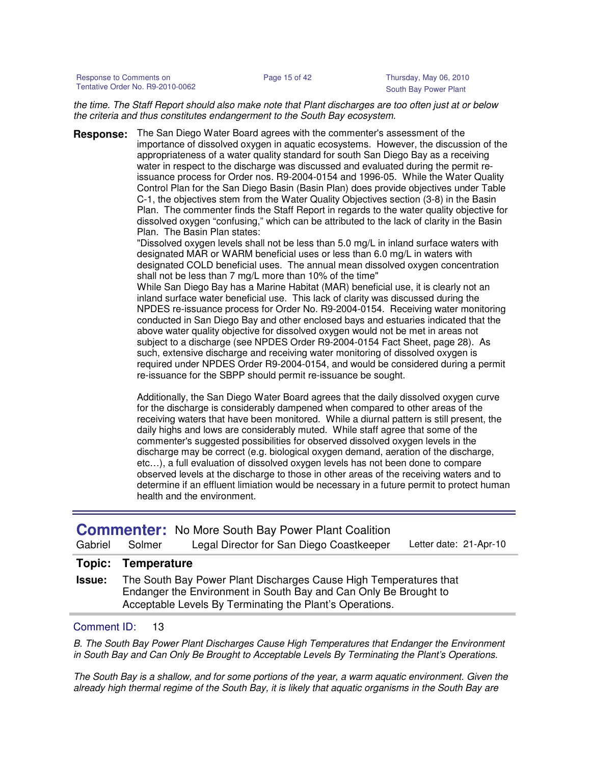*the time. The Staff Report should also make note that Plant discharges are too often just at or below the criteria and thus constitutes endangerment to the South Bay ecosystem.*

**Response:** The San Diego Water Board agrees with the commenter's assessment of the importance of dissolved oxygen in aquatic ecosystems. However, the discussion of the appropriateness of a water quality standard for south San Diego Bay as a receiving water in respect to the discharge was discussed and evaluated during the permit re-issuance process for Order nos. R9-2004-0154 and 1996-05. While the Water Quality Control Plan for the San Diego Basin (Basin Plan) does provide objectives under Table C-1, the objectives stem from the Water Quality Objectives section (3-8) in the Basin Plan. The commenter finds the Staff Report in regards to the water quality objective for dissolved oxygen "confusing," which can be attributed to the lack of clarity in the Basin Plan. The Basin Plan states:

"Dissolved oxygen levels shall not be less than 5.0 mg/L in inland surface waters with designated MAR or WARM beneficial uses or less than 6.0 mg/L in waters with designated COLD beneficial uses. The annual mean dissolved oxygen concentration shall not be less than 7 mg/L more than 10% of the time"

While San Diego Bay has a Marine Habitat (MAR) beneficial use, it is clearly not an inland surface water beneficial use. This lack of clarity was discussed during the NPDES re-issuance process for Order No. R9-2004-0154. Receiving water monitoring conducted in San Diego Bay and other enclosed bays and estuaries indicated that the above water quality objective for dissolved oxygen would not be met in areas not subject to a discharge (see NPDES Order R9-2004-0154 Fact Sheet, page 28). As such, extensive discharge and receiving water monitoring of dissolved oxygen is required under NPDES Order R9-2004-0154, and would be considered during a permit re-issuance for the SBPP should permit re-issuance be sought.

Additionally, the San Diego Water Board agrees that the daily dissolved oxygen curve for the discharge is considerably dampened when compared to other areas of the receiving waters that have been monitored. While a diurnal pattern is still present, the daily highs and lows are considerably muted. While staff agree that some of the commenter's suggested possibilities for observed dissolved oxygen levels in the discharge may be correct (e.g. biological oxygen demand, aeration of the discharge, etc…), a full evaluation of dissolved oxygen levels has not been done to compare observed levels at the discharge to those in other areas of the receiving waters and to determine if an effluent limiation would be necessary in a future permit to protect human health and the environment.

---

## Commenter: No More South Bay Power Plant Coalition

Gabriel Solmer — Legal Director for San Diego Coastkeeper — Letter date: 21-Apr-10

**Topic:** **Temperature**

**Issue:** The South Bay Power Plant Discharges Cause High Temperatures that Endanger the Environment in South Bay and Can Only Be Brought to Acceptable Levels By Terminating the Plant's Operations.

Comment ID: 13

*B. The South Bay Power Plant Discharges Cause High Temperatures that Endanger the Environment in South Bay and Can Only Be Brought to Acceptable Levels By Terminating the Plant's Operations.*

*The South Bay is a shallow, and for some portions of the year, a warm aquatic environment. Given the already high thermal regime of the South Bay, it is likely that aquatic organisms in the South Bay are*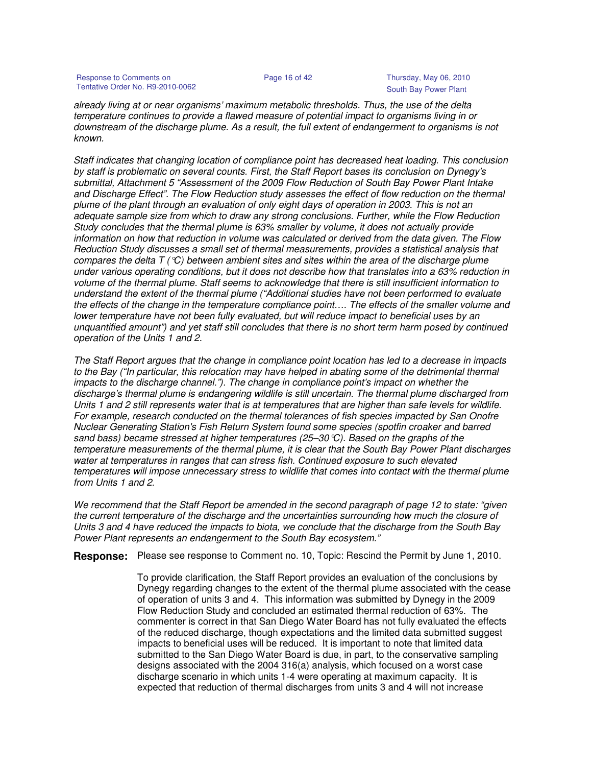*already living at or near organisms' maximum metabolic thresholds. Thus, the use of the delta temperature continues to provide a flawed measure of potential impact to organisms living in or downstream of the discharge plume. As a result, the full extent of endangerment to organisms is not known.*

*Staff indicates that changing location of compliance point has decreased heat loading. This conclusion by staff is problematic on several counts. First, the Staff Report bases its conclusion on Dynegy's submittal, Attachment 5 "Assessment of the 2009 Flow Reduction of South Bay Power Plant Intake and Discharge Effect". The Flow Reduction study assesses the effect of flow reduction on the thermal plume of the plant through an evaluation of only eight days of operation in 2003. This is not an adequate sample size from which to draw any strong conclusions. Further, while the Flow Reduction Study concludes that the thermal plume is 63% smaller by volume, it does not actually provide information on how that reduction in volume was calculated or derived from the data given. The Flow Reduction Study discusses a small set of thermal measurements, provides a statistical analysis that compares the delta T (°C) between ambient sites and sites within the area of the discharge plume under various operating conditions, but it does not describe how that translates into a 63% reduction in volume of the thermal plume. Staff seems to acknowledge that there is still insufficient information to understand the extent of the thermal plume ("Additional studies have not been performed to evaluate the effects of the change in the temperature compliance point…. The effects of the smaller volume and lower temperature have not been fully evaluated, but will reduce impact to beneficial uses by an unquantified amount") and yet staff still concludes that there is no short term harm posed by continued operation of the Units 1 and 2.*

*The Staff Report argues that the change in compliance point location has led to a decrease in impacts to the Bay ("In particular, this relocation may have helped in abating some of the detrimental thermal impacts to the discharge channel."). The change in compliance point's impact on whether the discharge's thermal plume is endangering wildlife is still uncertain. The thermal plume discharged from Units 1 and 2 still represents water that is at temperatures that are higher than safe levels for wildlife. For example, research conducted on the thermal tolerances of fish species impacted by San Onofre Nuclear Generating Station's Fish Return System found some species (spotfin croaker and barred sand bass) became stressed at higher temperatures (25–30°C). Based on the graphs of the temperature measurements of the thermal plume, it is clear that the South Bay Power Plant discharges water at temperatures in ranges that can stress fish. Continued exposure to such elevated temperatures will impose unnecessary stress to wildlife that comes into contact with the thermal plume from Units 1 and 2.*

*We recommend that the Staff Report be amended in the second paragraph of page 12 to state: "given the current temperature of the discharge and the uncertainties surrounding how much the closure of Units 3 and 4 have reduced the impacts to biota, we conclude that the discharge from the South Bay Power Plant represents an endangerment to the South Bay ecosystem."*

**Response:** Please see response to Comment no. 10, Topic: Rescind the Permit by June 1, 2010.

To provide clarification, the Staff Report provides an evaluation of the conclusions by Dynegy regarding changes to the extent of the thermal plume associated with the cease of operation of units 3 and 4. This information was submitted by Dynegy in the 2009 Flow Reduction Study and concluded an estimated thermal reduction of 63%. The commenter is correct in that San Diego Water Board has not fully evaluated the effects of the reduced discharge, though expectations and the limited data submitted suggest impacts to beneficial uses will be reduced. It is important to note that limited data submitted to the San Diego Water Board is due, in part, to the conservative sampling designs associated with the 2004 316(a) analysis, which focused on a worst case discharge scenario in which units 1-4 were operating at maximum capacity. It is expected that reduction of thermal discharges from units 3 and 4 will not increase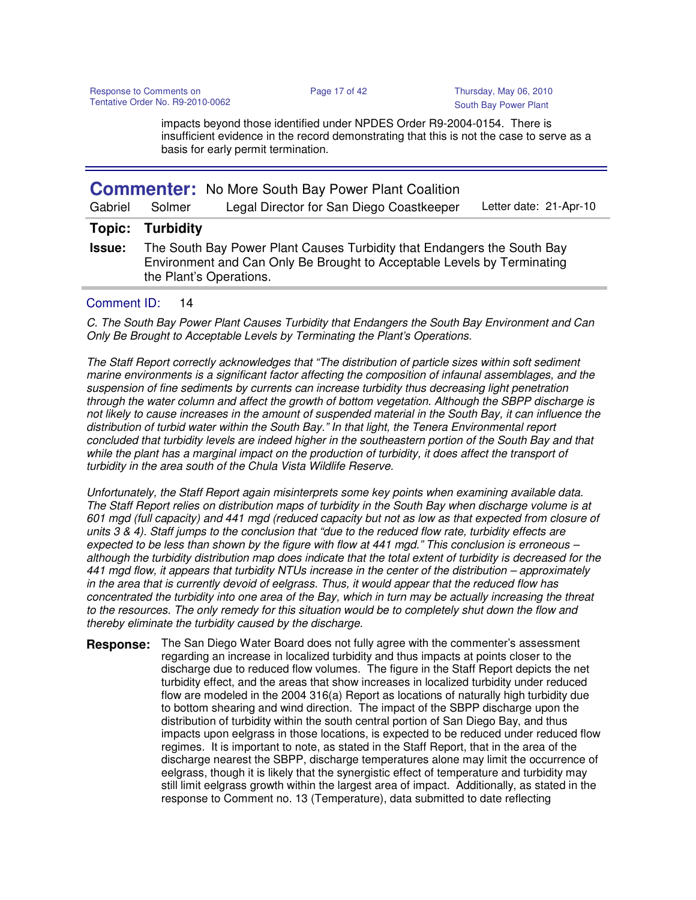impacts beyond those identified under NPDES Order R9-2004-0154. There is insufficient evidence in the record demonstrating that this is not the case to serve as a basis for early permit termination.

---

**Commenter:** No More South Bay Power Plant Coalition

Gabriel Solmer — Legal Director for San Diego Coastkeeper — Letter date: 21-Apr-10

**Topic:** Turbidity

**Issue:** The South Bay Power Plant Causes Turbidity that Endangers the South Bay Environment and Can Only Be Brought to Acceptable Levels by Terminating the Plant's Operations.

Comment ID: 14

*C. The South Bay Power Plant Causes Turbidity that Endangers the South Bay Environment and Can Only Be Brought to Acceptable Levels by Terminating the Plant's Operations.*

*The Staff Report correctly acknowledges that "The distribution of particle sizes within soft sediment marine environments is a significant factor affecting the composition of infaunal assemblages, and the suspension of fine sediments by currents can increase turbidity thus decreasing light penetration through the water column and affect the growth of bottom vegetation. Although the SBPP discharge is not likely to cause increases in the amount of suspended material in the South Bay, it can influence the distribution of turbid water within the South Bay." In that light, the Tenera Environmental report concluded that turbidity levels are indeed higher in the southeastern portion of the South Bay and that while the plant has a marginal impact on the production of turbidity, it does affect the transport of turbidity in the area south of the Chula Vista Wildlife Reserve.*

*Unfortunately, the Staff Report again misinterprets some key points when examining available data. The Staff Report relies on distribution maps of turbidity in the South Bay when discharge volume is at 601 mgd (full capacity) and 441 mgd (reduced capacity but not as low as that expected from closure of units 3 & 4). Staff jumps to the conclusion that "due to the reduced flow rate, turbidity effects are expected to be less than shown by the figure with flow at 441 mgd." This conclusion is erroneous – although the turbidity distribution map does indicate that the total extent of turbidity is decreased for the 441 mgd flow, it appears that turbidity NTUs increase in the center of the distribution – approximately in the area that is currently devoid of eelgrass. Thus, it would appear that the reduced flow has concentrated the turbidity into one area of the Bay, which in turn may be actually increasing the threat to the resources. The only remedy for this situation would be to completely shut down the flow and thereby eliminate the turbidity caused by the discharge.*

**Response:** The San Diego Water Board does not fully agree with the commenter's assessment regarding an increase in localized turbidity and thus impacts at points closer to the discharge due to reduced flow volumes. The figure in the Staff Report depicts the net turbidity effect, and the areas that show increases in localized turbidity under reduced flow are modeled in the 2004 316(a) Report as locations of naturally high turbidity due to bottom shearing and wind direction. The impact of the SBPP discharge upon the distribution of turbidity within the south central portion of San Diego Bay, and thus impacts upon eelgrass in those locations, is expected to be reduced under reduced flow regimes. It is important to note, as stated in the Staff Report, that in the area of the discharge nearest the SBPP, discharge temperatures alone may limit the occurrence of eelgrass, though it is likely that the synergistic effect of temperature and turbidity may still limit eelgrass growth within the largest area of impact. Additionally, as stated in the response to Comment no. 13 (Temperature), data submitted to date reflecting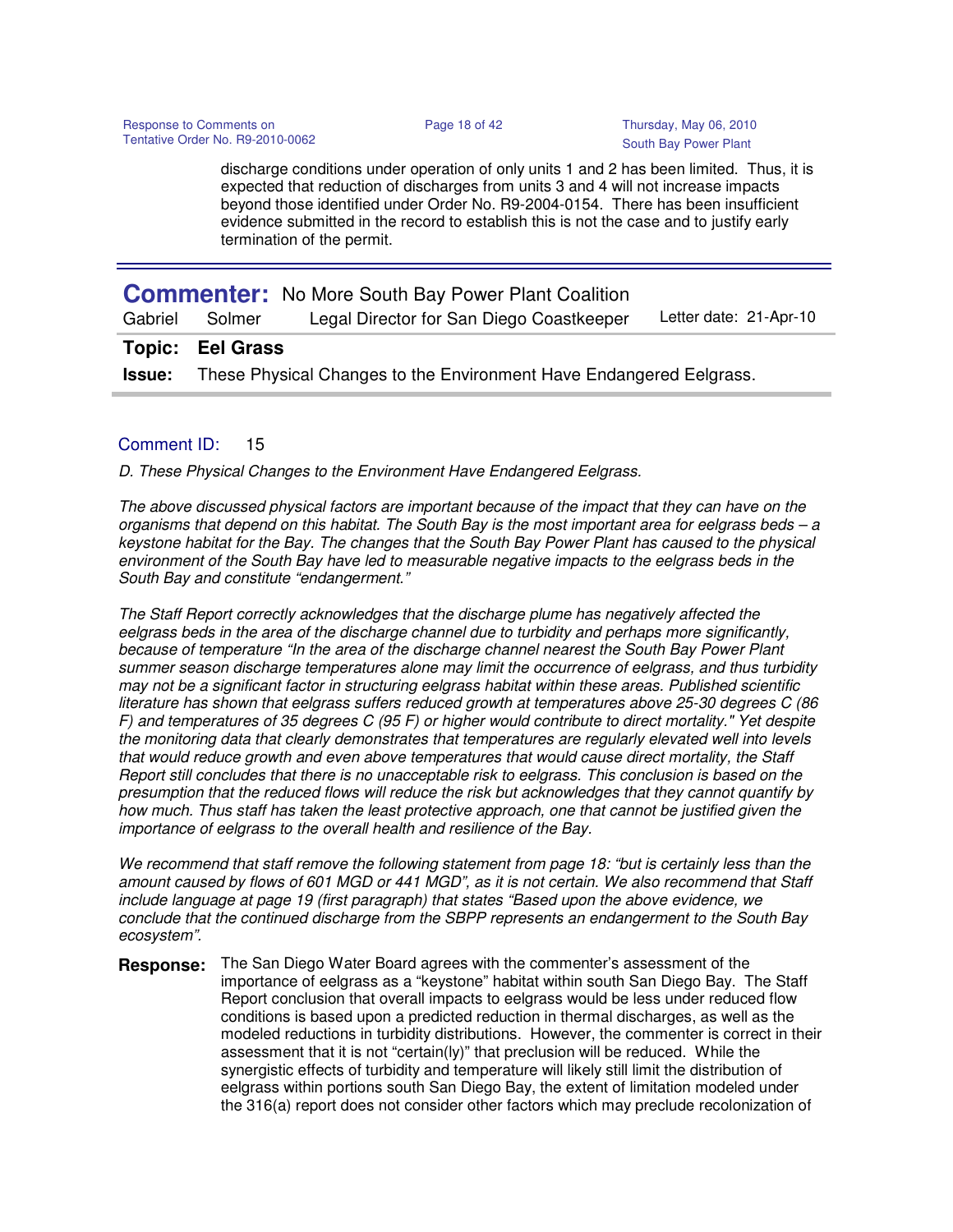discharge conditions under operation of only units 1 and 2 has been limited. Thus, it is expected that reduction of discharges from units 3 and 4 will not increase impacts beyond those identified under Order No. R9-2004-0154. There has been insufficient evidence submitted in the record to establish this is not the case and to justify early termination of the permit.

---

**Commenter:** No More South Bay Power Plant Coalition

Gabriel Solmer — Legal Director for San Diego Coastkeeper — Letter date: 21-Apr-10

**Topic:** **Eel Grass**

**Issue:** These Physical Changes to the Environment Have Endangered Eelgrass.

---

Comment ID: 15

*D. These Physical Changes to the Environment Have Endangered Eelgrass.*

*The above discussed physical factors are important because of the impact that they can have on the organisms that depend on this habitat. The South Bay is the most important area for eelgrass beds – a keystone habitat for the Bay. The changes that the South Bay Power Plant has caused to the physical environment of the South Bay have led to measurable negative impacts to the eelgrass beds in the South Bay and constitute "endangerment."*

*The Staff Report correctly acknowledges that the discharge plume has negatively affected the eelgrass beds in the area of the discharge channel due to turbidity and perhaps more significantly, because of temperature "In the area of the discharge channel nearest the South Bay Power Plant summer season discharge temperatures alone may limit the occurrence of eelgrass, and thus turbidity may not be a significant factor in structuring eelgrass habitat within these areas. Published scientific literature has shown that eelgrass suffers reduced growth at temperatures above 25-30 degrees C (86 F) and temperatures of 35 degrees C (95 F) or higher would contribute to direct mortality." Yet despite the monitoring data that clearly demonstrates that temperatures are regularly elevated well into levels that would reduce growth and even above temperatures that would cause direct mortality, the Staff Report still concludes that there is no unacceptable risk to eelgrass. This conclusion is based on the presumption that the reduced flows will reduce the risk but acknowledges that they cannot quantify by how much. Thus staff has taken the least protective approach, one that cannot be justified given the importance of eelgrass to the overall health and resilience of the Bay.*

*We recommend that staff remove the following statement from page 18: "but is certainly less than the amount caused by flows of 601 MGD or 441 MGD", as it is not certain. We also recommend that Staff include language at page 19 (first paragraph) that states "Based upon the above evidence, we conclude that the continued discharge from the SBPP represents an endangerment to the South Bay ecosystem".*

**Response:** The San Diego Water Board agrees with the commenter's assessment of the importance of eelgrass as a "keystone" habitat within south San Diego Bay. The Staff Report conclusion that overall impacts to eelgrass would be less under reduced flow conditions is based upon a predicted reduction in thermal discharges, as well as the modeled reductions in turbidity distributions. However, the commenter is correct in their assessment that it is not "certain(ly)" that preclusion will be reduced. While the synergistic effects of turbidity and temperature will likely still limit the distribution of eelgrass within portions south San Diego Bay, the extent of limitation modeled under the 316(a) report does not consider other factors which may preclude recolonization of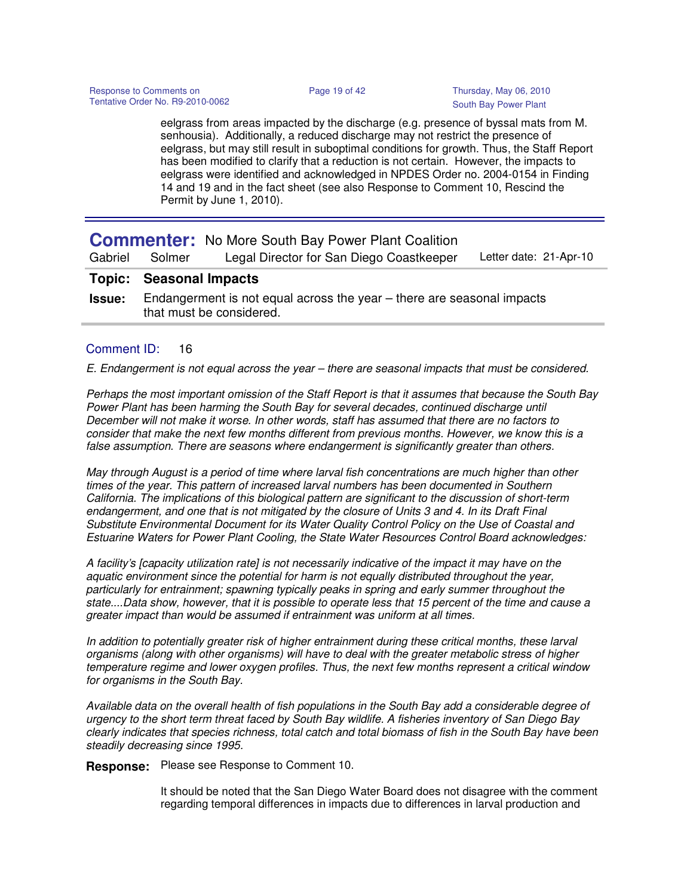eelgrass from areas impacted by the discharge (e.g. presence of byssal mats from M. senhousia). Additionally, a reduced discharge may not restrict the presence of eelgrass, but may still result in suboptimal conditions for growth. Thus, the Staff Report has been modified to clarify that a reduction is not certain. However, the impacts to eelgrass were identified and acknowledged in NPDES Order no. 2004-0154 in Finding 14 and 19 and in the fact sheet (see also Response to Comment 10, Rescind the Permit by June 1, 2010).

---

## Commenter: No More South Bay Power Plant Coalition

Gabriel Solmer — Legal Director for San Diego Coastkeeper — Letter date: 21-Apr-10

**Topic: Seasonal Impacts**

**Issue:** Endangerment is not equal across the year – there are seasonal impacts that must be considered.

Comment ID: 16

*E. Endangerment is not equal across the year – there are seasonal impacts that must be considered.*

*Perhaps the most important omission of the Staff Report is that it assumes that because the South Bay Power Plant has been harming the South Bay for several decades, continued discharge until December will not make it worse. In other words, staff has assumed that there are no factors to consider that make the next few months different from previous months. However, we know this is a false assumption. There are seasons where endangerment is significantly greater than others.*

*May through August is a period of time where larval fish concentrations are much higher than other times of the year. This pattern of increased larval numbers has been documented in Southern California. The implications of this biological pattern are significant to the discussion of short-term endangerment, and one that is not mitigated by the closure of Units 3 and 4. In its Draft Final Substitute Environmental Document for its Water Quality Control Policy on the Use of Coastal and Estuarine Waters for Power Plant Cooling, the State Water Resources Control Board acknowledges:*

*A facility's [capacity utilization rate] is not necessarily indicative of the impact it may have on the aquatic environment since the potential for harm is not equally distributed throughout the year, particularly for entrainment; spawning typically peaks in spring and early summer throughout the state....Data show, however, that it is possible to operate less that 15 percent of the time and cause a greater impact than would be assumed if entrainment was uniform at all times.*

*In addition to potentially greater risk of higher entrainment during these critical months, these larval organisms (along with other organisms) will have to deal with the greater metabolic stress of higher temperature regime and lower oxygen profiles. Thus, the next few months represent a critical window for organisms in the South Bay.*

*Available data on the overall health of fish populations in the South Bay add a considerable degree of urgency to the short term threat faced by South Bay wildlife. A fisheries inventory of San Diego Bay clearly indicates that species richness, total catch and total biomass of fish in the South Bay have been steadily decreasing since 1995.*

**Response:** Please see Response to Comment 10.

It should be noted that the San Diego Water Board does not disagree with the comment regarding temporal differences in impacts due to differences in larval production and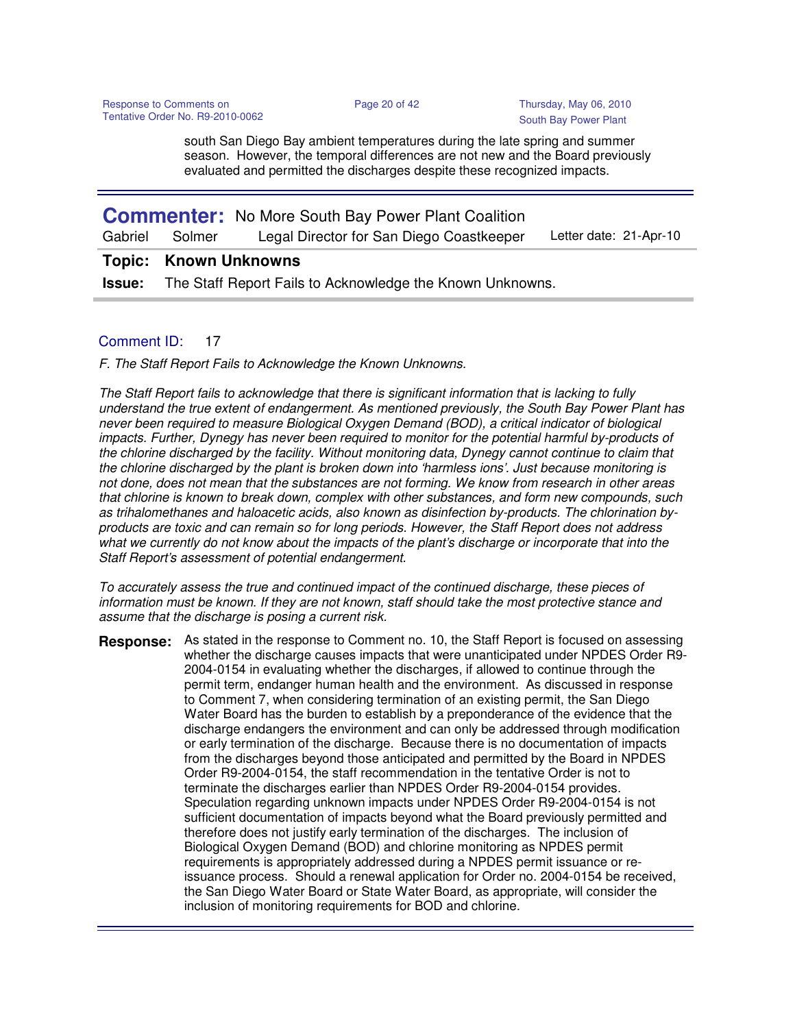south San Diego Bay ambient temperatures during the late spring and summer season. However, the temporal differences are not new and the Board previously evaluated and permitted the discharges despite these recognized impacts.

---

## Commenter: No More South Bay Power Plant Coalition

Gabriel Solmer — Legal Director for San Diego Coastkeeper — Letter date: 21-Apr-10

**Topic:** Known Unknowns

**Issue:** The Staff Report Fails to Acknowledge the Known Unknowns.

---

Comment ID: 17

*F. The Staff Report Fails to Acknowledge the Known Unknowns.*

*The Staff Report fails to acknowledge that there is significant information that is lacking to fully understand the true extent of endangerment. As mentioned previously, the South Bay Power Plant has never been required to measure Biological Oxygen Demand (BOD), a critical indicator of biological impacts. Further, Dynegy has never been required to monitor for the potential harmful by-products of the chlorine discharged by the facility. Without monitoring data, Dynegy cannot continue to claim that the chlorine discharged by the plant is broken down into 'harmless ions'. Just because monitoring is not done, does not mean that the substances are not forming. We know from research in other areas that chlorine is known to break down, complex with other substances, and form new compounds, such as trihalomethanes and haloacetic acids, also known as disinfection by-products. The chlorination by-products are toxic and can remain so for long periods. However, the Staff Report does not address what we currently do not know about the impacts of the plant's discharge or incorporate that into the Staff Report's assessment of potential endangerment.*

*To accurately assess the true and continued impact of the continued discharge, these pieces of information must be known. If they are not known, staff should take the most protective stance and assume that the discharge is posing a current risk.*

**Response:** As stated in the response to Comment no. 10, the Staff Report is focused on assessing whether the discharge causes impacts that were unanticipated under NPDES Order R9-2004-0154 in evaluating whether the discharges, if allowed to continue through the permit term, endanger human health and the environment. As discussed in response to Comment 7, when considering termination of an existing permit, the San Diego Water Board has the burden to establish by a preponderance of the evidence that the discharge endangers the environment and can only be addressed through modification or early termination of the discharge. Because there is no documentation of impacts from the discharges beyond those anticipated and permitted by the Board in NPDES Order R9-2004-0154, the staff recommendation in the tentative Order is not to terminate the discharges earlier than NPDES Order R9-2004-0154 provides. Speculation regarding unknown impacts under NPDES Order R9-2004-0154 is not sufficient documentation of impacts beyond what the Board previously permitted and therefore does not justify early termination of the discharges. The inclusion of Biological Oxygen Demand (BOD) and chlorine monitoring as NPDES permit requirements is appropriately addressed during a NPDES permit issuance or re-issuance process. Should a renewal application for Order no. 2004-0154 be received, the San Diego Water Board or State Water Board, as appropriate, will consider the inclusion of monitoring requirements for BOD and chlorine.

---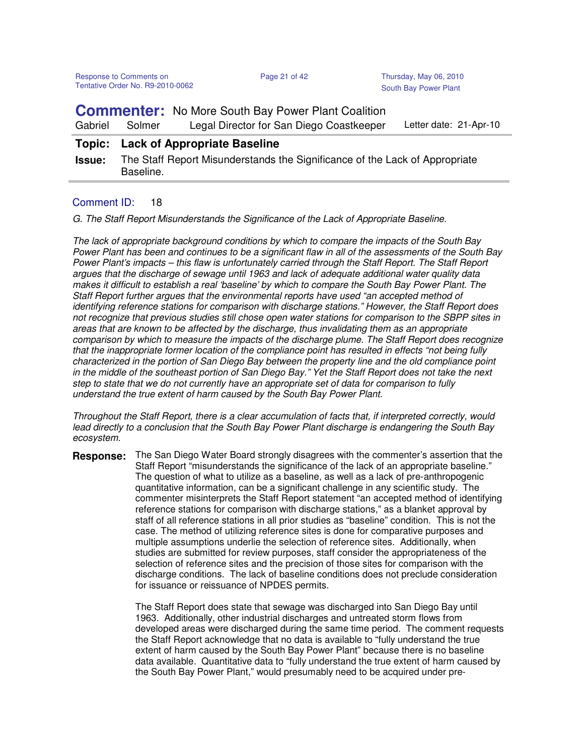**Commenter:** No More South Bay Power Plant Coalition

Gabriel Solmer — Legal Director for San Diego Coastkeeper — Letter date: 21-Apr-10

**Topic:** Lack of Appropriate Baseline

**Issue:** The Staff Report Misunderstands the Significance of the Lack of Appropriate Baseline.

Comment ID: 18

*G. The Staff Report Misunderstands the Significance of the Lack of Appropriate Baseline.*

*The lack of appropriate background conditions by which to compare the impacts of the South Bay Power Plant has been and continues to be a significant flaw in all of the assessments of the South Bay Power Plant's impacts – this flaw is unfortunately carried through the Staff Report. The Staff Report argues that the discharge of sewage until 1963 and lack of adequate additional water quality data makes it difficult to establish a real 'baseline' by which to compare the South Bay Power Plant. The Staff Report further argues that the environmental reports have used "an accepted method of identifying reference stations for comparison with discharge stations." However, the Staff Report does not recognize that previous studies still chose open water stations for comparison to the SBPP sites in areas that are known to be affected by the discharge, thus invalidating them as an appropriate comparison by which to measure the impacts of the discharge plume. The Staff Report does recognize that the inappropriate former location of the compliance point has resulted in effects "not being fully characterized in the portion of San Diego Bay between the property line and the old compliance point in the middle of the southeast portion of San Diego Bay." Yet the Staff Report does not take the next step to state that we do not currently have an appropriate set of data for comparison to fully understand the true extent of harm caused by the South Bay Power Plant.*

*Throughout the Staff Report, there is a clear accumulation of facts that, if interpreted correctly, would lead directly to a conclusion that the South Bay Power Plant discharge is endangering the South Bay ecosystem.*

**Response:** The San Diego Water Board strongly disagrees with the commenter's assertion that the Staff Report "misunderstands the significance of the lack of an appropriate baseline." The question of what to utilize as a baseline, as well as a lack of pre-anthropogenic quantitative information, can be a significant challenge in any scientific study. The commenter misinterprets the Staff Report statement "an accepted method of identifying reference stations for comparison with discharge stations," as a blanket approval by staff of all reference stations in all prior studies as "baseline" condition. This is not the case. The method of utilizing reference sites is done for comparative purposes and multiple assumptions underlie the selection of reference sites. Additionally, when studies are submitted for review purposes, staff consider the appropriateness of the selection of reference sites and the precision of those sites for comparison with the discharge conditions. The lack of baseline conditions does not preclude consideration for issuance or reissuance of NPDES permits.

The Staff Report does state that sewage was discharged into San Diego Bay until 1963. Additionally, other industrial discharges and untreated storm flows from developed areas were discharged during the same time period. The comment requests the Staff Report acknowledge that no data is available to "fully understand the true extent of harm caused by the South Bay Power Plant" because there is no baseline data available. Quantitative data to "fully understand the true extent of harm caused by the South Bay Power Plant," would presumably need to be acquired under pre-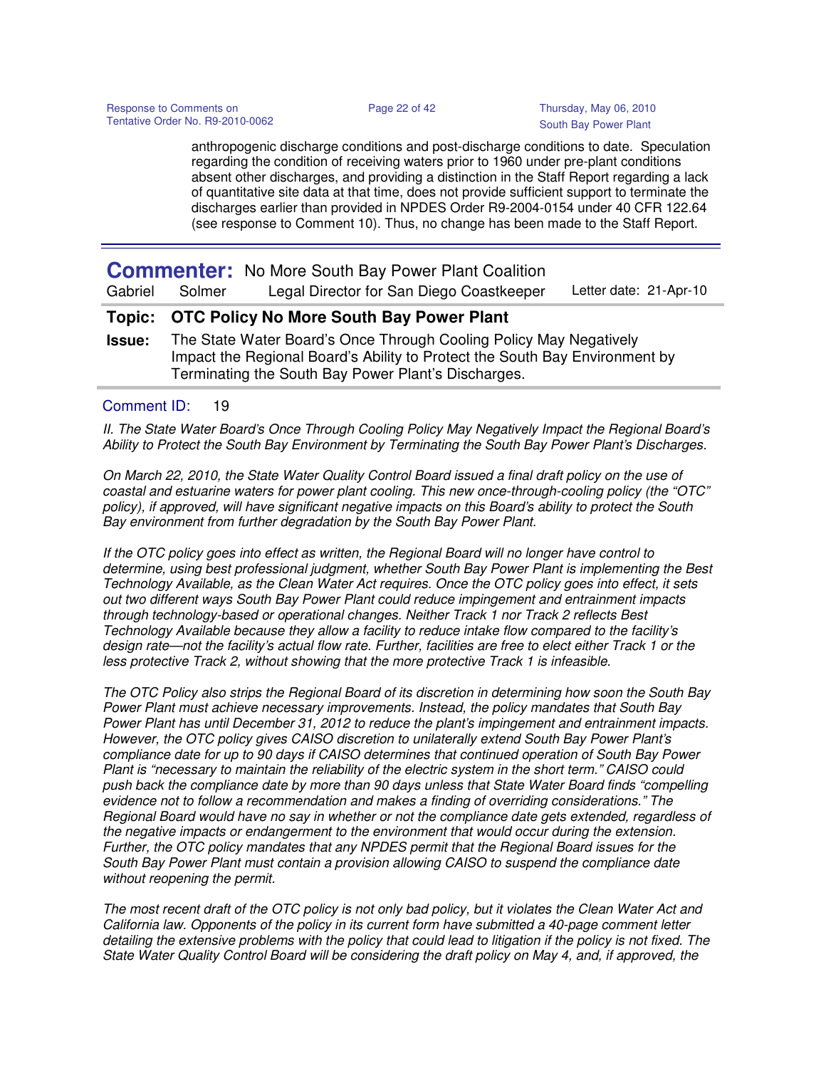anthropogenic discharge conditions and post-discharge conditions to date. Speculation regarding the condition of receiving waters prior to 1960 under pre-plant conditions absent other discharges, and providing a distinction in the Staff Report regarding a lack of quantitative site data at that time, does not provide sufficient support to terminate the discharges earlier than provided in NPDES Order R9-2004-0154 under 40 CFR 122.64 (see response to Comment 10). Thus, no change has been made to the Staff Report.

---

**Commenter:** No More South Bay Power Plant Coalition

Gabriel Solmer — Legal Director for San Diego Coastkeeper — Letter date: 21-Apr-10

**Topic:** **OTC Policy No More South Bay Power Plant**

**Issue:** The State Water Board's Once Through Cooling Policy May Negatively Impact the Regional Board's Ability to Protect the South Bay Environment by Terminating the South Bay Power Plant's Discharges.

Comment ID: 19

*II. The State Water Board's Once Through Cooling Policy May Negatively Impact the Regional Board's Ability to Protect the South Bay Environment by Terminating the South Bay Power Plant's Discharges.*

*On March 22, 2010, the State Water Quality Control Board issued a final draft policy on the use of coastal and estuarine waters for power plant cooling. This new once-through-cooling policy (the "OTC" policy), if approved, will have significant negative impacts on this Board's ability to protect the South Bay environment from further degradation by the South Bay Power Plant.*

*If the OTC policy goes into effect as written, the Regional Board will no longer have control to determine, using best professional judgment, whether South Bay Power Plant is implementing the Best Technology Available, as the Clean Water Act requires. Once the OTC policy goes into effect, it sets out two different ways South Bay Power Plant could reduce impingement and entrainment impacts through technology-based or operational changes. Neither Track 1 nor Track 2 reflects Best Technology Available because they allow a facility to reduce intake flow compared to the facility's design rate—not the facility's actual flow rate. Further, facilities are free to elect either Track 1 or the less protective Track 2, without showing that the more protective Track 1 is infeasible.*

*The OTC Policy also strips the Regional Board of its discretion in determining how soon the South Bay Power Plant must achieve necessary improvements. Instead, the policy mandates that South Bay Power Plant has until December 31, 2012 to reduce the plant's impingement and entrainment impacts. However, the OTC policy gives CAISO discretion to unilaterally extend South Bay Power Plant's compliance date for up to 90 days if CAISO determines that continued operation of South Bay Power Plant is "necessary to maintain the reliability of the electric system in the short term." CAISO could push back the compliance date by more than 90 days unless that State Water Board finds "compelling evidence not to follow a recommendation and makes a finding of overriding considerations." The Regional Board would have no say in whether or not the compliance date gets extended, regardless of the negative impacts or endangerment to the environment that would occur during the extension. Further, the OTC policy mandates that any NPDES permit that the Regional Board issues for the South Bay Power Plant must contain a provision allowing CAISO to suspend the compliance date without reopening the permit.*

*The most recent draft of the OTC policy is not only bad policy, but it violates the Clean Water Act and California law. Opponents of the policy in its current form have submitted a 40-page comment letter detailing the extensive problems with the policy that could lead to litigation if the policy is not fixed. The State Water Quality Control Board will be considering the draft policy on May 4, and, if approved, the*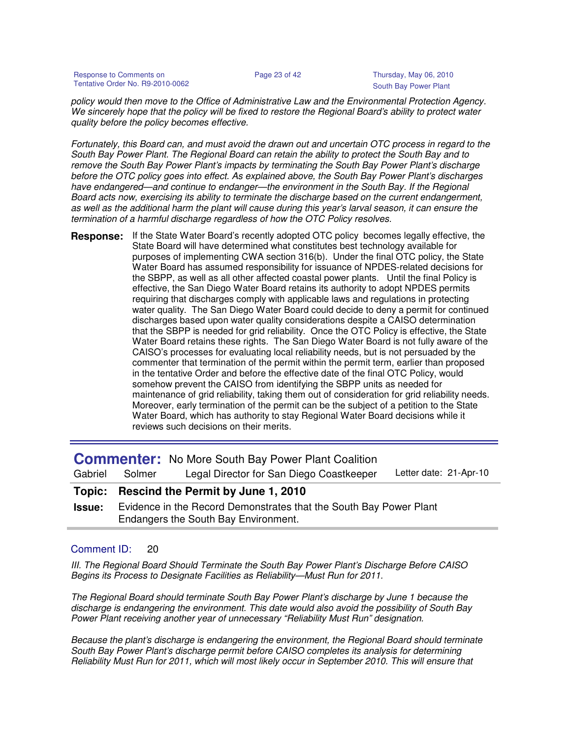*policy would then move to the Office of Administrative Law and the Environmental Protection Agency. We sincerely hope that the policy will be fixed to restore the Regional Board's ability to protect water quality before the policy becomes effective.*

*Fortunately, this Board can, and must avoid the drawn out and uncertain OTC process in regard to the South Bay Power Plant. The Regional Board can retain the ability to protect the South Bay and to remove the South Bay Power Plant's impacts by terminating the South Bay Power Plant's discharge before the OTC policy goes into effect. As explained above, the South Bay Power Plant's discharges have endangered—and continue to endanger—the environment in the South Bay. If the Regional Board acts now, exercising its ability to terminate the discharge based on the current endangerment, as well as the additional harm the plant will cause during this year's larval season, it can ensure the termination of a harmful discharge regardless of how the OTC Policy resolves.*

**Response:** If the State Water Board's recently adopted OTC policy becomes legally effective, the State Board will have determined what constitutes best technology available for purposes of implementing CWA section 316(b). Under the final OTC policy, the State Water Board has assumed responsibility for issuance of NPDES-related decisions for the SBPP, as well as all other affected coastal power plants. Until the final Policy is effective, the San Diego Water Board retains its authority to adopt NPDES permits requiring that discharges comply with applicable laws and regulations in protecting water quality. The San Diego Water Board could decide to deny a permit for continued discharges based upon water quality considerations despite a CAISO determination that the SBPP is needed for grid reliability. Once the OTC Policy is effective, the State Water Board retains these rights. The San Diego Water Board is not fully aware of the CAISO's processes for evaluating local reliability needs, but is not persuaded by the commenter that termination of the permit within the permit term, earlier than proposed in the tentative Order and before the effective date of the final OTC Policy, would somehow prevent the CAISO from identifying the SBPP units as needed for maintenance of grid reliability, taking them out of consideration for grid reliability needs. Moreover, early termination of the permit can be the subject of a petition to the State Water Board, which has authority to stay Regional Water Board decisions while it reviews such decisions on their merits.

---

**Commenter:** No More South Bay Power Plant Coalition

Gabriel Solmer — Legal Director for San Diego Coastkeeper — Letter date: 21-Apr-10

**Topic: Rescind the Permit by June 1, 2010**

**Issue:** Evidence in the Record Demonstrates that the South Bay Power Plant Endangers the South Bay Environment.

Comment ID: 20

*III. The Regional Board Should Terminate the South Bay Power Plant's Discharge Before CAISO Begins its Process to Designate Facilities as Reliability—Must Run for 2011.*

*The Regional Board should terminate South Bay Power Plant's discharge by June 1 because the discharge is endangering the environment. This date would also avoid the possibility of South Bay Power Plant receiving another year of unnecessary "Reliability Must Run" designation.*

*Because the plant's discharge is endangering the environment, the Regional Board should terminate South Bay Power Plant's discharge permit before CAISO completes its analysis for determining Reliability Must Run for 2011, which will most likely occur in September 2010. This will ensure that*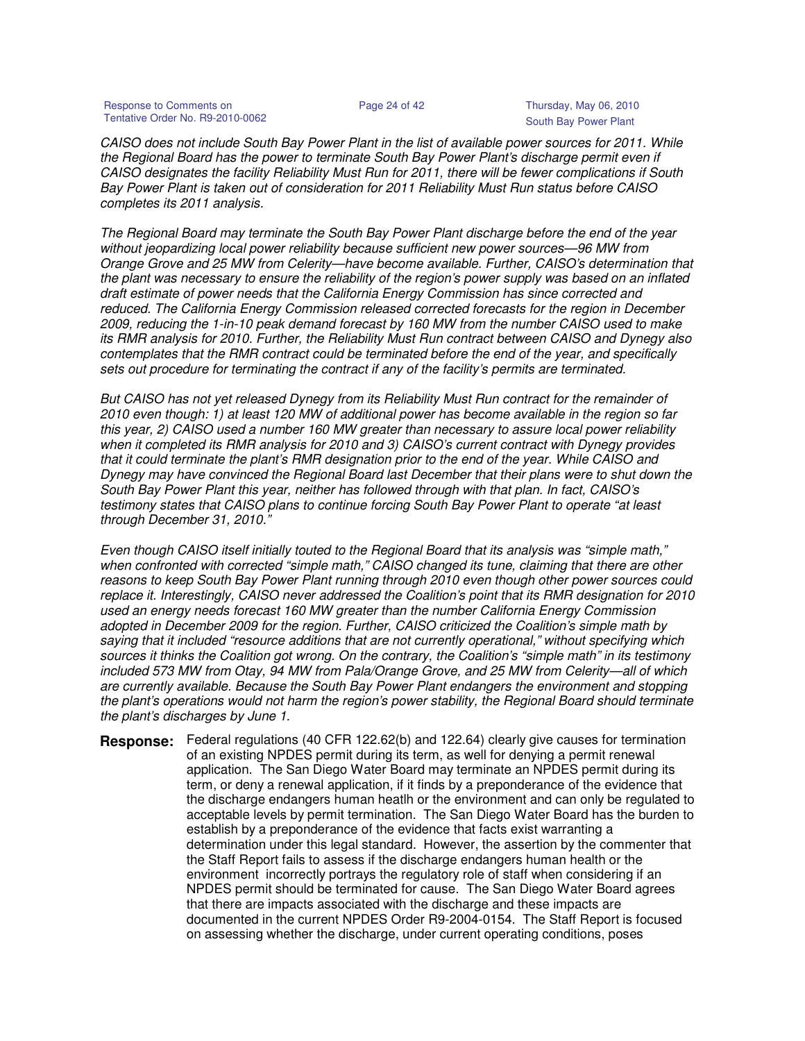*CAISO does not include South Bay Power Plant in the list of available power sources for 2011. While the Regional Board has the power to terminate South Bay Power Plant's discharge permit even if CAISO designates the facility Reliability Must Run for 2011, there will be fewer complications if South Bay Power Plant is taken out of consideration for 2011 Reliability Must Run status before CAISO completes its 2011 analysis.*

*The Regional Board may terminate the South Bay Power Plant discharge before the end of the year without jeopardizing local power reliability because sufficient new power sources—96 MW from Orange Grove and 25 MW from Celerity—have become available. Further, CAISO's determination that the plant was necessary to ensure the reliability of the region's power supply was based on an inflated draft estimate of power needs that the California Energy Commission has since corrected and reduced. The California Energy Commission released corrected forecasts for the region in December 2009, reducing the 1-in-10 peak demand forecast by 160 MW from the number CAISO used to make its RMR analysis for 2010. Further, the Reliability Must Run contract between CAISO and Dynegy also contemplates that the RMR contract could be terminated before the end of the year, and specifically sets out procedure for terminating the contract if any of the facility's permits are terminated.*

*But CAISO has not yet released Dynegy from its Reliability Must Run contract for the remainder of 2010 even though: 1) at least 120 MW of additional power has become available in the region so far this year, 2) CAISO used a number 160 MW greater than necessary to assure local power reliability when it completed its RMR analysis for 2010 and 3) CAISO's current contract with Dynegy provides that it could terminate the plant's RMR designation prior to the end of the year. While CAISO and Dynegy may have convinced the Regional Board last December that their plans were to shut down the South Bay Power Plant this year, neither has followed through with that plan. In fact, CAISO's testimony states that CAISO plans to continue forcing South Bay Power Plant to operate "at least through December 31, 2010."*

*Even though CAISO itself initially touted to the Regional Board that its analysis was "simple math," when confronted with corrected "simple math," CAISO changed its tune, claiming that there are other reasons to keep South Bay Power Plant running through 2010 even though other power sources could replace it. Interestingly, CAISO never addressed the Coalition's point that its RMR designation for 2010 used an energy needs forecast 160 MW greater than the number California Energy Commission adopted in December 2009 for the region. Further, CAISO criticized the Coalition's simple math by saying that it included "resource additions that are not currently operational," without specifying which sources it thinks the Coalition got wrong. On the contrary, the Coalition's "simple math" in its testimony included 573 MW from Otay, 94 MW from Pala/Orange Grove, and 25 MW from Celerity—all of which are currently available. Because the South Bay Power Plant endangers the environment and stopping the plant's operations would not harm the region's power stability, the Regional Board should terminate the plant's discharges by June 1.*

**Response:** Federal regulations (40 CFR 122.62(b) and 122.64) clearly give causes for termination of an existing NPDES permit during its term, as well for denying a permit renewal application. The San Diego Water Board may terminate an NPDES permit during its term, or deny a renewal application, if it finds by a preponderance of the evidence that the discharge endangers human heatlh or the environment and can only be regulated to acceptable levels by permit termination. The San Diego Water Board has the burden to establish by a preponderance of the evidence that facts exist warranting a determination under this legal standard. However, the assertion by the commenter that the Staff Report fails to assess if the discharge endangers human health or the environment incorrectly portrays the regulatory role of staff when considering if an NPDES permit should be terminated for cause. The San Diego Water Board agrees that there are impacts associated with the discharge and these impacts are documented in the current NPDES Order R9-2004-0154. The Staff Report is focused on assessing whether the discharge, under current operating conditions, poses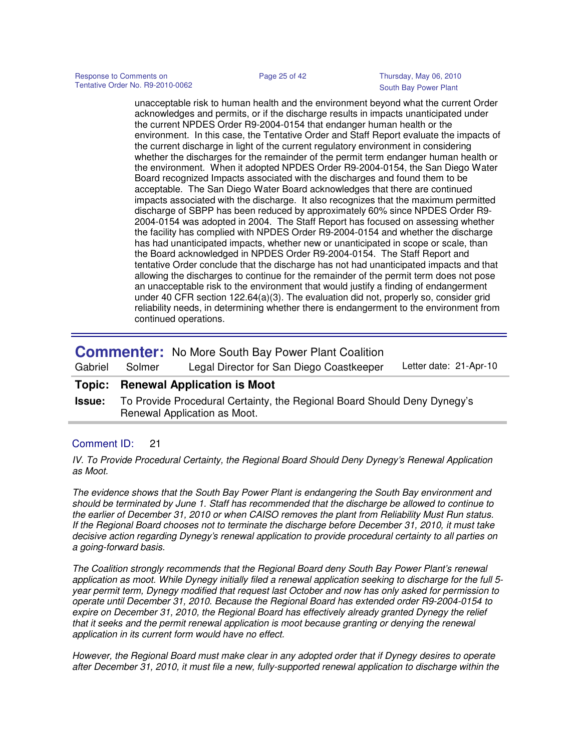unacceptable risk to human health and the environment beyond what the current Order acknowledges and permits, or if the discharge results in impacts unanticipated under the current NPDES Order R9-2004-0154 that endanger human health or the environment. In this case, the Tentative Order and Staff Report evaluate the impacts of the current discharge in light of the current regulatory environment in considering whether the discharges for the remainder of the permit term endanger human health or the environment. When it adopted NPDES Order R9-2004-0154, the San Diego Water Board recognized Impacts associated with the discharges and found them to be acceptable. The San Diego Water Board acknowledges that there are continued impacts associated with the discharge. It also recognizes that the maximum permitted discharge of SBPP has been reduced by approximately 60% since NPDES Order R9-2004-0154 was adopted in 2004. The Staff Report has focused on assessing whether the facility has complied with NPDES Order R9-2004-0154 and whether the discharge has had unanticipated impacts, whether new or unanticipated in scope or scale, than the Board acknowledged in NPDES Order R9-2004-0154. The Staff Report and tentative Order conclude that the discharge has not had unanticipated impacts and that allowing the discharges to continue for the remainder of the permit term does not pose an unacceptable risk to the environment that would justify a finding of endangerment under 40 CFR section 122.64(a)(3). The evaluation did not, properly so, consider grid reliability needs, in determining whether there is endangerment to the environment from continued operations.

---

**Commenter:** No More South Bay Power Plant Coalition

Gabriel Solmer — Legal Director for San Diego Coastkeeper — Letter date: 21-Apr-10

**Topic:** **Renewal Application is Moot**

**Issue:** To Provide Procedural Certainty, the Regional Board Should Deny Dynegy's Renewal Application as Moot.

Comment ID: 21

*IV. To Provide Procedural Certainty, the Regional Board Should Deny Dynegy's Renewal Application as Moot.*

*The evidence shows that the South Bay Power Plant is endangering the South Bay environment and should be terminated by June 1. Staff has recommended that the discharge be allowed to continue to the earlier of December 31, 2010 or when CAISO removes the plant from Reliability Must Run status. If the Regional Board chooses not to terminate the discharge before December 31, 2010, it must take decisive action regarding Dynegy's renewal application to provide procedural certainty to all parties on a going-forward basis.*

*The Coalition strongly recommends that the Regional Board deny South Bay Power Plant's renewal application as moot. While Dynegy initially filed a renewal application seeking to discharge for the full 5-year permit term, Dynegy modified that request last October and now has only asked for permission to operate until December 31, 2010. Because the Regional Board has extended order R9-2004-0154 to expire on December 31, 2010, the Regional Board has effectively already granted Dynegy the relief that it seeks and the permit renewal application is moot because granting or denying the renewal application in its current form would have no effect.*

*However, the Regional Board must make clear in any adopted order that if Dynegy desires to operate after December 31, 2010, it must file a new, fully-supported renewal application to discharge within the*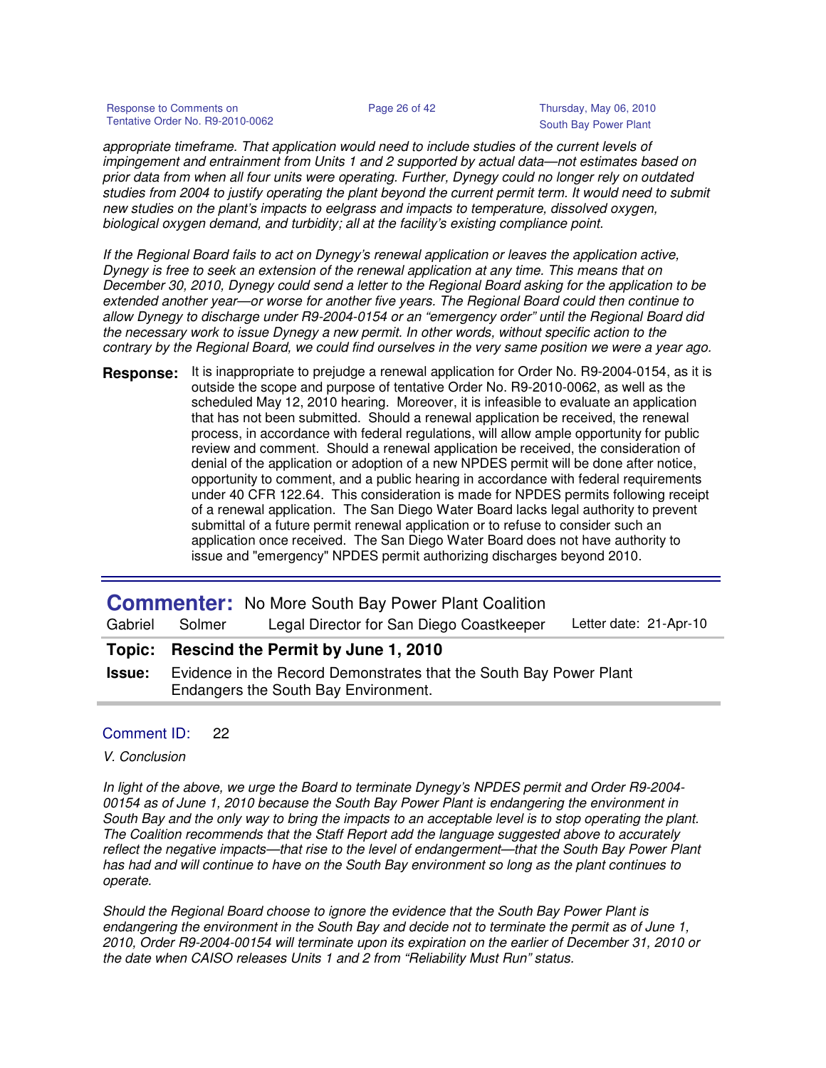*appropriate timeframe. That application would need to include studies of the current levels of impingement and entrainment from Units 1 and 2 supported by actual data—not estimates based on prior data from when all four units were operating. Further, Dynegy could no longer rely on outdated studies from 2004 to justify operating the plant beyond the current permit term. It would need to submit new studies on the plant's impacts to eelgrass and impacts to temperature, dissolved oxygen, biological oxygen demand, and turbidity; all at the facility's existing compliance point.*

*If the Regional Board fails to act on Dynegy's renewal application or leaves the application active, Dynegy is free to seek an extension of the renewal application at any time. This means that on December 30, 2010, Dynegy could send a letter to the Regional Board asking for the application to be extended another year—or worse for another five years. The Regional Board could then continue to allow Dynegy to discharge under R9-2004-0154 or an "emergency order" until the Regional Board did the necessary work to issue Dynegy a new permit. In other words, without specific action to the contrary by the Regional Board, we could find ourselves in the very same position we were a year ago.*

**Response:** It is inappropriate to prejudge a renewal application for Order No. R9-2004-0154, as it is outside the scope and purpose of tentative Order No. R9-2010-0062, as well as the scheduled May 12, 2010 hearing. Moreover, it is infeasible to evaluate an application that has not been submitted. Should a renewal application be received, the renewal process, in accordance with federal regulations, will allow ample opportunity for public review and comment. Should a renewal application be received, the consideration of denial of the application or adoption of a new NPDES permit will be done after notice, opportunity to comment, and a public hearing in accordance with federal requirements under 40 CFR 122.64. This consideration is made for NPDES permits following receipt of a renewal application. The San Diego Water Board lacks legal authority to prevent submittal of a future permit renewal application or to refuse to consider such an application once received. The San Diego Water Board does not have authority to issue and "emergency" NPDES permit authorizing discharges beyond 2010.

---

## Commenter: No More South Bay Power Plant Coalition

Gabriel Solmer — Legal Director for San Diego Coastkeeper — Letter date: 21-Apr-10

**Topic: Rescind the Permit by June 1, 2010**

**Issue:** Evidence in the Record Demonstrates that the South Bay Power Plant Endangers the South Bay Environment.

Comment ID: 22

*V. Conclusion*

*In light of the above, we urge the Board to terminate Dynegy's NPDES permit and Order R9-2004-00154 as of June 1, 2010 because the South Bay Power Plant is endangering the environment in South Bay and the only way to bring the impacts to an acceptable level is to stop operating the plant. The Coalition recommends that the Staff Report add the language suggested above to accurately reflect the negative impacts—that rise to the level of endangerment—that the South Bay Power Plant has had and will continue to have on the South Bay environment so long as the plant continues to operate.*

*Should the Regional Board choose to ignore the evidence that the South Bay Power Plant is endangering the environment in the South Bay and decide not to terminate the permit as of June 1, 2010, Order R9-2004-00154 will terminate upon its expiration on the earlier of December 31, 2010 or the date when CAISO releases Units 1 and 2 from "Reliability Must Run" status.*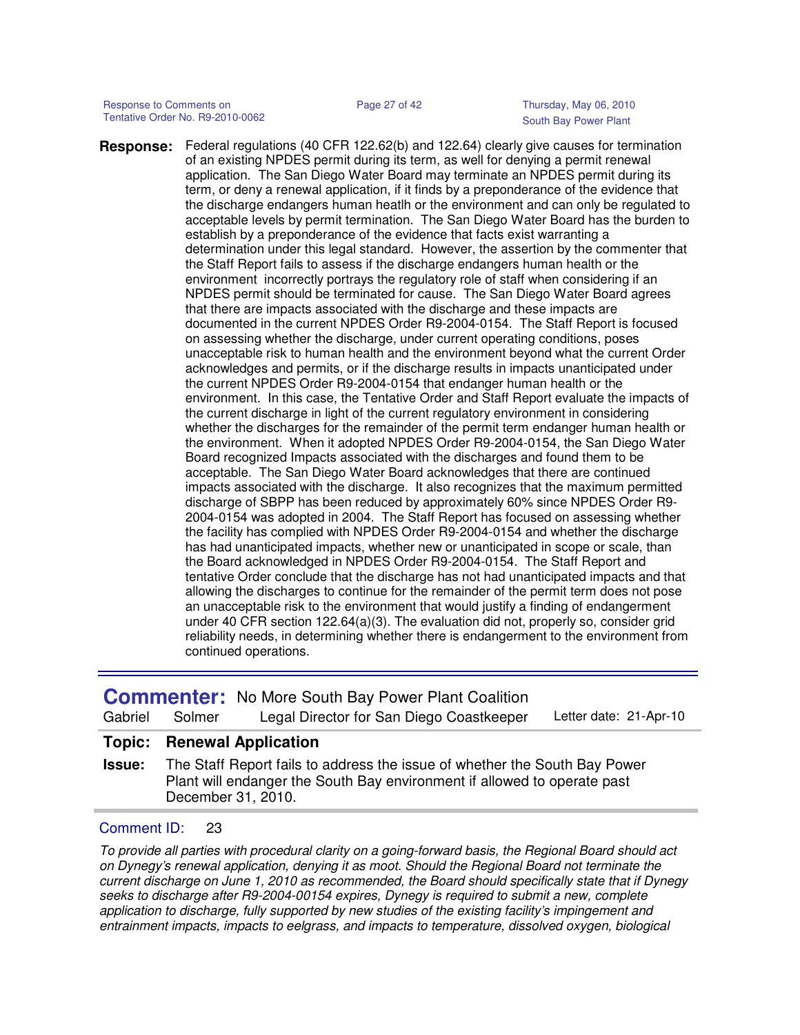**Response:** Federal regulations (40 CFR 122.62(b) and 122.64) clearly give causes for termination of an existing NPDES permit during its term, as well for denying a permit renewal application. The San Diego Water Board may terminate an NPDES permit during its term, or deny a renewal application, if it finds by a preponderance of the evidence that the discharge endangers human heatlh or the environment and can only be regulated to acceptable levels by permit termination. The San Diego Water Board has the burden to establish by a preponderance of the evidence that facts exist warranting a determination under this legal standard. However, the assertion by the commenter that the Staff Report fails to assess if the discharge endangers human health or the environment incorrectly portrays the regulatory role of staff when considering if an NPDES permit should be terminated for cause. The San Diego Water Board agrees that there are impacts associated with the discharge and these impacts are documented in the current NPDES Order R9-2004-0154. The Staff Report is focused on assessing whether the discharge, under current operating conditions, poses unacceptable risk to human health and the environment beyond what the current Order acknowledges and permits, or if the discharge results in impacts unanticipated under the current NPDES Order R9-2004-0154 that endanger human health or the environment. In this case, the Tentative Order and Staff Report evaluate the impacts of the current discharge in light of the current regulatory environment in considering whether the discharges for the remainder of the permit term endanger human health or the environment. When it adopted NPDES Order R9-2004-0154, the San Diego Water Board recognized Impacts associated with the discharges and found them to be acceptable. The San Diego Water Board acknowledges that there are continued impacts associated with the discharge. It also recognizes that the maximum permitted discharge of SBPP has been reduced by approximately 60% since NPDES Order R9-2004-0154 was adopted in 2004. The Staff Report has focused on assessing whether the facility has complied with NPDES Order R9-2004-0154 and whether the discharge has had unanticipated impacts, whether new or unanticipated in scope or scale, than the Board acknowledged in NPDES Order R9-2004-0154. The Staff Report and tentative Order conclude that the discharge has not had unanticipated impacts and that allowing the discharges to continue for the remainder of the permit term does not pose an unacceptable risk to the environment that would justify a finding of endangerment under 40 CFR section 122.64(a)(3). The evaluation did not, properly so, consider grid reliability needs, in determining whether there is endangerment to the environment from continued operations.

---

**Commenter:** No More South Bay Power Plant Coalition

Gabriel Solmer — Legal Director for San Diego Coastkeeper — Letter date: 21-Apr-10

**Topic:** **Renewal Application**

**Issue:** The Staff Report fails to address the issue of whether the South Bay Power Plant will endanger the South Bay environment if allowed to operate past December 31, 2010.

Comment ID: 23

*To provide all parties with procedural clarity on a going-forward basis, the Regional Board should act on Dynegy's renewal application, denying it as moot. Should the Regional Board not terminate the current discharge on June 1, 2010 as recommended, the Board should specifically state that if Dynegy seeks to discharge after R9-2004-00154 expires, Dynegy is required to submit a new, complete application to discharge, fully supported by new studies of the existing facility's impingement and entrainment impacts, impacts to eelgrass, and impacts to temperature, dissolved oxygen, biological*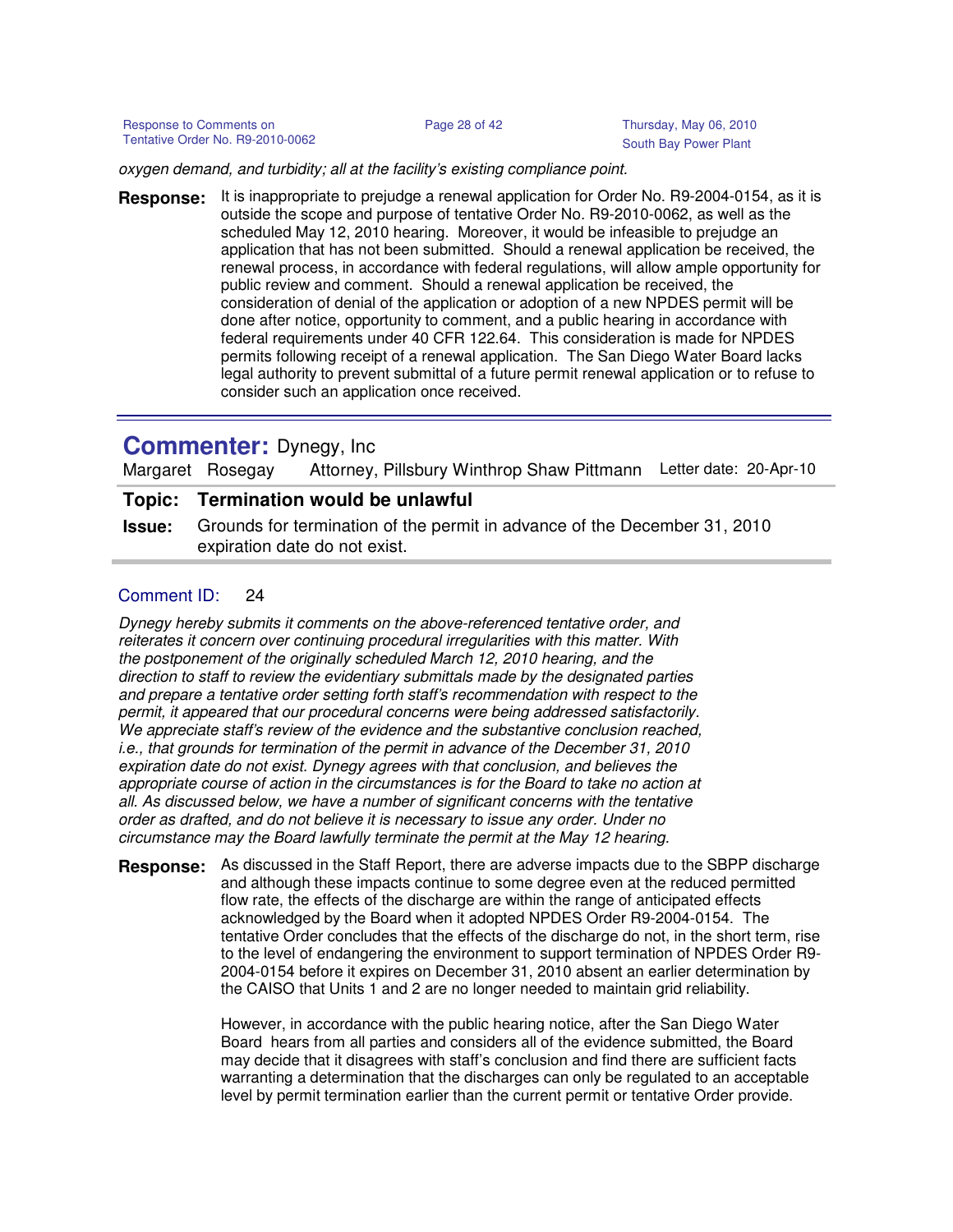*oxygen demand, and turbidity; all at the facility's existing compliance point.*

**Response:** It is inappropriate to prejudge a renewal application for Order No. R9-2004-0154, as it is outside the scope and purpose of tentative Order No. R9-2010-0062, as well as the scheduled May 12, 2010 hearing. Moreover, it would be infeasible to prejudge an application that has not been submitted. Should a renewal application be received, the renewal process, in accordance with federal regulations, will allow ample opportunity for public review and comment. Should a renewal application be received, the consideration of denial of the application or adoption of a new NPDES permit will be done after notice, opportunity to comment, and a public hearing in accordance with federal requirements under 40 CFR 122.64. This consideration is made for NPDES permits following receipt of a renewal application. The San Diego Water Board lacks legal authority to prevent submittal of a future permit renewal application or to refuse to consider such an application once received.

---

## Commenter: Dynegy, Inc

Margaret Rosegay — Attorney, Pillsbury Winthrop Shaw Pittmann — Letter date: 20-Apr-10

**Topic: Termination would be unlawful**

**Issue:** Grounds for termination of the permit in advance of the December 31, 2010 expiration date do not exist.

Comment ID: 24

*Dynegy hereby submits it comments on the above-referenced tentative order, and reiterates it concern over continuing procedural irregularities with this matter. With the postponement of the originally scheduled March 12, 2010 hearing, and the direction to staff to review the evidentiary submittals made by the designated parties and prepare a tentative order setting forth staff's recommendation with respect to the permit, it appeared that our procedural concerns were being addressed satisfactorily. We appreciate staff's review of the evidence and the substantive conclusion reached, i.e., that grounds for termination of the permit in advance of the December 31, 2010 expiration date do not exist. Dynegy agrees with that conclusion, and believes the appropriate course of action in the circumstances is for the Board to take no action at all. As discussed below, we have a number of significant concerns with the tentative order as drafted, and do not believe it is necessary to issue any order. Under no circumstance may the Board lawfully terminate the permit at the May 12 hearing.*

**Response:** As discussed in the Staff Report, there are adverse impacts due to the SBPP discharge and although these impacts continue to some degree even at the reduced permitted flow rate, the effects of the discharge are within the range of anticipated effects acknowledged by the Board when it adopted NPDES Order R9-2004-0154. The tentative Order concludes that the effects of the discharge do not, in the short term, rise to the level of endangering the environment to support termination of NPDES Order R9-2004-0154 before it expires on December 31, 2010 absent an earlier determination by the CAISO that Units 1 and 2 are no longer needed to maintain grid reliability.

However, in accordance with the public hearing notice, after the San Diego Water Board hears from all parties and considers all of the evidence submitted, the Board may decide that it disagrees with staff's conclusion and find there are sufficient facts warranting a determination that the discharges can only be regulated to an acceptable level by permit termination earlier than the current permit or tentative Order provide.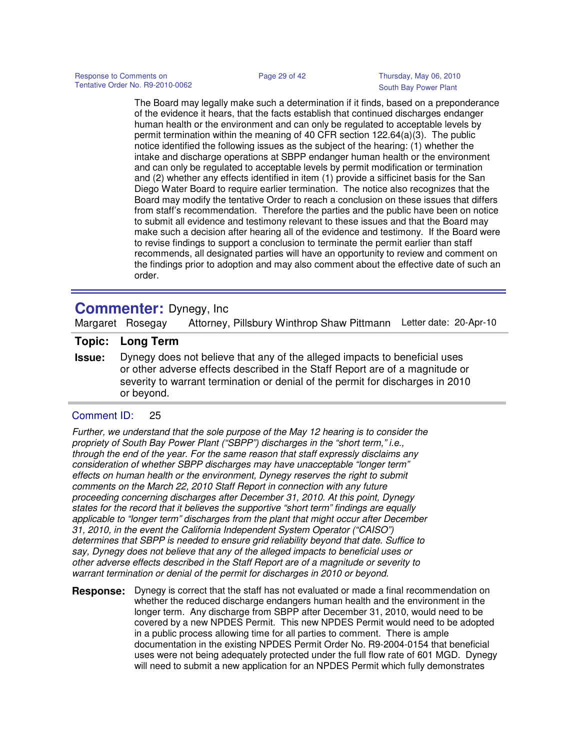The Board may legally make such a determination if it finds, based on a preponderance of the evidence it hears, that the facts establish that continued discharges endanger human health or the environment and can only be regulated to acceptable levels by permit termination within the meaning of 40 CFR section 122.64(a)(3). The public notice identified the following issues as the subject of the hearing: (1) whether the intake and discharge operations at SBPP endanger human health or the environment and can only be regulated to acceptable levels by permit modification or termination and (2) whether any effects identified in item (1) provide a sifficinet basis for the San Diego Water Board to require earlier termination. The notice also recognizes that the Board may modify the tentative Order to reach a conclusion on these issues that differs from staff's recommendation. Therefore the parties and the public have been on notice to submit all evidence and testimony relevant to these issues and that the Board may make such a decision after hearing all of the evidence and testimony. If the Board were to revise findings to support a conclusion to terminate the permit earlier than staff recommends, all designated parties will have an opportunity to review and comment on the findings prior to adoption and may also comment about the effective date of such an order.

---

## Commenter: Dynegy, Inc

Margaret Rosegay — Attorney, Pillsbury Winthrop Shaw Pittmann — Letter date: 20-Apr-10

**Topic:** **Long Term**

**Issue:** Dynegy does not believe that any of the alleged impacts to beneficial uses or other adverse effects described in the Staff Report are of a magnitude or severity to warrant termination or denial of the permit for discharges in 2010 or beyond.

**Comment ID:** 25

*Further, we understand that the sole purpose of the May 12 hearing is to consider the propriety of South Bay Power Plant ("SBPP") discharges in the "short term," i.e., through the end of the year. For the same reason that staff expressly disclaims any consideration of whether SBPP discharges may have unacceptable "longer term" effects on human health or the environment, Dynegy reserves the right to submit comments on the March 22, 2010 Staff Report in connection with any future proceeding concerning discharges after December 31, 2010. At this point, Dynegy states for the record that it believes the supportive "short term" findings are equally applicable to "longer term" discharges from the plant that might occur after December 31, 2010, in the event the California Independent System Operator ("CAISO") determines that SBPP is needed to ensure grid reliability beyond that date. Suffice to say, Dynegy does not believe that any of the alleged impacts to beneficial uses or other adverse effects described in the Staff Report are of a magnitude or severity to warrant termination or denial of the permit for discharges in 2010 or beyond.*

**Response:** Dynegy is correct that the staff has not evaluated or made a final recommendation on whether the reduced discharge endangers human health and the environment in the longer term. Any discharge from SBPP after December 31, 2010, would need to be covered by a new NPDES Permit. This new NPDES Permit would need to be adopted in a public process allowing time for all parties to comment. There is ample documentation in the existing NPDES Permit Order No. R9-2004-0154 that beneficial uses were not being adequately protected under the full flow rate of 601 MGD. Dynegy will need to submit a new application for an NPDES Permit which fully demonstrates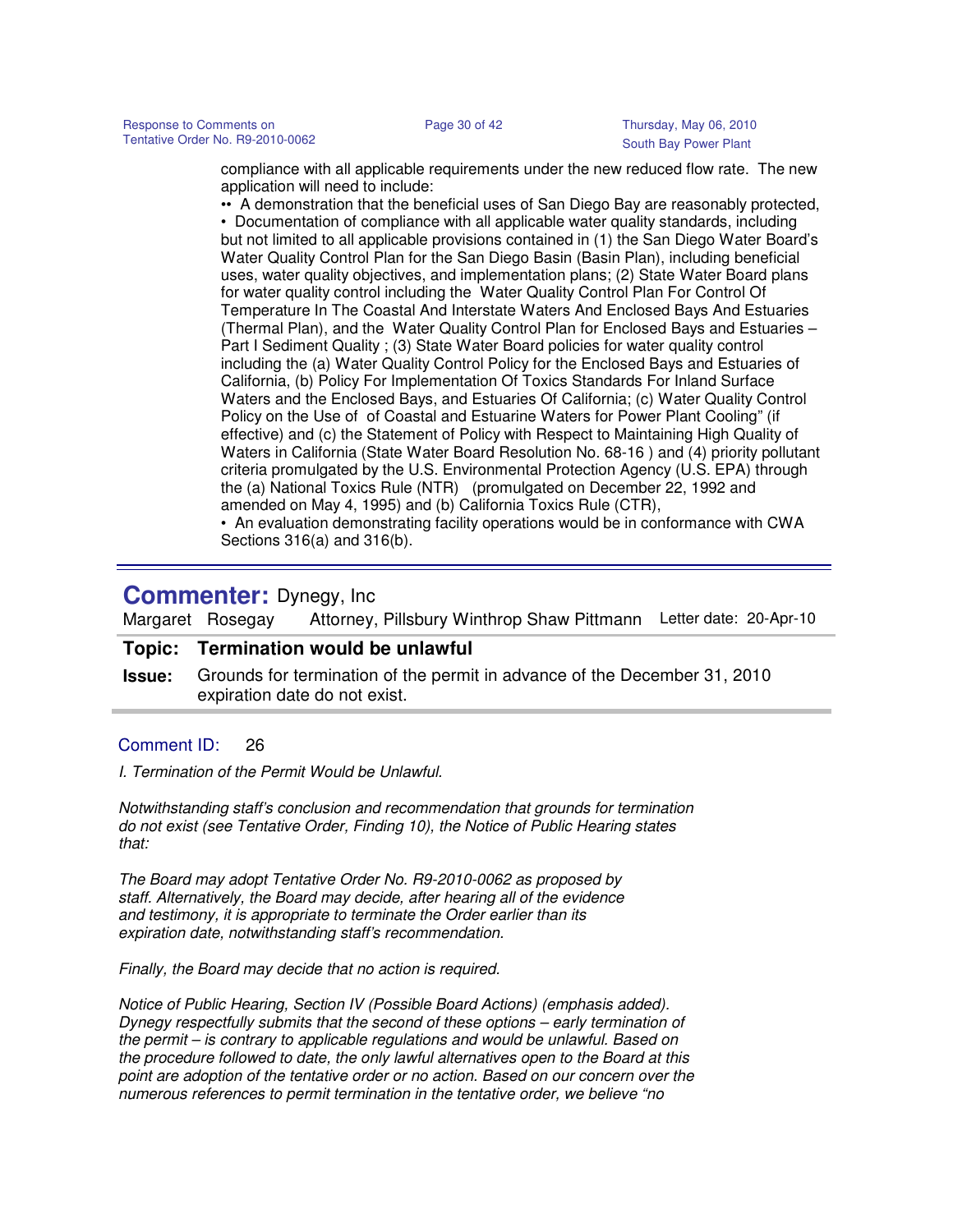compliance with all applicable requirements under the new reduced flow rate. The new application will need to include:

•• A demonstration that the beneficial uses of San Diego Bay are reasonably protected,
• Documentation of compliance with all applicable water quality standards, including but not limited to all applicable provisions contained in (1) the San Diego Water Board's Water Quality Control Plan for the San Diego Basin (Basin Plan), including beneficial uses, water quality objectives, and implementation plans; (2) State Water Board plans for water quality control including the Water Quality Control Plan For Control Of Temperature In The Coastal And Interstate Waters And Enclosed Bays And Estuaries (Thermal Plan), and the Water Quality Control Plan for Enclosed Bays and Estuaries – Part I Sediment Quality ; (3) State Water Board policies for water quality control including the (a) Water Quality Control Policy for the Enclosed Bays and Estuaries of California, (b) Policy For Implementation Of Toxics Standards For Inland Surface Waters and the Enclosed Bays, and Estuaries Of California; (c) Water Quality Control Policy on the Use of of Coastal and Estuarine Waters for Power Plant Cooling" (if effective) and (c) the Statement of Policy with Respect to Maintaining High Quality of Waters in California (State Water Board Resolution No. 68-16 ) and (4) priority pollutant criteria promulgated by the U.S. Environmental Protection Agency (U.S. EPA) through the (a) National Toxics Rule (NTR) (promulgated on December 22, 1992 and amended on May 4, 1995) and (b) California Toxics Rule (CTR),
• An evaluation demonstrating facility operations would be in conformance with CWA Sections 316(a) and 316(b).

---

## Commenter: Dynegy, Inc

Margaret Rosegay    Attorney, Pillsbury Winthrop Shaw Pittmann    Letter date: 20-Apr-10

**Topic: Termination would be unlawful**

**Issue:** Grounds for termination of the permit in advance of the December 31, 2010 expiration date do not exist.

Comment ID: 26

*I. Termination of the Permit Would be Unlawful.*

*Notwithstanding staff's conclusion and recommendation that grounds for termination do not exist (see Tentative Order, Finding 10), the Notice of Public Hearing states that:*

*The Board may adopt Tentative Order No. R9-2010-0062 as proposed by staff. Alternatively, the Board may decide, after hearing all of the evidence and testimony, it is appropriate to terminate the Order earlier than its expiration date, notwithstanding staff's recommendation.*

*Finally, the Board may decide that no action is required.*

*Notice of Public Hearing, Section IV (Possible Board Actions) (emphasis added). Dynegy respectfully submits that the second of these options – early termination of the permit – is contrary to applicable regulations and would be unlawful. Based on the procedure followed to date, the only lawful alternatives open to the Board at this point are adoption of the tentative order or no action. Based on our concern over the numerous references to permit termination in the tentative order, we believe "no*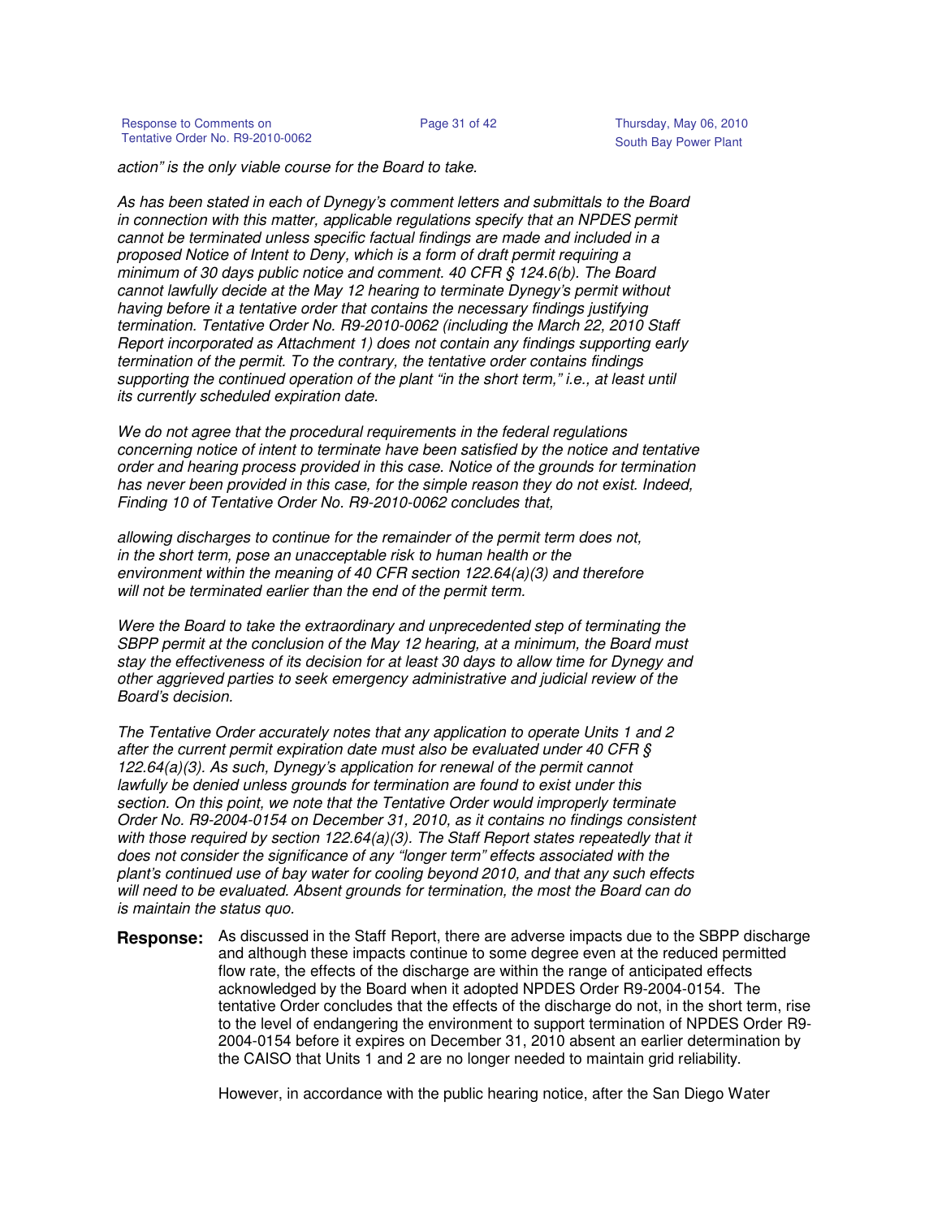*action" is the only viable course for the Board to take.*

*As has been stated in each of Dynegy's comment letters and submittals to the Board in connection with this matter, applicable regulations specify that an NPDES permit cannot be terminated unless specific factual findings are made and included in a proposed Notice of Intent to Deny, which is a form of draft permit requiring a minimum of 30 days public notice and comment. 40 CFR § 124.6(b). The Board cannot lawfully decide at the May 12 hearing to terminate Dynegy's permit without having before it a tentative order that contains the necessary findings justifying termination. Tentative Order No. R9-2010-0062 (including the March 22, 2010 Staff Report incorporated as Attachment 1) does not contain any findings supporting early termination of the permit. To the contrary, the tentative order contains findings supporting the continued operation of the plant "in the short term," i.e., at least until its currently scheduled expiration date.*

*We do not agree that the procedural requirements in the federal regulations concerning notice of intent to terminate have been satisfied by the notice and tentative order and hearing process provided in this case. Notice of the grounds for termination has never been provided in this case, for the simple reason they do not exist. Indeed, Finding 10 of Tentative Order No. R9-2010-0062 concludes that,*

*allowing discharges to continue for the remainder of the permit term does not, in the short term, pose an unacceptable risk to human health or the environment within the meaning of 40 CFR section 122.64(a)(3) and therefore will not be terminated earlier than the end of the permit term.*

*Were the Board to take the extraordinary and unprecedented step of terminating the SBPP permit at the conclusion of the May 12 hearing, at a minimum, the Board must stay the effectiveness of its decision for at least 30 days to allow time for Dynegy and other aggrieved parties to seek emergency administrative and judicial review of the Board's decision.*

*The Tentative Order accurately notes that any application to operate Units 1 and 2 after the current permit expiration date must also be evaluated under 40 CFR § 122.64(a)(3). As such, Dynegy's application for renewal of the permit cannot lawfully be denied unless grounds for termination are found to exist under this section. On this point, we note that the Tentative Order would improperly terminate Order No. R9-2004-0154 on December 31, 2010, as it contains no findings consistent with those required by section 122.64(a)(3). The Staff Report states repeatedly that it does not consider the significance of any "longer term" effects associated with the plant's continued use of bay water for cooling beyond 2010, and that any such effects will need to be evaluated. Absent grounds for termination, the most the Board can do is maintain the status quo.*

**Response:** As discussed in the Staff Report, there are adverse impacts due to the SBPP discharge and although these impacts continue to some degree even at the reduced permitted flow rate, the effects of the discharge are within the range of anticipated effects acknowledged by the Board when it adopted NPDES Order R9-2004-0154. The tentative Order concludes that the effects of the discharge do not, in the short term, rise to the level of endangering the environment to support termination of NPDES Order R9-2004-0154 before it expires on December 31, 2010 absent an earlier determination by the CAISO that Units 1 and 2 are no longer needed to maintain grid reliability.

However, in accordance with the public hearing notice, after the San Diego Water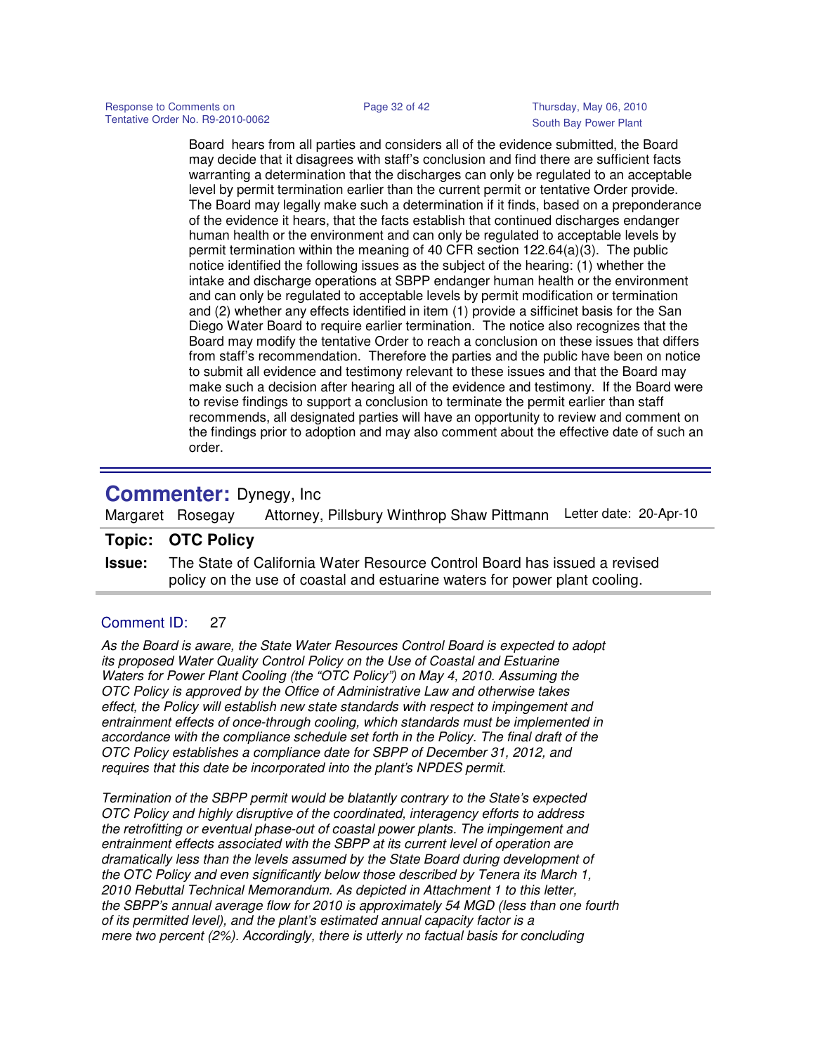Board hears from all parties and considers all of the evidence submitted, the Board may decide that it disagrees with staff's conclusion and find there are sufficient facts warranting a determination that the discharges can only be regulated to an acceptable level by permit termination earlier than the current permit or tentative Order provide. The Board may legally make such a determination if it finds, based on a preponderance of the evidence it hears, that the facts establish that continued discharges endanger human health or the environment and can only be regulated to acceptable levels by permit termination within the meaning of 40 CFR section 122.64(a)(3). The public notice identified the following issues as the subject of the hearing: (1) whether the intake and discharge operations at SBPP endanger human health or the environment and can only be regulated to acceptable levels by permit modification or termination and (2) whether any effects identified in item (1) provide a sifficinet basis for the San Diego Water Board to require earlier termination. The notice also recognizes that the Board may modify the tentative Order to reach a conclusion on these issues that differs from staff's recommendation. Therefore the parties and the public have been on notice to submit all evidence and testimony relevant to these issues and that the Board may make such a decision after hearing all of the evidence and testimony. If the Board were to revise findings to support a conclusion to terminate the permit earlier than staff recommends, all designated parties will have an opportunity to review and comment on the findings prior to adoption and may also comment about the effective date of such an order.

---

## **Commenter:** Dynegy, Inc

Margaret Rosegay    Attorney, Pillsbury Winthrop Shaw Pittmann    Letter date: 20-Apr-10

**Topic:** **OTC Policy**

**Issue:** The State of California Water Resource Control Board has issued a revised policy on the use of coastal and estuarine waters for power plant cooling.

Comment ID: 27

*As the Board is aware, the State Water Resources Control Board is expected to adopt its proposed Water Quality Control Policy on the Use of Coastal and Estuarine Waters for Power Plant Cooling (the "OTC Policy") on May 4, 2010. Assuming the OTC Policy is approved by the Office of Administrative Law and otherwise takes effect, the Policy will establish new state standards with respect to impingement and entrainment effects of once-through cooling, which standards must be implemented in accordance with the compliance schedule set forth in the Policy. The final draft of the OTC Policy establishes a compliance date for SBPP of December 31, 2012, and requires that this date be incorporated into the plant's NPDES permit.*

*Termination of the SBPP permit would be blatantly contrary to the State's expected OTC Policy and highly disruptive of the coordinated, interagency efforts to address the retrofitting or eventual phase-out of coastal power plants. The impingement and entrainment effects associated with the SBPP at its current level of operation are dramatically less than the levels assumed by the State Board during development of the OTC Policy and even significantly below those described by Tenera its March 1, 2010 Rebuttal Technical Memorandum. As depicted in Attachment 1 to this letter, the SBPP's annual average flow for 2010 is approximately 54 MGD (less than one fourth of its permitted level), and the plant's estimated annual capacity factor is a mere two percent (2%). Accordingly, there is utterly no factual basis for concluding*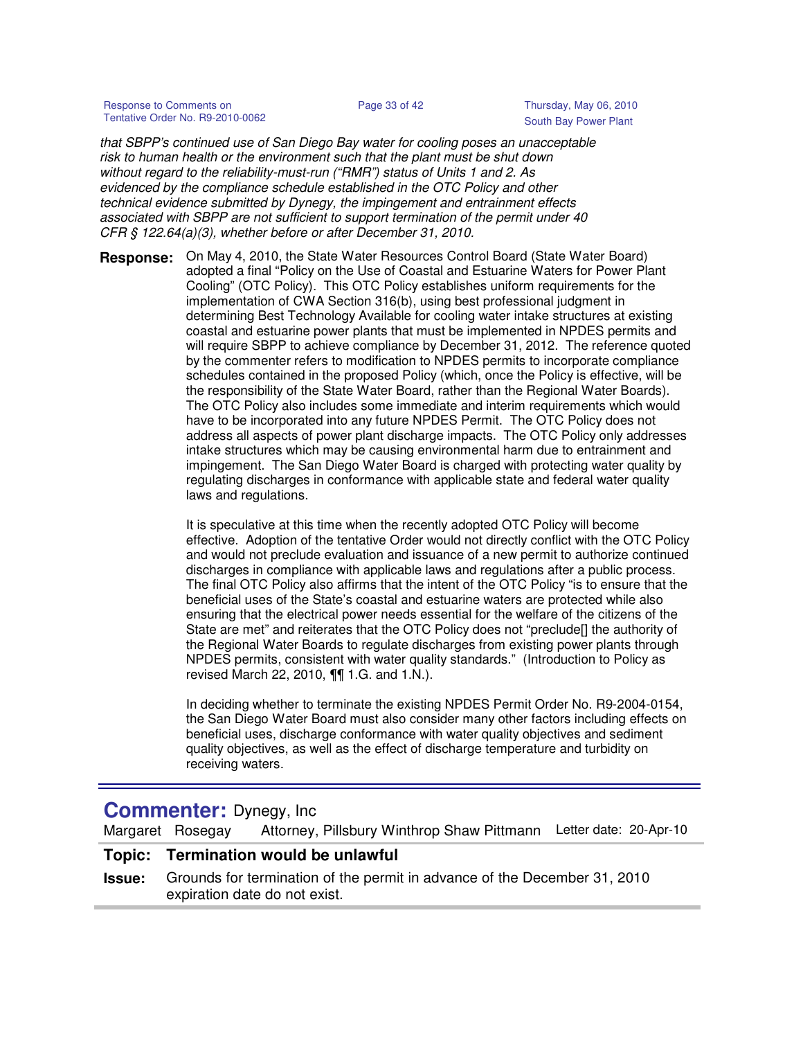*that SBPP's continued use of San Diego Bay water for cooling poses an unacceptable risk to human health or the environment such that the plant must be shut down without regard to the reliability-must-run ("RMR") status of Units 1 and 2. As evidenced by the compliance schedule established in the OTC Policy and other technical evidence submitted by Dynegy, the impingement and entrainment effects associated with SBPP are not sufficient to support termination of the permit under 40 CFR § 122.64(a)(3), whether before or after December 31, 2010.*

**Response:** On May 4, 2010, the State Water Resources Control Board (State Water Board) adopted a final "Policy on the Use of Coastal and Estuarine Waters for Power Plant Cooling" (OTC Policy). This OTC Policy establishes uniform requirements for the implementation of CWA Section 316(b), using best professional judgment in determining Best Technology Available for cooling water intake structures at existing coastal and estuarine power plants that must be implemented in NPDES permits and will require SBPP to achieve compliance by December 31, 2012. The reference quoted by the commenter refers to modification to NPDES permits to incorporate compliance schedules contained in the proposed Policy (which, once the Policy is effective, will be the responsibility of the State Water Board, rather than the Regional Water Boards). The OTC Policy also includes some immediate and interim requirements which would have to be incorporated into any future NPDES Permit. The OTC Policy does not address all aspects of power plant discharge impacts. The OTC Policy only addresses intake structures which may be causing environmental harm due to entrainment and impingement. The San Diego Water Board is charged with protecting water quality by regulating discharges in conformance with applicable state and federal water quality laws and regulations.

It is speculative at this time when the recently adopted OTC Policy will become effective. Adoption of the tentative Order would not directly conflict with the OTC Policy and would not preclude evaluation and issuance of a new permit to authorize continued discharges in compliance with applicable laws and regulations after a public process. The final OTC Policy also affirms that the intent of the OTC Policy "is to ensure that the beneficial uses of the State's coastal and estuarine waters are protected while also ensuring that the electrical power needs essential for the welfare of the citizens of the State are met" and reiterates that the OTC Policy does not "preclude[] the authority of the Regional Water Boards to regulate discharges from existing power plants through NPDES permits, consistent with water quality standards." (Introduction to Policy as revised March 22, 2010, ¶¶ 1.G. and 1.N.).

In deciding whether to terminate the existing NPDES Permit Order No. R9-2004-0154, the San Diego Water Board must also consider many other factors including effects on beneficial uses, discharge conformance with water quality objectives and sediment quality objectives, as well as the effect of discharge temperature and turbidity on receiving waters.

---

## Commenter: Dynegy, Inc

Margaret Rosegay — Attorney, Pillsbury Winthrop Shaw Pittmann — Letter date: 20-Apr-10

**Topic: Termination would be unlawful**

**Issue:** Grounds for termination of the permit in advance of the December 31, 2010 expiration date do not exist.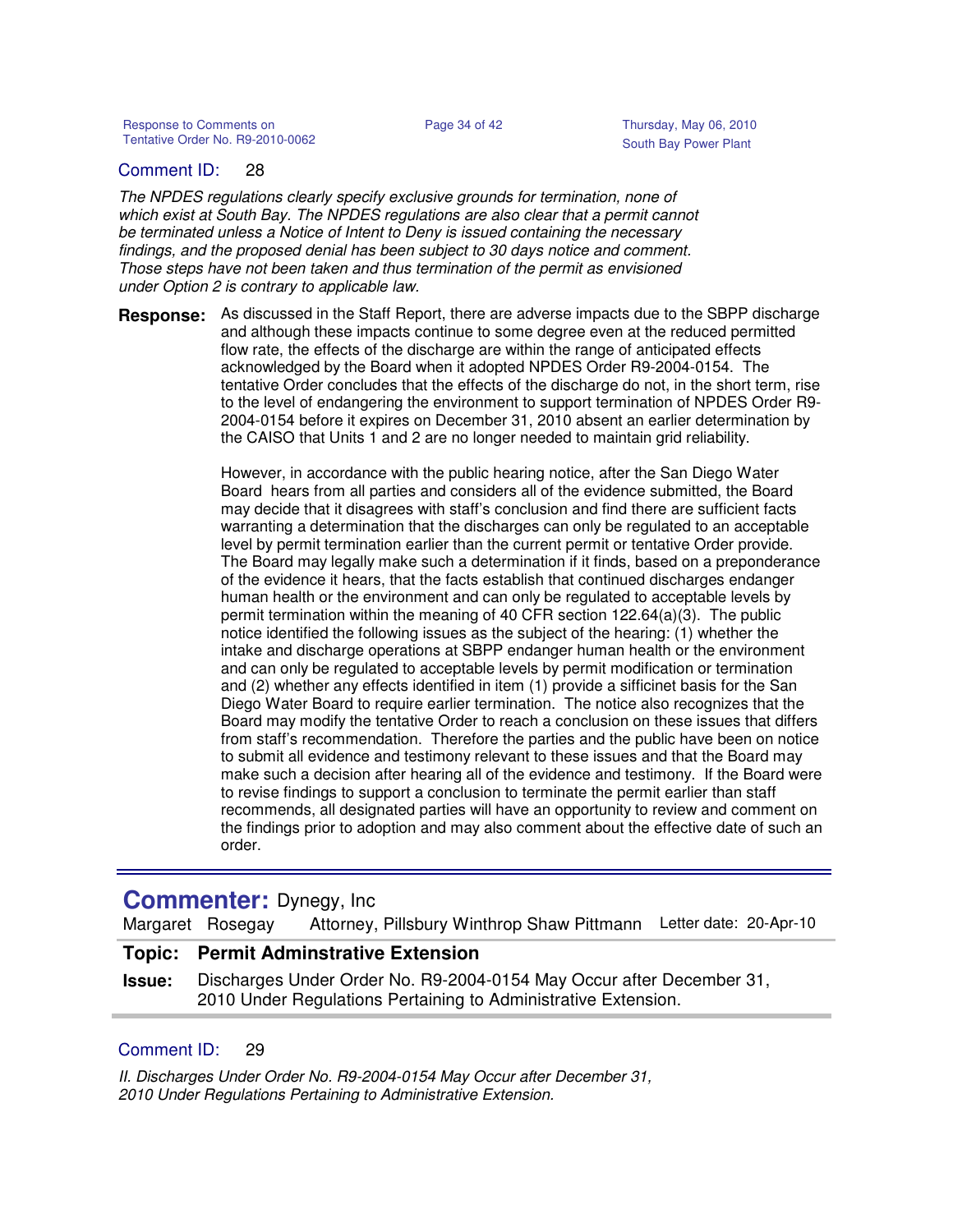Comment ID: 28

*The NPDES regulations clearly specify exclusive grounds for termination, none of which exist at South Bay. The NPDES regulations are also clear that a permit cannot be terminated unless a Notice of Intent to Deny is issued containing the necessary findings, and the proposed denial has been subject to 30 days notice and comment. Those steps have not been taken and thus termination of the permit as envisioned under Option 2 is contrary to applicable law.*

**Response:** As discussed in the Staff Report, there are adverse impacts due to the SBPP discharge and although these impacts continue to some degree even at the reduced permitted flow rate, the effects of the discharge are within the range of anticipated effects acknowledged by the Board when it adopted NPDES Order R9-2004-0154. The tentative Order concludes that the effects of the discharge do not, in the short term, rise to the level of endangering the environment to support termination of NPDES Order R9-2004-0154 before it expires on December 31, 2010 absent an earlier determination by the CAISO that Units 1 and 2 are no longer needed to maintain grid reliability.

However, in accordance with the public hearing notice, after the San Diego Water Board hears from all parties and considers all of the evidence submitted, the Board may decide that it disagrees with staff's conclusion and find there are sufficient facts warranting a determination that the discharges can only be regulated to an acceptable level by permit termination earlier than the current permit or tentative Order provide. The Board may legally make such a determination if it finds, based on a preponderance of the evidence it hears, that the facts establish that continued discharges endanger human health or the environment and can only be regulated to acceptable levels by permit termination within the meaning of 40 CFR section 122.64(a)(3). The public notice identified the following issues as the subject of the hearing: (1) whether the intake and discharge operations at SBPP endanger human health or the environment and can only be regulated to acceptable levels by permit modification or termination and (2) whether any effects identified in item (1) provide a sifficinet basis for the San Diego Water Board to require earlier termination. The notice also recognizes that the Board may modify the tentative Order to reach a conclusion on these issues that differs from staff's recommendation. Therefore the parties and the public have been on notice to submit all evidence and testimony relevant to these issues and that the Board may make such a decision after hearing all of the evidence and testimony. If the Board were to revise findings to support a conclusion to terminate the permit earlier than staff recommends, all designated parties will have an opportunity to review and comment on the findings prior to adoption and may also comment about the effective date of such an order.

---

## Commenter: Dynegy, Inc

Margaret Rosegay — Attorney, Pillsbury Winthrop Shaw Pittmann — Letter date: 20-Apr-10

**Topic: Permit Adminstrative Extension**

**Issue:** Discharges Under Order No. R9-2004-0154 May Occur after December 31, 2010 Under Regulations Pertaining to Administrative Extension.

Comment ID: 29

*II. Discharges Under Order No. R9-2004-0154 May Occur after December 31, 2010 Under Regulations Pertaining to Administrative Extension.*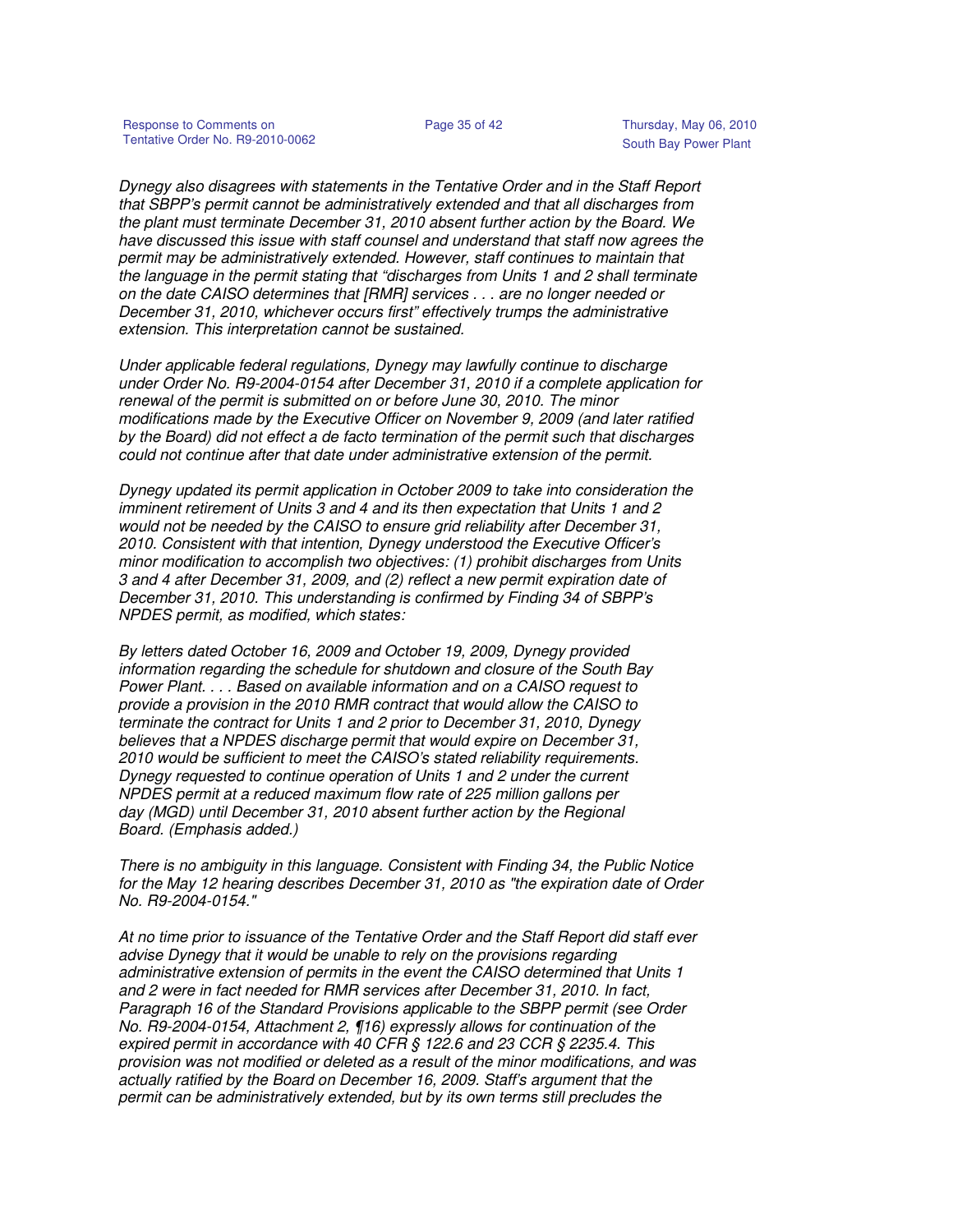*Dynegy also disagrees with statements in the Tentative Order and in the Staff Report that SBPP's permit cannot be administratively extended and that all discharges from the plant must terminate December 31, 2010 absent further action by the Board. We have discussed this issue with staff counsel and understand that staff now agrees the permit may be administratively extended. However, staff continues to maintain that the language in the permit stating that "discharges from Units 1 and 2 shall terminate on the date CAISO determines that [RMR] services . . . are no longer needed or December 31, 2010, whichever occurs first" effectively trumps the administrative extension. This interpretation cannot be sustained.*

*Under applicable federal regulations, Dynegy may lawfully continue to discharge under Order No. R9-2004-0154 after December 31, 2010 if a complete application for renewal of the permit is submitted on or before June 30, 2010. The minor modifications made by the Executive Officer on November 9, 2009 (and later ratified by the Board) did not effect a de facto termination of the permit such that discharges could not continue after that date under administrative extension of the permit.*

*Dynegy updated its permit application in October 2009 to take into consideration the imminent retirement of Units 3 and 4 and its then expectation that Units 1 and 2 would not be needed by the CAISO to ensure grid reliability after December 31, 2010. Consistent with that intention, Dynegy understood the Executive Officer's minor modification to accomplish two objectives: (1) prohibit discharges from Units 3 and 4 after December 31, 2009, and (2) reflect a new permit expiration date of December 31, 2010. This understanding is confirmed by Finding 34 of SBPP's NPDES permit, as modified, which states:*

*By letters dated October 16, 2009 and October 19, 2009, Dynegy provided information regarding the schedule for shutdown and closure of the South Bay Power Plant. . . . Based on available information and on a CAISO request to provide a provision in the 2010 RMR contract that would allow the CAISO to terminate the contract for Units 1 and 2 prior to December 31, 2010, Dynegy believes that a NPDES discharge permit that would expire on December 31, 2010 would be sufficient to meet the CAISO's stated reliability requirements. Dynegy requested to continue operation of Units 1 and 2 under the current NPDES permit at a reduced maximum flow rate of 225 million gallons per day (MGD) until December 31, 2010 absent further action by the Regional Board. (Emphasis added.)*

*There is no ambiguity in this language. Consistent with Finding 34, the Public Notice for the May 12 hearing describes December 31, 2010 as "the expiration date of Order No. R9-2004-0154."*

*At no time prior to issuance of the Tentative Order and the Staff Report did staff ever advise Dynegy that it would be unable to rely on the provisions regarding administrative extension of permits in the event the CAISO determined that Units 1 and 2 were in fact needed for RMR services after December 31, 2010. In fact, Paragraph 16 of the Standard Provisions applicable to the SBPP permit (see Order No. R9-2004-0154, Attachment 2, ¶16) expressly allows for continuation of the expired permit in accordance with 40 CFR § 122.6 and 23 CCR § 2235.4. This provision was not modified or deleted as a result of the minor modifications, and was actually ratified by the Board on December 16, 2009. Staff's argument that the permit can be administratively extended, but by its own terms still precludes the*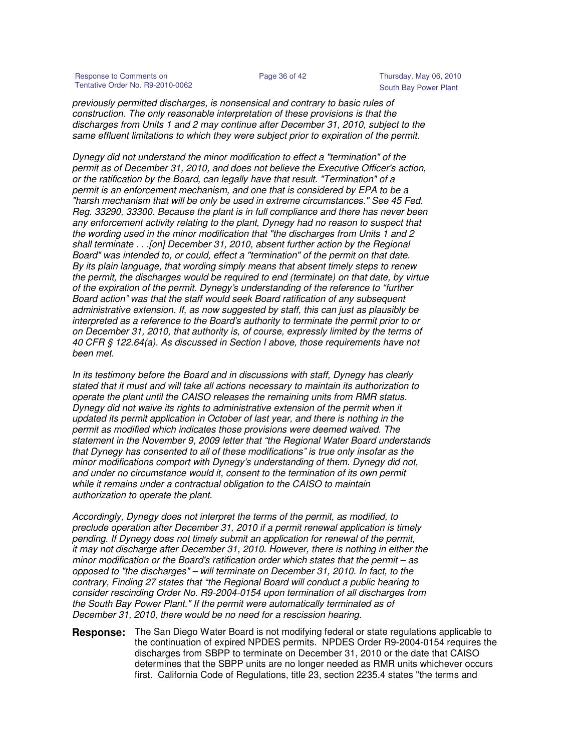*previously permitted discharges, is nonsensical and contrary to basic rules of construction. The only reasonable interpretation of these provisions is that the discharges from Units 1 and 2 may continue after December 31, 2010, subject to the same effluent limitations to which they were subject prior to expiration of the permit.*

*Dynegy did not understand the minor modification to effect a "termination" of the permit as of December 31, 2010, and does not believe the Executive Officer's action, or the ratification by the Board, can legally have that result. "Termination" of a permit is an enforcement mechanism, and one that is considered by EPA to be a "harsh mechanism that will be only be used in extreme circumstances." See 45 Fed. Reg. 33290, 33300. Because the plant is in full compliance and there has never been any enforcement activity relating to the plant, Dynegy had no reason to suspect that the wording used in the minor modification that "the discharges from Units 1 and 2 shall terminate . . .[on] December 31, 2010, absent further action by the Regional Board" was intended to, or could, effect a "termination" of the permit on that date. By its plain language, that wording simply means that absent timely steps to renew the permit, the discharges would be required to end (terminate) on that date, by virtue of the expiration of the permit. Dynegy's understanding of the reference to "further Board action" was that the staff would seek Board ratification of any subsequent administrative extension. If, as now suggested by staff, this can just as plausibly be interpreted as a reference to the Board's authority to terminate the permit prior to or on December 31, 2010, that authority is, of course, expressly limited by the terms of 40 CFR § 122.64(a). As discussed in Section I above, those requirements have not been met.*

*In its testimony before the Board and in discussions with staff, Dynegy has clearly stated that it must and will take all actions necessary to maintain its authorization to operate the plant until the CAISO releases the remaining units from RMR status. Dynegy did not waive its rights to administrative extension of the permit when it updated its permit application in October of last year, and there is nothing in the permit as modified which indicates those provisions were deemed waived. The statement in the November 9, 2009 letter that "the Regional Water Board understands that Dynegy has consented to all of these modifications" is true only insofar as the minor modifications comport with Dynegy's understanding of them. Dynegy did not, and under no circumstance would it, consent to the termination of its own permit while it remains under a contractual obligation to the CAISO to maintain authorization to operate the plant.*

*Accordingly, Dynegy does not interpret the terms of the permit, as modified, to preclude operation after December 31, 2010 if a permit renewal application is timely pending. If Dynegy does not timely submit an application for renewal of the permit, it may not discharge after December 31, 2010. However, there is nothing in either the minor modification or the Board's ratification order which states that the permit – as opposed to "the discharges" – will terminate on December 31, 2010. In fact, to the contrary, Finding 27 states that "the Regional Board will conduct a public hearing to consider rescinding Order No. R9-2004-0154 upon termination of all discharges from the South Bay Power Plant." If the permit were automatically terminated as of December 31, 2010, there would be no need for a rescission hearing.*

**Response:** The San Diego Water Board is not modifying federal or state regulations applicable to the continuation of expired NPDES permits. NPDES Order R9-2004-0154 requires the discharges from SBPP to terminate on December 31, 2010 or the date that CAISO determines that the SBPP units are no longer needed as RMR units whichever occurs first. California Code of Regulations, title 23, section 2235.4 states "the terms and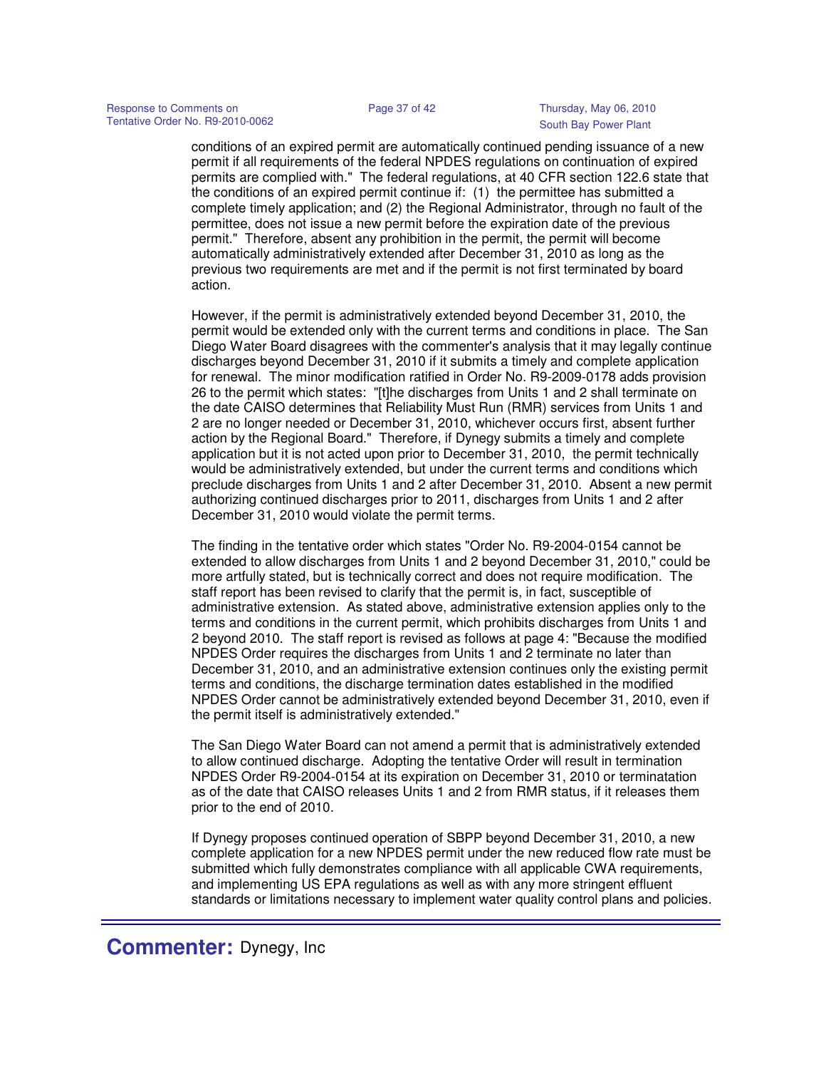conditions of an expired permit are automatically continued pending issuance of a new permit if all requirements of the federal NPDES regulations on continuation of expired permits are complied with." The federal regulations, at 40 CFR section 122.6 state that the conditions of an expired permit continue if: (1) the permittee has submitted a complete timely application; and (2) the Regional Administrator, through no fault of the permittee, does not issue a new permit before the expiration date of the previous permit." Therefore, absent any prohibition in the permit, the permit will become automatically administratively extended after December 31, 2010 as long as the previous two requirements are met and if the permit is not first terminated by board action.

However, if the permit is administratively extended beyond December 31, 2010, the permit would be extended only with the current terms and conditions in place. The San Diego Water Board disagrees with the commenter's analysis that it may legally continue discharges beyond December 31, 2010 if it submits a timely and complete application for renewal. The minor modification ratified in Order No. R9-2009-0178 adds provision 26 to the permit which states: "[t]he discharges from Units 1 and 2 shall terminate on the date CAISO determines that Reliability Must Run (RMR) services from Units 1 and 2 are no longer needed or December 31, 2010, whichever occurs first, absent further action by the Regional Board." Therefore, if Dynegy submits a timely and complete application but it is not acted upon prior to December 31, 2010, the permit technically would be administratively extended, but under the current terms and conditions which preclude discharges from Units 1 and 2 after December 31, 2010. Absent a new permit authorizing continued discharges prior to 2011, discharges from Units 1 and 2 after December 31, 2010 would violate the permit terms.

The finding in the tentative order which states "Order No. R9-2004-0154 cannot be extended to allow discharges from Units 1 and 2 beyond December 31, 2010," could be more artfully stated, but is technically correct and does not require modification. The staff report has been revised to clarify that the permit is, in fact, susceptible of administrative extension. As stated above, administrative extension applies only to the terms and conditions in the current permit, which prohibits discharges from Units 1 and 2 beyond 2010. The staff report is revised as follows at page 4: "Because the modified NPDES Order requires the discharges from Units 1 and 2 terminate no later than December 31, 2010, and an administrative extension continues only the existing permit terms and conditions, the discharge termination dates established in the modified NPDES Order cannot be administratively extended beyond December 31, 2010, even if the permit itself is administratively extended."

The San Diego Water Board can not amend a permit that is administratively extended to allow continued discharge. Adopting the tentative Order will result in termination NPDES Order R9-2004-0154 at its expiration on December 31, 2010 or terminatation as of the date that CAISO releases Units 1 and 2 from RMR status, if it releases them prior to the end of 2010.

If Dynegy proposes continued operation of SBPP beyond December 31, 2010, a new complete application for a new NPDES permit under the new reduced flow rate must be submitted which fully demonstrates compliance with all applicable CWA requirements, and implementing US EPA regulations as well as with any more stringent effluent standards or limitations necessary to implement water quality control plans and policies.

---

## Commenter: Dynegy, Inc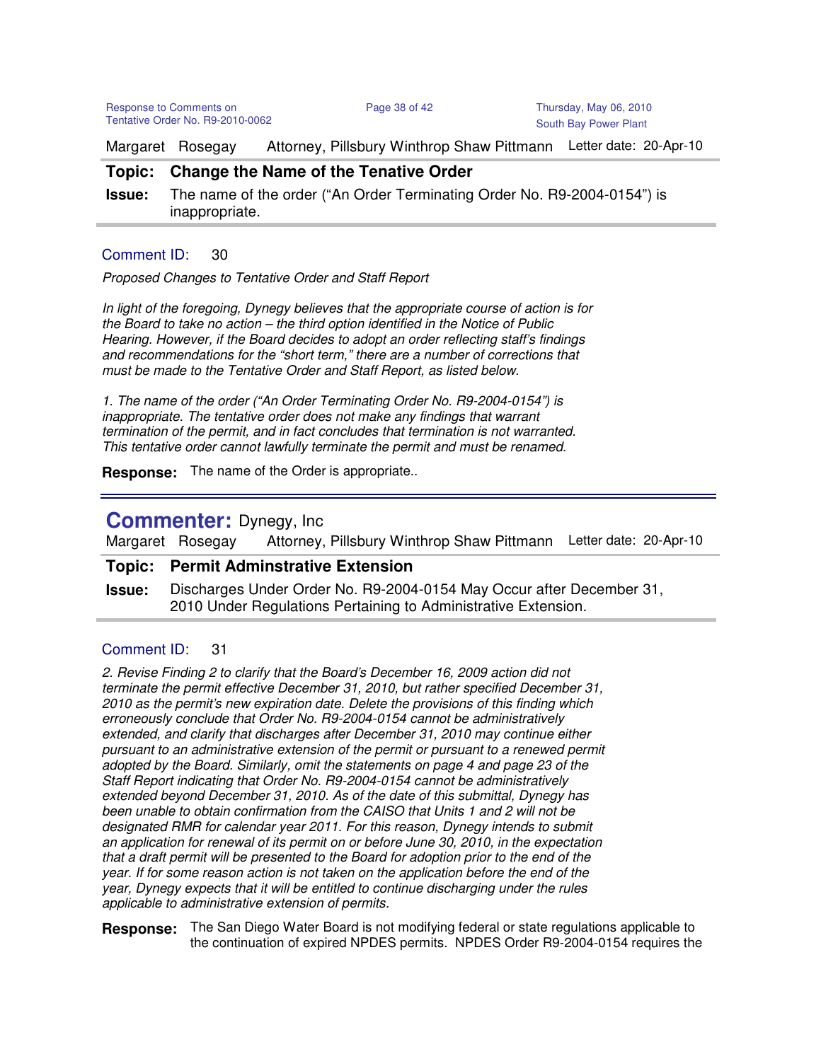Margaret Rosegay Attorney, Pillsbury Winthrop Shaw Pittmann Letter date: 20-Apr-10

**Topic: Change the Name of the Tenative Order**

**Issue:** The name of the order ("An Order Terminating Order No. R9-2004-0154") is inappropriate.

Comment ID: 30

*Proposed Changes to Tentative Order and Staff Report*

*In light of the foregoing, Dynegy believes that the appropriate course of action is for the Board to take no action – the third option identified in the Notice of Public Hearing. However, if the Board decides to adopt an order reflecting staff's findings and recommendations for the "short term," there are a number of corrections that must be made to the Tentative Order and Staff Report, as listed below.*

*1. The name of the order ("An Order Terminating Order No. R9-2004-0154") is inappropriate. The tentative order does not make any findings that warrant termination of the permit, and in fact concludes that termination is not warranted. This tentative order cannot lawfully terminate the permit and must be renamed.*

**Response:** The name of the Order is appropriate..

---

## Commenter: Dynegy, Inc

Margaret Rosegay Attorney, Pillsbury Winthrop Shaw Pittmann Letter date: 20-Apr-10

**Topic: Permit Adminstrative Extension**

**Issue:** Discharges Under Order No. R9-2004-0154 May Occur after December 31, 2010 Under Regulations Pertaining to Administrative Extension.

Comment ID: 31

*2. Revise Finding 2 to clarify that the Board's December 16, 2009 action did not terminate the permit effective December 31, 2010, but rather specified December 31, 2010 as the permit's new expiration date. Delete the provisions of this finding which erroneously conclude that Order No. R9-2004-0154 cannot be administratively extended, and clarify that discharges after December 31, 2010 may continue either pursuant to an administrative extension of the permit or pursuant to a renewed permit adopted by the Board. Similarly, omit the statements on page 4 and page 23 of the Staff Report indicating that Order No. R9-2004-0154 cannot be administratively extended beyond December 31, 2010. As of the date of this submittal, Dynegy has been unable to obtain confirmation from the CAISO that Units 1 and 2 will not be designated RMR for calendar year 2011. For this reason, Dynegy intends to submit an application for renewal of its permit on or before June 30, 2010, in the expectation that a draft permit will be presented to the Board for adoption prior to the end of the year. If for some reason action is not taken on the application before the end of the year, Dynegy expects that it will be entitled to continue discharging under the rules applicable to administrative extension of permits.*

**Response:** The San Diego Water Board is not modifying federal or state regulations applicable to the continuation of expired NPDES permits. NPDES Order R9-2004-0154 requires the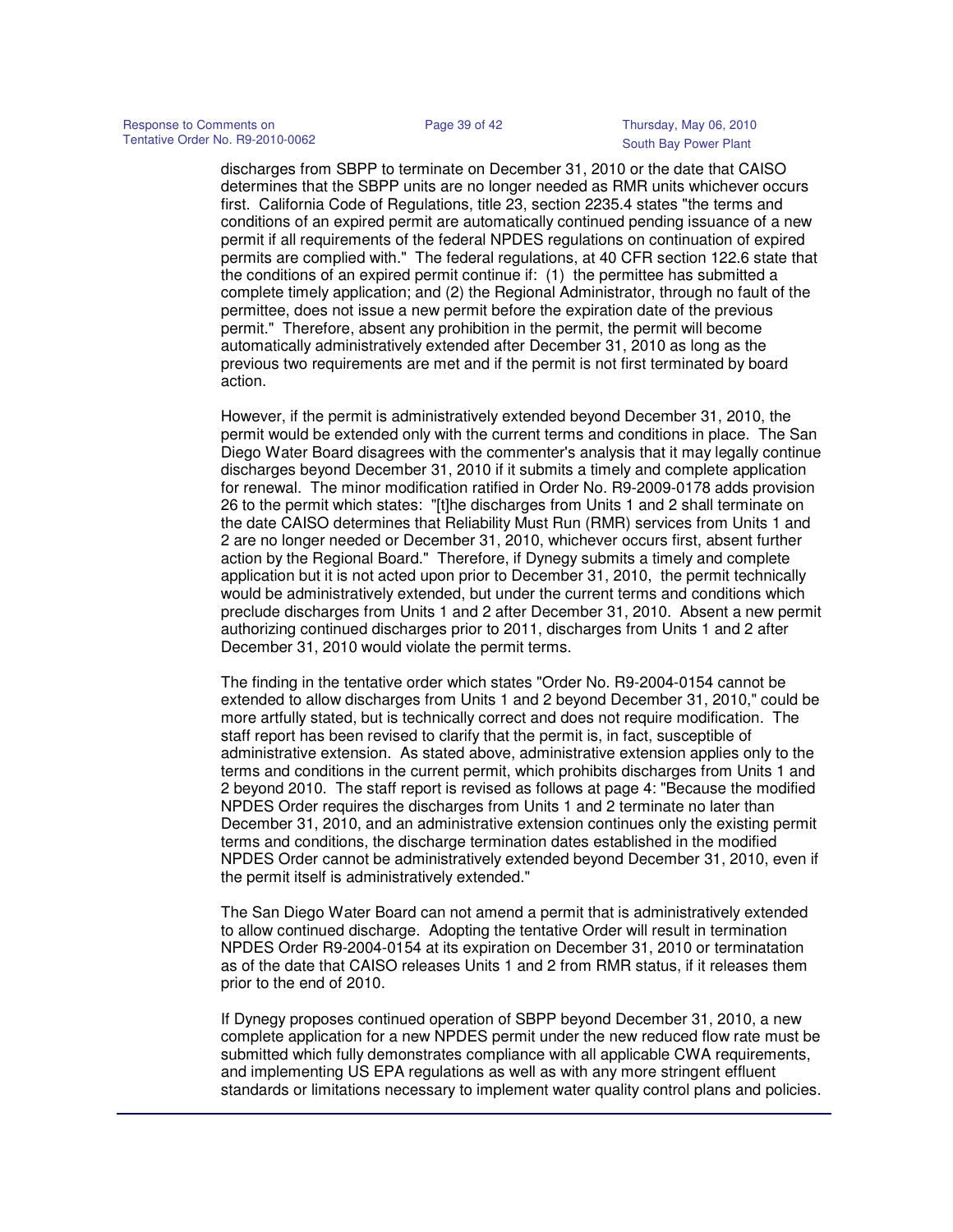discharges from SBPP to terminate on December 31, 2010 or the date that CAISO determines that the SBPP units are no longer needed as RMR units whichever occurs first. California Code of Regulations, title 23, section 2235.4 states "the terms and conditions of an expired permit are automatically continued pending issuance of a new permit if all requirements of the federal NPDES regulations on continuation of expired permits are complied with." The federal regulations, at 40 CFR section 122.6 state that the conditions of an expired permit continue if: (1) the permittee has submitted a complete timely application; and (2) the Regional Administrator, through no fault of the permittee, does not issue a new permit before the expiration date of the previous permit." Therefore, absent any prohibition in the permit, the permit will become automatically administratively extended after December 31, 2010 as long as the previous two requirements are met and if the permit is not first terminated by board action.

However, if the permit is administratively extended beyond December 31, 2010, the permit would be extended only with the current terms and conditions in place. The San Diego Water Board disagrees with the commenter's analysis that it may legally continue discharges beyond December 31, 2010 if it submits a timely and complete application for renewal. The minor modification ratified in Order No. R9-2009-0178 adds provision 26 to the permit which states: "[t]he discharges from Units 1 and 2 shall terminate on the date CAISO determines that Reliability Must Run (RMR) services from Units 1 and 2 are no longer needed or December 31, 2010, whichever occurs first, absent further action by the Regional Board." Therefore, if Dynegy submits a timely and complete application but it is not acted upon prior to December 31, 2010, the permit technically would be administratively extended, but under the current terms and conditions which preclude discharges from Units 1 and 2 after December 31, 2010. Absent a new permit authorizing continued discharges prior to 2011, discharges from Units 1 and 2 after December 31, 2010 would violate the permit terms.

The finding in the tentative order which states "Order No. R9-2004-0154 cannot be extended to allow discharges from Units 1 and 2 beyond December 31, 2010," could be more artfully stated, but is technically correct and does not require modification. The staff report has been revised to clarify that the permit is, in fact, susceptible of administrative extension. As stated above, administrative extension applies only to the terms and conditions in the current permit, which prohibits discharges from Units 1 and 2 beyond 2010. The staff report is revised as follows at page 4: "Because the modified NPDES Order requires the discharges from Units 1 and 2 terminate no later than December 31, 2010, and an administrative extension continues only the existing permit terms and conditions, the discharge termination dates established in the modified NPDES Order cannot be administratively extended beyond December 31, 2010, even if the permit itself is administratively extended."

The San Diego Water Board can not amend a permit that is administratively extended to allow continued discharge. Adopting the tentative Order will result in termination NPDES Order R9-2004-0154 at its expiration on December 31, 2010 or terminatation as of the date that CAISO releases Units 1 and 2 from RMR status, if it releases them prior to the end of 2010.

If Dynegy proposes continued operation of SBPP beyond December 31, 2010, a new complete application for a new NPDES permit under the new reduced flow rate must be submitted which fully demonstrates compliance with all applicable CWA requirements, and implementing US EPA regulations as well as with any more stringent effluent standards or limitations necessary to implement water quality control plans and policies.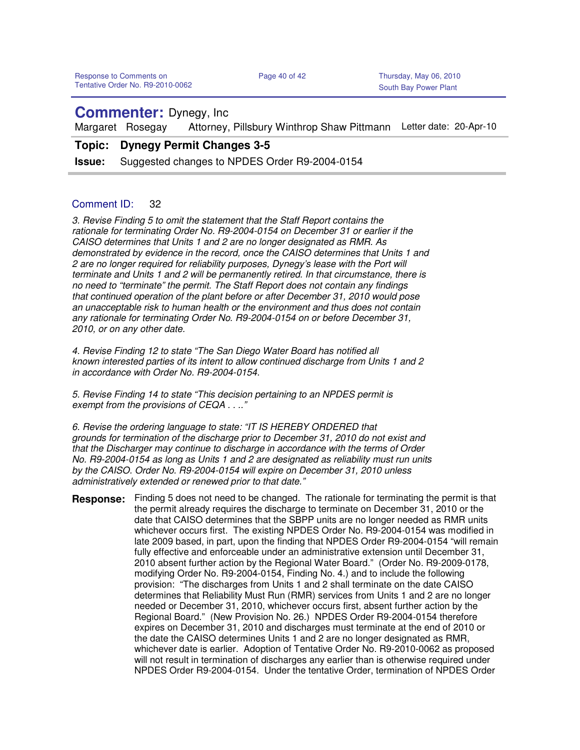## Commenter: Dynegy, Inc

Margaret Rosegay Attorney, Pillsbury Winthrop Shaw Pittmann Letter date: 20-Apr-10

**Topic: Dynegy Permit Changes 3-5**

**Issue:** Suggested changes to NPDES Order R9-2004-0154

Comment ID: 32

*3. Revise Finding 5 to omit the statement that the Staff Report contains the rationale for terminating Order No. R9-2004-0154 on December 31 or earlier if the CAISO determines that Units 1 and 2 are no longer designated as RMR. As demonstrated by evidence in the record, once the CAISO determines that Units 1 and 2 are no longer required for reliability purposes, Dynegy's lease with the Port will terminate and Units 1 and 2 will be permanently retired. In that circumstance, there is no need to "terminate" the permit. The Staff Report does not contain any findings that continued operation of the plant before or after December 31, 2010 would pose an unacceptable risk to human health or the environment and thus does not contain any rationale for terminating Order No. R9-2004-0154 on or before December 31, 2010, or on any other date.*

*4. Revise Finding 12 to state "The San Diego Water Board has notified all known interested parties of its intent to allow continued discharge from Units 1 and 2 in accordance with Order No. R9-2004-0154.*

*5. Revise Finding 14 to state "This decision pertaining to an NPDES permit is exempt from the provisions of CEQA . . .."*

*6. Revise the ordering language to state: "IT IS HEREBY ORDERED that grounds for termination of the discharge prior to December 31, 2010 do not exist and that the Discharger may continue to discharge in accordance with the terms of Order No. R9-2004-0154 as long as Units 1 and 2 are designated as reliability must run units by the CAISO. Order No. R9-2004-0154 will expire on December 31, 2010 unless administratively extended or renewed prior to that date."*

**Response:** Finding 5 does not need to be changed. The rationale for terminating the permit is that the permit already requires the discharge to terminate on December 31, 2010 or the date that CAISO determines that the SBPP units are no longer needed as RMR units whichever occurs first. The existing NPDES Order No. R9-2004-0154 was modified in late 2009 based, in part, upon the finding that NPDES Order R9-2004-0154 "will remain fully effective and enforceable under an administrative extension until December 31, 2010 absent further action by the Regional Water Board." (Order No. R9-2009-0178, modifying Order No. R9-2004-0154, Finding No. 4.) and to include the following provision: "The discharges from Units 1 and 2 shall terminate on the date CAISO determines that Reliability Must Run (RMR) services from Units 1 and 2 are no longer needed or December 31, 2010, whichever occurs first, absent further action by the Regional Board." (New Provision No. 26.) NPDES Order R9-2004-0154 therefore expires on December 31, 2010 and discharges must terminate at the end of 2010 or the date the CAISO determines Units 1 and 2 are no longer designated as RMR, whichever date is earlier. Adoption of Tentative Order No. R9-2010-0062 as proposed will not result in termination of discharges any earlier than is otherwise required under NPDES Order R9-2004-0154. Under the tentative Order, termination of NPDES Order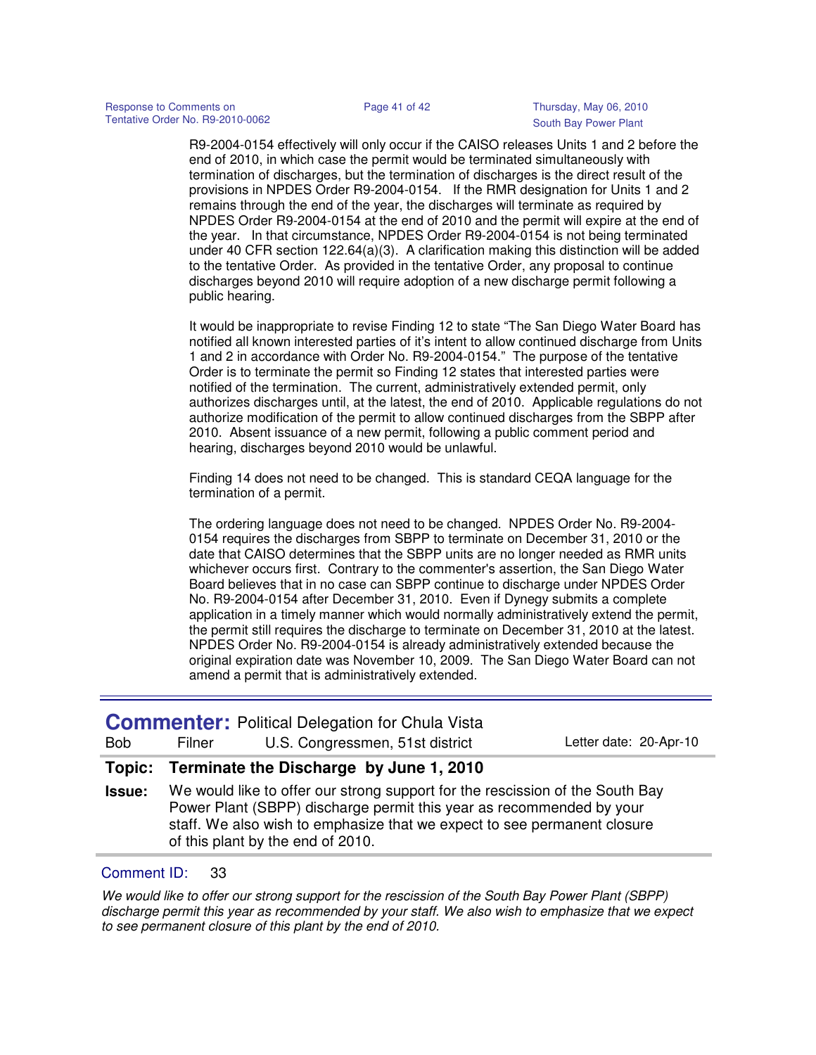R9-2004-0154 effectively will only occur if the CAISO releases Units 1 and 2 before the end of 2010, in which case the permit would be terminated simultaneously with termination of discharges, but the termination of discharges is the direct result of the provisions in NPDES Order R9-2004-0154. If the RMR designation for Units 1 and 2 remains through the end of the year, the discharges will terminate as required by NPDES Order R9-2004-0154 at the end of 2010 and the permit will expire at the end of the year. In that circumstance, NPDES Order R9-2004-0154 is not being terminated under 40 CFR section 122.64(a)(3). A clarification making this distinction will be added to the tentative Order. As provided in the tentative Order, any proposal to continue discharges beyond 2010 will require adoption of a new discharge permit following a public hearing.

It would be inappropriate to revise Finding 12 to state "The San Diego Water Board has notified all known interested parties of it's intent to allow continued discharge from Units 1 and 2 in accordance with Order No. R9-2004-0154." The purpose of the tentative Order is to terminate the permit so Finding 12 states that interested parties were notified of the termination. The current, administratively extended permit, only authorizes discharges until, at the latest, the end of 2010. Applicable regulations do not authorize modification of the permit to allow continued discharges from the SBPP after 2010. Absent issuance of a new permit, following a public comment period and hearing, discharges beyond 2010 would be unlawful.

Finding 14 does not need to be changed. This is standard CEQA language for the termination of a permit.

The ordering language does not need to be changed. NPDES Order No. R9-2004-0154 requires the discharges from SBPP to terminate on December 31, 2010 or the date that CAISO determines that the SBPP units are no longer needed as RMR units whichever occurs first. Contrary to the commenter's assertion, the San Diego Water Board believes that in no case can SBPP continue to discharge under NPDES Order No. R9-2004-0154 after December 31, 2010. Even if Dynegy submits a complete application in a timely manner which would normally administratively extend the permit, the permit still requires the discharge to terminate on December 31, 2010 at the latest. NPDES Order No. R9-2004-0154 is already administratively extended because the original expiration date was November 10, 2009. The San Diego Water Board can not amend a permit that is administratively extended.

---

**Commenter:** Political Delegation for Chula Vista

Bob Filner — U.S. Congressmen, 51st district — Letter date: 20-Apr-10

**Topic:** **Terminate the Discharge by June 1, 2010**

**Issue:** We would like to offer our strong support for the rescission of the South Bay Power Plant (SBPP) discharge permit this year as recommended by your staff. We also wish to emphasize that we expect to see permanent closure of this plant by the end of 2010.

Comment ID: 33

*We would like to offer our strong support for the rescission of the South Bay Power Plant (SBPP) discharge permit this year as recommended by your staff. We also wish to emphasize that we expect to see permanent closure of this plant by the end of 2010.*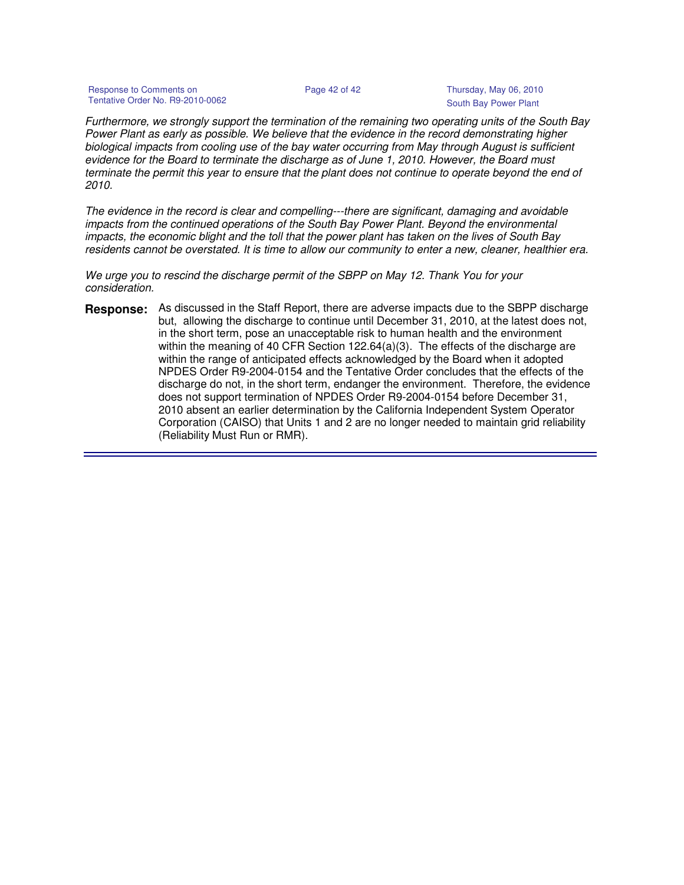*Furthermore, we strongly support the termination of the remaining two operating units of the South Bay Power Plant as early as possible. We believe that the evidence in the record demonstrating higher biological impacts from cooling use of the bay water occurring from May through August is sufficient evidence for the Board to terminate the discharge as of June 1, 2010. However, the Board must terminate the permit this year to ensure that the plant does not continue to operate beyond the end of 2010.*

*The evidence in the record is clear and compelling---there are significant, damaging and avoidable impacts from the continued operations of the South Bay Power Plant. Beyond the environmental impacts, the economic blight and the toll that the power plant has taken on the lives of South Bay residents cannot be overstated. It is time to allow our community to enter a new, cleaner, healthier era.*

*We urge you to rescind the discharge permit of the SBPP on May 12. Thank You for your consideration.*

**Response:** As discussed in the Staff Report, there are adverse impacts due to the SBPP discharge but, allowing the discharge to continue until December 31, 2010, at the latest does not, in the short term, pose an unacceptable risk to human health and the environment within the meaning of 40 CFR Section 122.64(a)(3). The effects of the discharge are within the range of anticipated effects acknowledged by the Board when it adopted NPDES Order R9-2004-0154 and the Tentative Order concludes that the effects of the discharge do not, in the short term, endanger the environment. Therefore, the evidence does not support termination of NPDES Order R9-2004-0154 before December 31, 2010 absent an earlier determination by the California Independent System Operator Corporation (CAISO) that Units 1 and 2 are no longer needed to maintain grid reliability (Reliability Must Run or RMR).